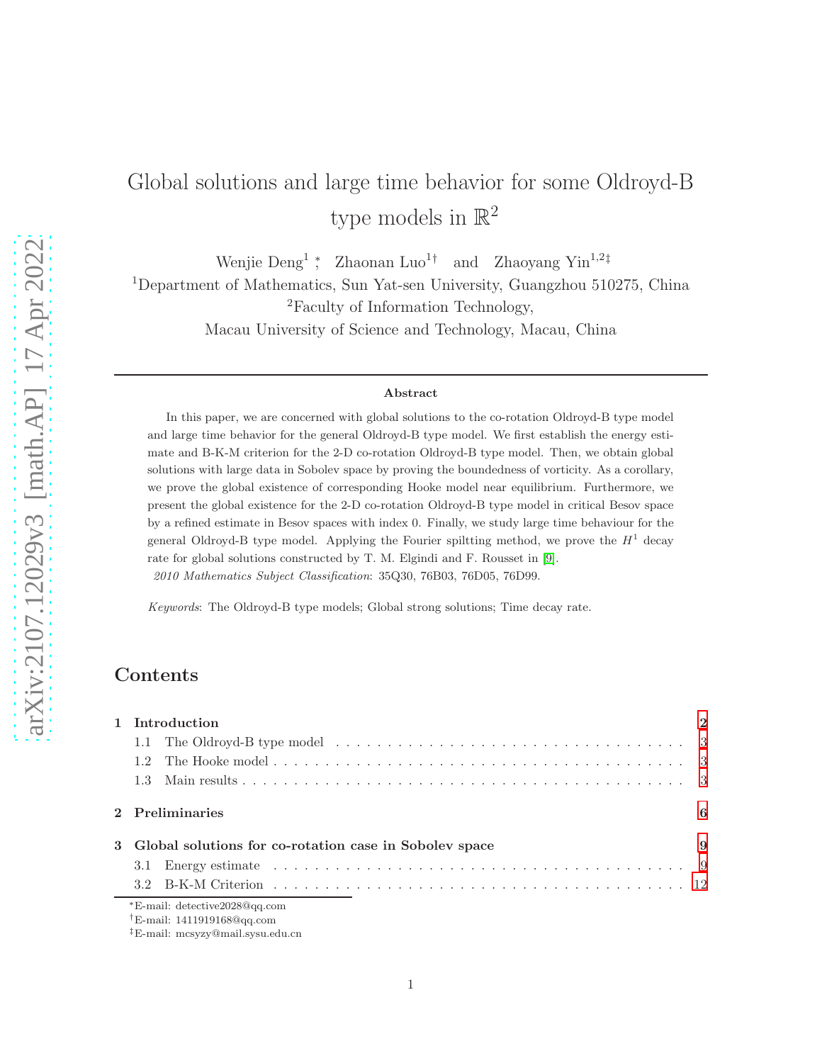# Global solutions and large time behavior for some Oldroyd-B type models in $\mathbb{R}^2$

Wenjie Deng[1] [*], Zhaonan Luo[1] [†] and Zhaoyang Yin[1,2] [‡]

[1]Department of Mathematics, Sun Yat-sen University, Guangzhou 510275, China

[2]Faculty of Information Technology,

Macau University of Science and Technology, Macau, China

---

**Abstract**

In this paper, we are concerned with global solutions to the co-rotation Oldroyd-B type model and large time behavior for the general Oldroyd-B type model. We first establish the energy estimate and B-K-M criterion for the 2-D co-rotation Oldroyd-B type model. Then, we obtain global solutions with large data in Sobolev space by proving the boundedness of vorticity. As a corollary, we prove the global existence of corresponding Hooke model near equilibrium. Furthermore, we present the global existence for the 2-D co-rotation Oldroyd-B type model in critical Besov space by a refined estimate in Besov spaces with index 0. Finally, we study large time behaviour for the general Oldroyd-B type model. Applying the Fourier spiltting method, we prove the $H^1$ decay rate for global solutions constructed by T. M. Elgindi and F. Rousset in [9].

*2010 Mathematics Subject Classification*: 35Q30, 76B03, 76D05, 76D99.

*Keywords*: The Oldroyd-B type models; Global strong solutions; Time decay rate.

# Contents

- **1 Introduction** — 2
  - 1.1 The Oldroyd-B type model — 3
  - 1.2 The Hooke model — 3
  - 1.3 Main results — 3
- **2 Preliminaries** — 6
- **3 Global solutions for co-rotation case in Sobolev space** — 9
  - 3.1 Energy estimate — 9
  - 3.2 B-K-M Criterion — 12

---

*E-mail: detective2028@qq.com

†E-mail: 1411919168@qq.com

‡E-mail: mcsyzy@mail.sysu.edu.cn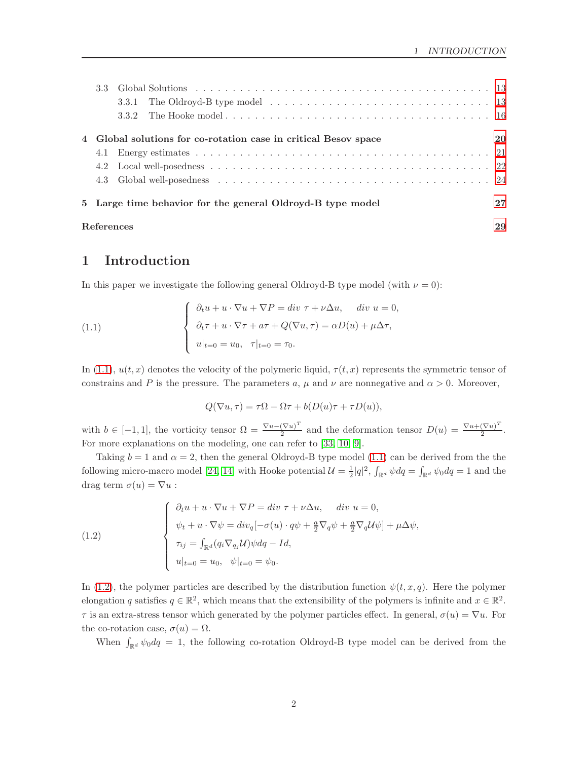3.3 Global Solutions . . . . . . . . . . . . . . . . . . . . . . . . . . . . . . . . . . . . . . 13
   3.3.1 The Oldroyd-B type model . . . . . . . . . . . . . . . . . . . . . . . . . . . . . 13
   3.3.2 The Hooke model . . . . . . . . . . . . . . . . . . . . . . . . . . . . . . . . . 16

**4 Global solutions for co-rotation case in critical Besov space** **20**
   4.1 Energy estimates . . . . . . . . . . . . . . . . . . . . . . . . . . . . . . . . . . . 21
   4.2 Local well-posedness . . . . . . . . . . . . . . . . . . . . . . . . . . . . . . . . . 22
   4.3 Global well-posedness . . . . . . . . . . . . . . . . . . . . . . . . . . . . . . . . 24

**5 Large time behavior for the general Oldroyd-B type model** **27**

**References** **29**

# 1 Introduction

In this paper we investigate the following general Oldroyd-B type model (with $\nu = 0$):

$$
(1.1) \qquad \begin{cases} \partial_t u + u\cdot\nabla u + \nabla P = div\ \tau + \nu\Delta u, \quad div\ u = 0, \\ \partial_t \tau + u\cdot\nabla\tau + a\tau + Q(\nabla u, \tau) = \alpha D(u) + \mu\Delta\tau, \\ u|_{t=0} = u_0, \quad \tau|_{t=0} = \tau_0. \end{cases}
$$

In (1.1), $u(t,x)$ denotes the velocity of the polymeric liquid, $\tau(t,x)$ represents the symmetric tensor of constrains and $P$ is the pressure. The parameters $a$, $\mu$ and $\nu$ are nonnegative and $\alpha > 0$. Moreover,

$$
Q(\nabla u, \tau) = \tau\Omega - \Omega\tau + b(D(u)\tau + \tau D(u)),
$$

with $b \in [-1, 1]$, the vorticity tensor $\Omega = \frac{\nabla u - (\nabla u)^T}{2}$ and the deformation tensor $D(u) = \frac{\nabla u + (\nabla u)^T}{2}$. For more explanations on the modeling, one can refer to [33, 10, 9].

Taking $b = 1$ and $\alpha = 2$, then the general Oldroyd-B type model (1.1) can be derived from the the following micro-macro model [24, 14] with Hooke potential $\mathcal{U} = \frac{1}{2}|q|^2$, $\int_{\mathbb{R}^d}\psi dq = \int_{\mathbb{R}^d}\psi_0 dq = 1$ and the drag term $\sigma(u) = \nabla u$ :

$$
(1.2) \qquad \begin{cases} \partial_t u + u\cdot\nabla u + \nabla P = div\ \tau + \nu\Delta u, \quad div\ u = 0, \\ \psi_t + u\cdot\nabla\psi = div_q[-\sigma(u)\cdot q\psi + \frac{a}{2}\nabla_q\psi + \frac{a}{2}\nabla_q\mathcal{U}\psi] + \mu\Delta\psi, \\ \tau_{ij} = \int_{\mathbb{R}^d}(q_i\nabla_{q_j}\mathcal{U})\psi dq - Id, \\ u|_{t=0} = u_0, \quad \psi|_{t=0} = \psi_0. \end{cases}
$$

In (1.2), the polymer particles are described by the distribution function $\psi(t,x,q)$. Here the polymer elongation $q$ satisfies $q \in \mathbb{R}^2$, which means that the extensibility of the polymers is infinite and $x \in \mathbb{R}^2$. $\tau$ is an extra-stress tensor which generated by the polymer particles effect. In general, $\sigma(u) = \nabla u$. For the co-rotation case, $\sigma(u) = \Omega$.

When $\int_{\mathbb{R}^d}\psi_0 dq = 1$, the following co-rotation Oldroyd-B type model can be derived from the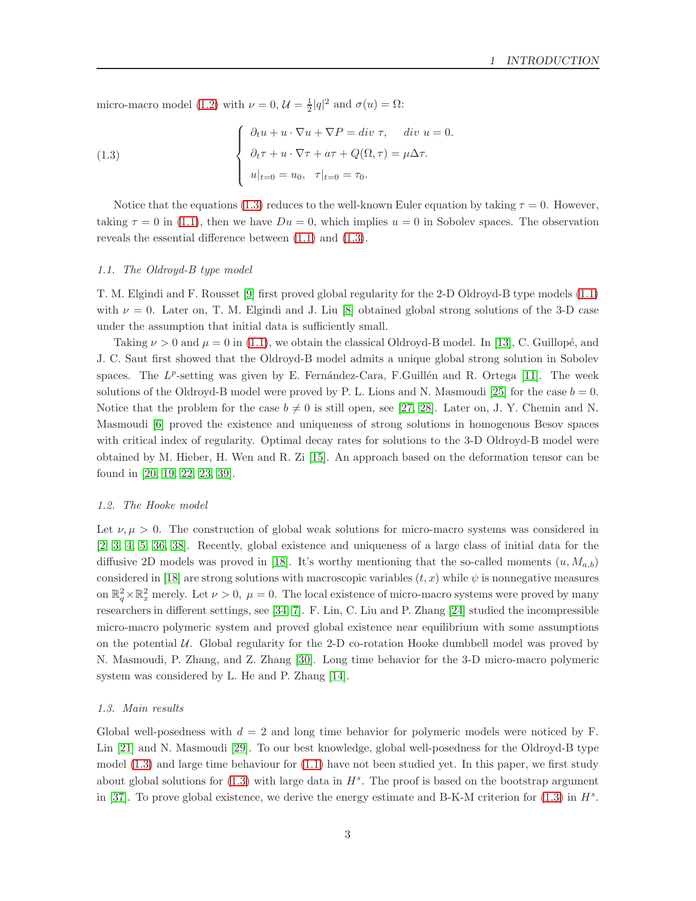micro-macro model (1.2) with $\nu = 0, \mathcal{U} = \frac{1}{2}|q|^2$ and $\sigma(u) = \Omega$:

$$
\left\{
\begin{array}{l}
\partial_t u + u \cdot \nabla u + \nabla P = div~\tau, \quad div~u = 0. \\
\partial_t \tau + u \cdot \nabla \tau + a\tau + Q(\Omega, \tau) = \mu \Delta \tau. \\
u|_{t=0} = u_0, \quad \tau|_{t=0} = \tau_0.
\end{array}
\right.
\tag{1.3}
$$

Notice that the equations (1.3) reduces to the well-known Euler equation by taking $\tau = 0$. However, taking $\tau = 0$ in (1.1), then we have $Du = 0$, which implies $u = 0$ in Sobolev spaces. The observation reveals the essential difference between (1.1) and (1.3).

### 1.1. *The Oldroyd-B type model*

T. M. Elgindi and F. Rousset [9] first proved global regularity for the 2-D Oldroyd-B type models (1.1) with $\nu = 0$. Later on, T. M. Elgindi and J. Liu [8] obtained global strong solutions of the 3-D case under the assumption that initial data is sufficiently small.

Taking $\nu > 0$ and $\mu = 0$ in (1.1), we obtain the classical Oldroyd-B model. In [13], C. Guillopé, and J. C. Saut first showed that the Oldroyd-B model admits a unique global strong solution in Sobolev spaces. The $L^p$-setting was given by E. Fernández-Cara, F.Guillén and R. Ortega [11]. The week solutions of the Oldroyd-B model were proved by P. L. Lions and N. Masmoudi [25] for the case $b = 0$. Notice that the problem for the case $b \neq 0$ is still open, see [27, 28]. Later on, J. Y. Chemin and N. Masmoudi [6] proved the existence and uniqueness of strong solutions in homogenous Besov spaces with critical index of regularity. Optimal decay rates for solutions to the 3-D Oldroyd-B model were obtained by M. Hieber, H. Wen and R. Zi [15]. An approach based on the deformation tensor can be found in [20, 19, 22, 23, 39].

### 1.2. *The Hooke model*

Let $\nu, \mu > 0$. The construction of global weak solutions for micro-macro systems was considered in [2, 3, 4, 5, 36, 38]. Recently, global existence and uniqueness of a large class of initial data for the diffusive 2D models was proved in [18]. It's worthy mentioning that the so-called moments $(u, M_{a,b})$ considered in [18] are strong solutions with macroscopic variables $(t, x)$ while $\psi$ is nonnegative measures on $\mathbb{R}^2_q \times \mathbb{R}^2_x$ merely. Let $\nu > 0,\ \mu = 0$. The local existence of micro-macro systems were proved by many researchers in different settings, see [34, 7]. F. Lin, C. Liu and P. Zhang [24] studied the incompressible micro-macro polymeric system and proved global existence near equilibrium with some assumptions on the potential $\mathcal{U}$. Global regularity for the 2-D co-rotation Hooke dumbbell model was proved by N. Masmoudi, P. Zhang, and Z. Zhang [30]. Long time behavior for the 3-D micro-macro polymeric system was considered by L. He and P. Zhang [14].

### 1.3. *Main results*

Global well-posedness with $d = 2$ and long time behavior for polymeric models were noticed by F. Lin [21] and N. Masmoudi [29]. To our best knowledge, global well-posedness for the Oldroyd-B type model (1.3) and large time behaviour for (1.1) have not been studied yet. In this paper, we first study about global solutions for (1.3) with large data in $H^s$. The proof is based on the bootstrap argument in [37]. To prove global existence, we derive the energy estimate and B-K-M criterion for (1.3) in $H^s$.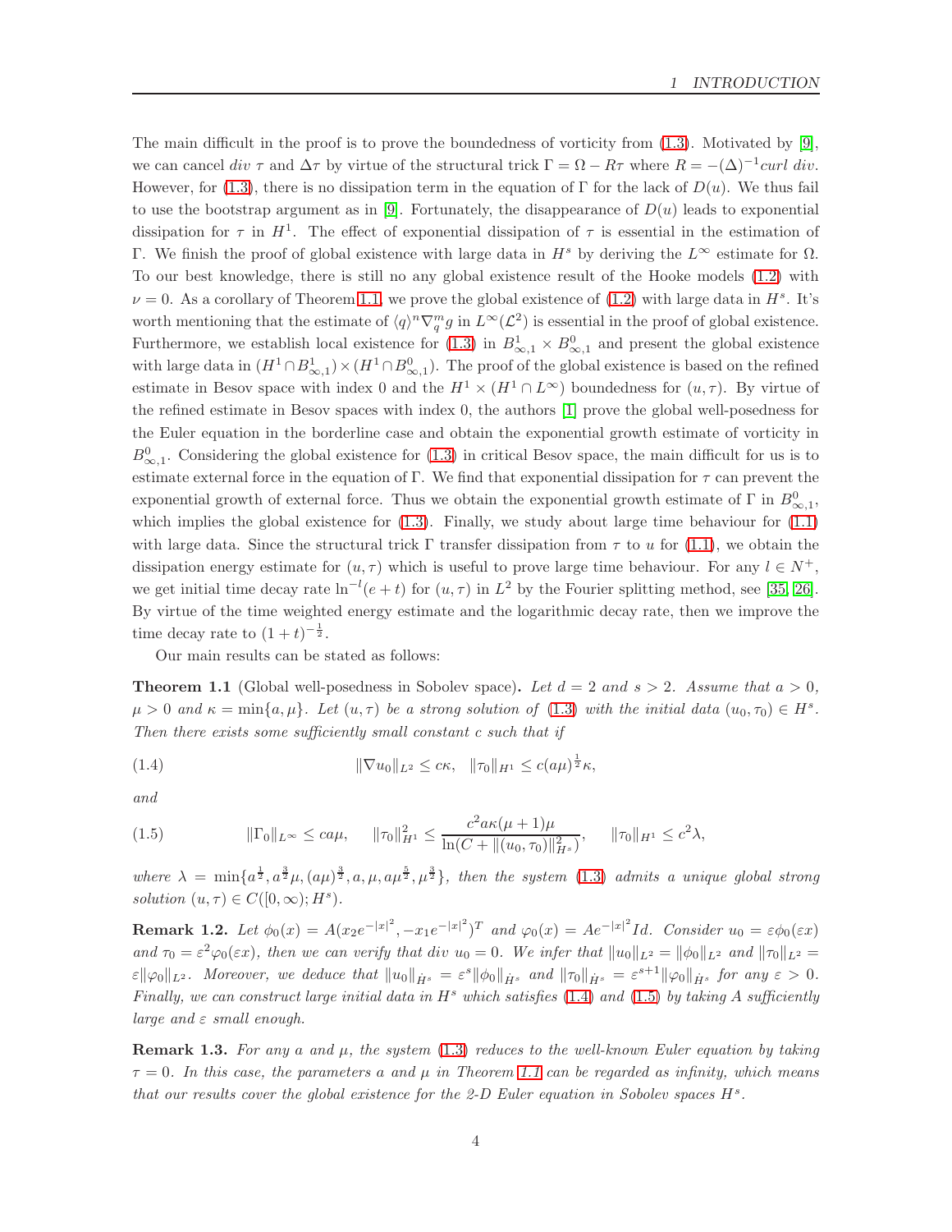The main difficult in the proof is to prove the boundedness of vorticity from (1.3). Motivated by [9], we can cancel $div\ \tau$ and $\Delta\tau$ by virtue of the structural trick $\Gamma = \Omega - R\tau$ where $R = -(\Delta)^{-1} curl\ div$. However, for (1.3), there is no dissipation term in the equation of $\Gamma$ for the lack of $D(u)$. We thus fail to use the bootstrap argument as in [9]. Fortunately, the disappearance of $D(u)$ leads to exponential dissipation for $\tau$ in $H^1$. The effect of exponential dissipation of $\tau$ is essential in the estimation of $\Gamma$. We finish the proof of global existence with large data in $H^s$ by deriving the $L^\infty$ estimate for $\Omega$. To our best knowledge, there is still no any global existence result of the Hooke models (1.2) with $\nu = 0$. As a corollary of Theorem 1.1, we prove the global existence of (1.2) with large data in $H^s$. It's worth mentioning that the estimate of $\langle q\rangle^n \nabla_q^m g$ in $L^\infty(\mathcal{L}^2)$ is essential in the proof of global existence. Furthermore, we establish local existence for (1.3) in $B^1_{\infty,1} \times B^0_{\infty,1}$ and present the global existence with large data in $(H^1 \cap B^1_{\infty,1}) \times (H^1 \cap B^0_{\infty,1})$. The proof of the global existence is based on the refined estimate in Besov space with index 0 and the $H^1 \times (H^1 \cap L^\infty)$ boundedness for $(u,\tau)$. By virtue of the refined estimate in Besov spaces with index 0, the authors [1] prove the global well-posedness for the Euler equation in the borderline case and obtain the exponential growth estimate of vorticity in $B^0_{\infty,1}$. Considering the global existence for (1.3) in critical Besov space, the main difficult for us is to estimate external force in the equation of $\Gamma$. We find that exponential dissipation for $\tau$ can prevent the exponential growth of external force. Thus we obtain the exponential growth estimate of $\Gamma$ in $B^0_{\infty,1}$, which implies the global existence for (1.3). Finally, we study about large time behaviour for (1.1) with large data. Since the structural trick $\Gamma$ transfer dissipation from $\tau$ to $u$ for (1.1), we obtain the dissipation energy estimate for $(u,\tau)$ which is useful to prove large time behaviour. For any $l \in N^+$, we get initial time decay rate $\ln^{-l}(e+t)$ for $(u,\tau)$ in $L^2$ by the Fourier splitting method, see [35, 26]. By virtue of the time weighted energy estimate and the logarithmic decay rate, then we improve the time decay rate to $(1+t)^{-\frac{1}{2}}$.

Our main results can be stated as follows:

**Theorem 1.1** (Global well-posedness in Sobolev space)**.** *Let $d = 2$ and $s > 2$. Assume that $a > 0$, $\mu > 0$ and $\kappa = \min\{a, \mu\}$. Let $(u,\tau)$ be a strong solution of (1.3) with the initial data $(u_0,\tau_0) \in H^s$. Then there exists some sufficiently small constant $c$ such that if*

$$\|\nabla u_0\|_{L^2} \le c\kappa, \quad \|\tau_0\|_{H^1} \le c(a\mu)^{\frac{1}{2}}\kappa, \tag{1.4}$$

*and*

$$\|\Gamma_0\|_{L^\infty} \le ca\mu, \quad \|\tau_0\|^2_{H^1} \le \frac{c^2 a\kappa(\mu+1)\mu}{\ln(C + \|(u_0,\tau_0)\|^2_{H^s})}, \quad \|\tau_0\|_{H^1} \le c^2\lambda, \tag{1.5}$$

*where $\lambda = \min\{a^{\frac{1}{2}}, a^{\frac{3}{2}}\mu, (a\mu)^{\frac{3}{2}}, a, \mu, a\mu^{\frac{5}{2}}, \mu^{\frac{3}{2}}\}$, then the system (1.3) admits a unique global strong solution $(u,\tau) \in C([0,\infty); H^s)$.*

**Remark 1.2.** *Let $\phi_0(x) = A(x_2 e^{-|x|^2}, -x_1 e^{-|x|^2})^T$ and $\varphi_0(x) = Ae^{-|x|^2} Id$. Consider $u_0 = \varepsilon\phi_0(\varepsilon x)$ and $\tau_0 = \varepsilon^2\varphi_0(\varepsilon x)$, then we can verify that $div\ u_0 = 0$. We infer that $\|u_0\|_{L^2} = \|\phi_0\|_{L^2}$ and $\|\tau_0\|_{L^2} = \varepsilon\|\varphi_0\|_{L^2}$. Moreover, we deduce that $\|u_0\|_{\dot{H}^s} = \varepsilon^s\|\phi_0\|_{\dot{H}^s}$ and $\|\tau_0\|_{\dot{H}^s} = \varepsilon^{s+1}\|\varphi_0\|_{\dot{H}^s}$ for any $\varepsilon > 0$. Finally, we can construct large initial data in $H^s$ which satisfies (1.4) and (1.5) by taking $A$ sufficiently large and $\varepsilon$ small enough.*

**Remark 1.3.** *For any $a$ and $\mu$, the system (1.3) reduces to the well-known Euler equation by taking $\tau = 0$. In this case, the parameters $a$ and $\mu$ in Theorem 1.1 can be regarded as infinity, which means that our results cover the global existence for the 2-D Euler equation in Sobolev spaces $H^s$.*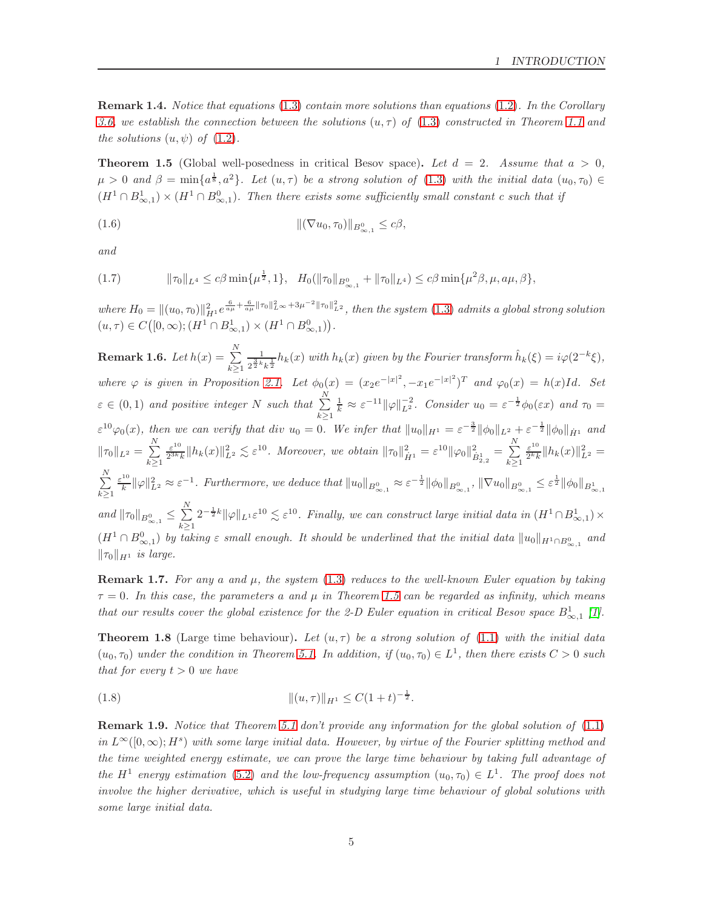**Remark 1.4.** *Notice that equations (1.3) contain more solutions than equations (1.2). In the Corollary 3.6, we establish the connection between the solutions $(u,\tau)$ of (1.3) constructed in Theorem 1.1 and the solutions $(u,\psi)$ of (1.2).*

**Theorem 1.5** (Global well-posedness in critical Besov space)**.** *Let $d=2$. Assume that $a>0$, $\mu>0$ and $\beta=\min\{a^{\frac{1}{8}},a^2\}$. Let $(u,\tau)$ be a strong solution of (1.3) with the initial data $(u_0,\tau_0)\in(H^1\cap B^1_{\infty,1})\times(H^1\cap B^0_{\infty,1})$. Then there exists some sufficiently small constant $c$ such that if*

$$\|(\nabla u_0,\tau_0)\|_{B^0_{\infty,1}}\le c\beta, \tag{1.6}$$

*and*

$$\|\tau_0\|_{L^4}\le c\beta\min\{\mu^{\frac{1}{2}},1\},\quad H_0(\|\tau_0\|_{B^0_{\infty,1}}+\|\tau_0\|_{L^4})\le c\beta\min\{\mu^2\beta,\mu,a\mu,\beta\}, \tag{1.7}$$

*where $H_0=\|(u_0,\tau_0)\|^2_{H^1}e^{\frac{6}{a\mu}+\frac{6}{a\mu}\|\tau_0\|^2_{L^\infty}+3\mu^{-2}\|\tau_0\|^2_{L^2}}$, then the system (1.3) admits a global strong solution $(u,\tau)\in C\big([0,\infty);(H^1\cap B^1_{\infty,1})\times(H^1\cap B^0_{\infty,1})\big)$.*

**Remark 1.6.** *Let $h(x)=\sum\limits_{k\ge1}^{N}\frac{1}{2^{\frac{3}{2}k}k^{\frac{1}{2}}}h_k(x)$ with $h_k(x)$ given by the Fourier transform $\hat{h}_k(\xi)=i\varphi(2^{-k}\xi)$, where $\varphi$ is given in Proposition 2.1. Let $\phi_0(x)=(x_2e^{-|x|^2},-x_1e^{-|x|^2})^T$ and $\varphi_0(x)=h(x)Id$. Set $\varepsilon\in(0,1)$ and positive integer $N$ such that $\sum\limits_{k\ge1}^{N}\frac{1}{k}\approx\varepsilon^{-11}\|\varphi\|^{-2}_{L^2}$. Consider $u_0=\varepsilon^{-\frac{1}{2}}\phi_0(\varepsilon x)$ and $\tau_0=\varepsilon^{10}\varphi_0(x)$, then we can verify that div $u_0=0$. We infer that $\|u_0\|_{H^1}=\varepsilon^{-\frac{3}{2}}\|\phi_0\|_{L^2}+\varepsilon^{-\frac{1}{2}}\|\phi_0\|_{\dot{H}^1}$ and $\|\tau_0\|_{L^2}=\sum\limits_{k\ge1}^{N}\frac{\varepsilon^{10}}{2^{3k}k}\|h_k(x)\|^2_{L^2}\lesssim\varepsilon^{10}$. Moreover, we obtain $\|\tau_0\|^2_{\dot{H}^1}=\varepsilon^{10}\|\varphi_0\|^2_{\dot{B}^1_{2,2}}=\sum\limits_{k\ge1}^{N}\frac{\varepsilon^{10}}{2^{k}k}\|h_k(x)\|^2_{L^2}=\sum\limits_{k\ge1}^{N}\frac{\varepsilon^{10}}{k}\|\varphi\|^2_{L^2}\approx\varepsilon^{-1}$. Furthermore, we deduce that $\|u_0\|_{B^0_{\infty,1}}\approx\varepsilon^{-\frac{1}{2}}\|\phi_0\|_{B^0_{\infty,1}}$, $\|\nabla u_0\|_{B^0_{\infty,1}}\le\varepsilon^{\frac{1}{2}}\|\phi_0\|_{B^1_{\infty,1}}$ and $\|\tau_0\|_{B^0_{\infty,1}}\le\sum\limits_{k\ge1}^{N}2^{-\frac{1}{2}k}\|\varphi\|_{L^1}\varepsilon^{10}\lesssim\varepsilon^{10}$. Finally, we can construct large initial data in $(H^1\cap B^1_{\infty,1})\times(H^1\cap B^0_{\infty,1})$ by taking $\varepsilon$ small enough. It should be underlined that the initial data $\|u_0\|_{H^1\cap B^0_{\infty,1}}$ and $\|\tau_0\|_{H^1}$ is large.*

**Remark 1.7.** *For any $a$ and $\mu$, the system (1.3) reduces to the well-known Euler equation by taking $\tau=0$. In this case, the parameters $a$ and $\mu$ in Theorem 1.5 can be regarded as infinity, which means that our results cover the global existence for the 2-D Euler equation in critical Besov space $B^1_{\infty,1}$ [1].*

**Theorem 1.8** (Large time behaviour)**.** *Let $(u,\tau)$ be a strong solution of (1.1) with the initial data $(u_0,\tau_0)$ under the condition in Theorem 5.1. In addition, if $(u_0,\tau_0)\in L^1$, then there exists $C>0$ such that for every $t>0$ we have*

$$\|(u,\tau)\|_{H^1}\le C(1+t)^{-\frac{1}{2}}. \tag{1.8}$$

**Remark 1.9.** *Notice that Theorem 5.1 don't provide any information for the global solution of (1.1) in $L^\infty([0,\infty);H^s)$ with some large initial data. However, by virtue of the Fourier splitting method and the time weighted energy estimate, we can prove the large time behaviour by taking full advantage of the $H^1$ energy estimation (5.2) and the low-frequency assumption $(u_0,\tau_0)\in L^1$. The proof does not involve the higher derivative, which is useful in studying large time behaviour of global solutions with some large initial data.*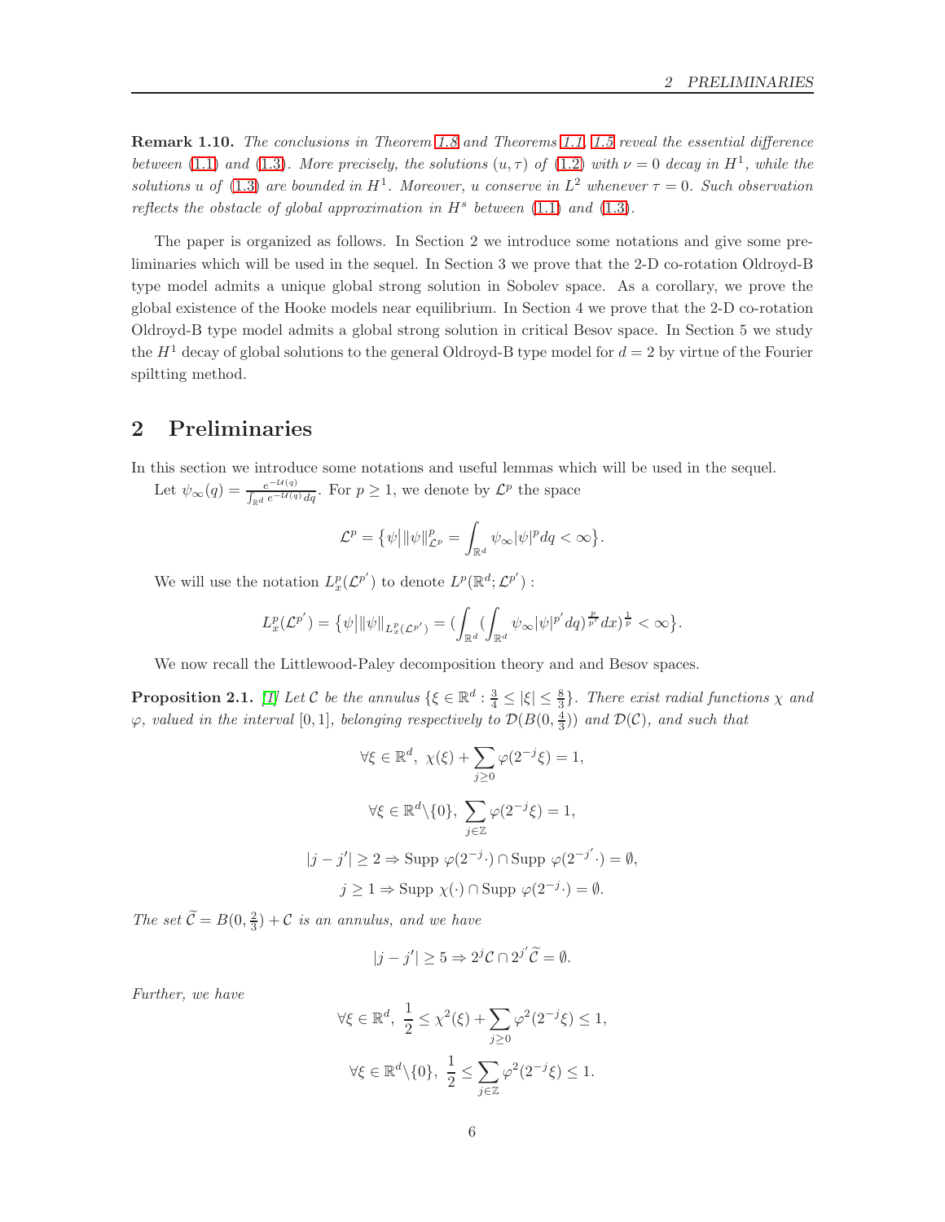**Remark 1.10.** *The conclusions in Theorem 1.8 and Theorems 1.1, 1.5 reveal the essential difference between (1.1) and (1.3). More precisely, the solutions $(u, \tau)$ of (1.2) with $\nu = 0$ decay in $H^1$, while the solutions $u$ of (1.3) are bounded in $H^1$. Moreover, $u$ conserve in $L^2$ whenever $\tau = 0$. Such observation reflects the obstacle of global approximation in $H^s$ between (1.1) and (1.3).*

The paper is organized as follows. In Section 2 we introduce some notations and give some preliminaries which will be used in the sequel. In Section 3 we prove that the 2-D co-rotation Oldroyd-B type model admits a unique global strong solution in Sobolev space. As a corollary, we prove the global existence of the Hooke models near equilibrium. In Section 4 we prove that the 2-D co-rotation Oldroyd-B type model admits a global strong solution in critical Besov space. In Section 5 we study the $H^1$ decay of global solutions to the general Oldroyd-B type model for $d = 2$ by virtue of the Fourier spiltting method.

## 2 Preliminaries

In this section we introduce some notations and useful lemmas which will be used in the sequel.

Let $\psi_\infty(q) = \frac{e^{-\mathcal{U}(q)}}{\int_{\mathbb{R}^d} e^{-\mathcal{U}(q)} dq}$. For $p \geq 1$, we denote by $\mathcal{L}^p$ the space

$$\mathcal{L}^p = \big\{\psi \big| \|\psi\|_{\mathcal{L}^p}^p = \int_{\mathbb{R}^d} \psi_\infty |\psi|^p dq < \infty\big\}.$$

We will use the notation $L_x^p(\mathcal{L}^{p'})$ to denote $L^p(\mathbb{R}^d; \mathcal{L}^{p'})$ :

$$L_x^p(\mathcal{L}^{p'}) = \big\{\psi \big| \|\psi\|_{L_x^p(\mathcal{L}^{p'})} = (\int_{\mathbb{R}^d} (\int_{\mathbb{R}^d} \psi_\infty |\psi|^{p'} dq)^{\frac{p}{p'}} dx)^{\frac{1}{p}} < \infty\big\}.$$

We now recall the Littlewood-Paley decomposition theory and and Besov spaces.

**Proposition 2.1.** [1] *Let $\mathcal{C}$ be the annulus $\{\xi \in \mathbb{R}^d : \frac{3}{4} \leq |\xi| \leq \frac{8}{3}\}$. There exist radial functions $\chi$ and $\varphi$, valued in the interval $[0, 1]$, belonging respectively to $\mathcal{D}(B(0, \frac{4}{3}))$ and $\mathcal{D}(\mathcal{C})$, and such that*

$$\forall \xi \in \mathbb{R}^d, \ \chi(\xi) + \sum_{j \geq 0} \varphi(2^{-j}\xi) = 1,$$

$$\forall \xi \in \mathbb{R}^d \backslash \{0\}, \ \sum_{j \in \mathbb{Z}} \varphi(2^{-j}\xi) = 1,$$

$$|j - j'| \geq 2 \Rightarrow \text{Supp } \varphi(2^{-j} \cdot) \cap \text{Supp } \varphi(2^{-j'} \cdot) = \emptyset,$$

$$j \geq 1 \Rightarrow \text{Supp } \chi(\cdot) \cap \text{Supp } \varphi(2^{-j} \cdot) = \emptyset.$$

*The set $\widetilde{\mathcal{C}} = B(0, \frac{2}{3}) + \mathcal{C}$ is an annulus, and we have*

$$|j - j'| \geq 5 \Rightarrow 2^j \mathcal{C} \cap 2^{j'} \widetilde{\mathcal{C}} = \emptyset.$$

*Further, we have*

$$\forall \xi \in \mathbb{R}^d, \ \frac{1}{2} \leq \chi^2(\xi) + \sum_{j \geq 0} \varphi^2(2^{-j}\xi) \leq 1,$$

$$\forall \xi \in \mathbb{R}^d \backslash \{0\}, \ \frac{1}{2} \leq \sum_{j \in \mathbb{Z}} \varphi^2(2^{-j}\xi) \leq 1.$$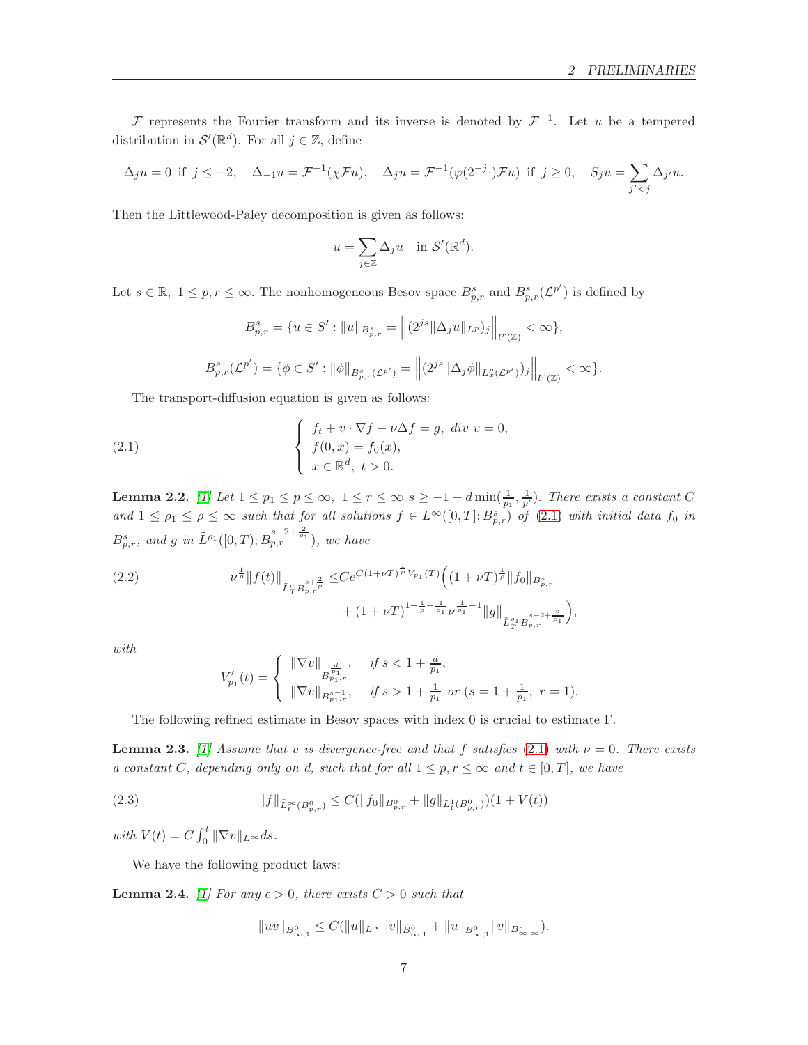$\mathcal{F}$ represents the Fourier transform and its inverse is denoted by $\mathcal{F}^{-1}$. Let $u$ be a tempered distribution in $\mathcal{S}'(\mathbb{R}^d)$. For all $j \in \mathbb{Z}$, define

$$\Delta_j u = 0 \ \text{ if } \ j \leq -2, \quad \Delta_{-1} u = \mathcal{F}^{-1}(\chi \mathcal{F} u), \quad \Delta_j u = \mathcal{F}^{-1}(\varphi(2^{-j}\cdot)\mathcal{F} u) \ \text{ if } \ j \geq 0, \quad S_j u = \sum_{j'<j} \Delta_{j'} u.$$

Then the Littlewood-Paley decomposition is given as follows:

$$u = \sum_{j \in \mathbb{Z}} \Delta_j u \quad \text{in } \mathcal{S}'(\mathbb{R}^d).$$

Let $s \in \mathbb{R},\ 1 \leq p, r \leq \infty$. The nonhomogeneous Besov space $B^s_{p,r}$ and $B^s_{p,r}(\mathcal{L}^{p'})$ is defined by

$$B^s_{p,r} = \{u \in S' : \|u\|_{B^s_{p,r}} = \Big\|(2^{js}\|\Delta_j u\|_{L^p})_j\Big\|_{l^r(\mathbb{Z})} < \infty\},$$

$$B^s_{p,r}(\mathcal{L}^{p'}) = \{\phi \in S' : \|\phi\|_{B^s_{p,r}(\mathcal{L}^{p'})} = \Big\|(2^{js}\|\Delta_j \phi\|_{L^p_x(\mathcal{L}^{p'})})_j\Big\|_{l^r(\mathbb{Z})} < \infty\}.$$

The transport-diffusion equation is given as follows:

$$\left\{\begin{array}{l} f_t + v \cdot \nabla f - \nu \Delta f = g,\ div\ v = 0, \\ f(0,x) = f_0(x), \\ x \in \mathbb{R}^d,\ t > 0. \end{array}\right. \tag{2.1}$$

**Lemma 2.2.** [1] *Let $1 \leq p_1 \leq p \leq \infty,\ 1 \leq r \leq \infty\ s \geq -1 - d\min(\frac{1}{p_1}, \frac{1}{p'})$. There exists a constant $C$ and $1 \leq \rho_1 \leq \rho \leq \infty$ such that for all solutions $f \in L^\infty([0,T]; B^s_{p,r})$ of (2.1) with initial data $f_0$ in $B^s_{p,r}$, and $g$ in $\tilde{L}^{\rho_1}([0,T]; B^{s-2+\frac{2}{\rho_1}}_{p,r})$, we have*

$$\begin{aligned} \nu^{\frac{1}{\rho}}\|f(t)\|_{\tilde{L}^\rho_T B^{s+\frac{2}{\rho}}_{p,r}} \leq & C e^{C(1+\nu T)^{\frac{1}{\rho}} V_{p_1}(T)} \Big( (1+\nu T)^{\frac{1}{\rho}} \|f_0\|_{B^s_{p,r}} \\ & + (1+\nu T)^{1+\frac{1}{\rho}-\frac{1}{\rho_1}} \nu^{\frac{1}{\rho_1}-1} \|g\|_{\tilde{L}^{\rho_1}_T B^{s-2+\frac{2}{\rho_1}}_{p,r}} \Big), \end{aligned} \tag{2.2}$$

*with*

$$V'_{p_1}(t) = \left\{\begin{array}{ll} \|\nabla v\|_{B^{\frac{d}{p_1}}_{p_1,r}}, & \text{if } s < 1 + \frac{d}{p_1}, \\ \|\nabla v\|_{B^{s-1}_{p_1,r}}, & \text{if } s > 1 + \frac{1}{p_1} \text{ or } (s = 1 + \frac{1}{p_1},\ r = 1). \end{array}\right.$$

The following refined estimate in Besov spaces with index 0 is crucial to estimate $\Gamma$.

**Lemma 2.3.** [1] *Assume that $v$ is divergence-free and that $f$ satisfies (2.1) with $\nu = 0$. There exists a constant $C$, depending only on $d$, such that for all $1 \leq p, r \leq \infty$ and $t \in [0,T]$, we have*

$$\|f\|_{\tilde{L}^\infty_t(B^0_{p,r})} \leq C(\|f_0\|_{B^0_{p,r}} + \|g\|_{L^1_t(B^0_{p,r})})(1 + V(t)) \tag{2.3}$$

*with $V(t) = C\int_0^t \|\nabla v\|_{L^\infty} ds$.*

We have the following product laws:

**Lemma 2.4.** [1] *For any $\epsilon > 0$, there exists $C > 0$ such that*

$$\|uv\|_{B^0_{\infty,1}} \leq C(\|u\|_{L^\infty}\|v\|_{B^0_{\infty,1}} + \|u\|_{B^0_{\infty,1}}\|v\|_{B^\epsilon_{\infty,\infty}}).$$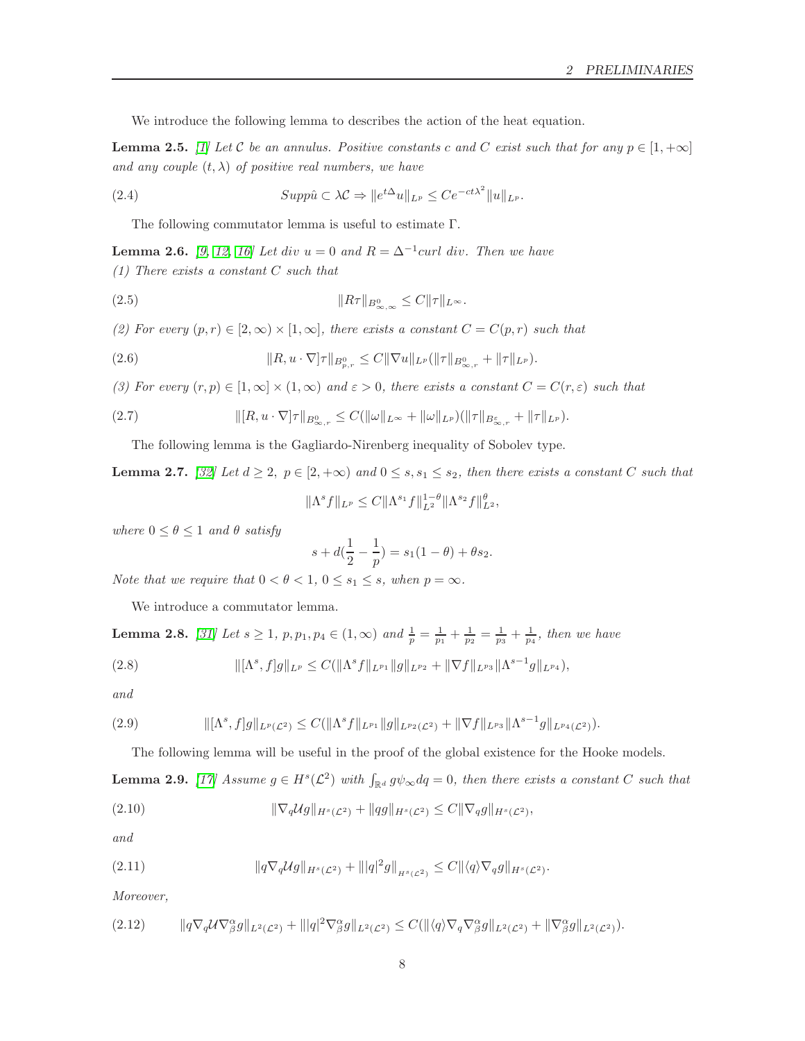We introduce the following lemma to describes the action of the heat equation.

**Lemma 2.5.** *[1] Let $\mathcal{C}$ be an annulus. Positive constants c and C exist such that for any $p \in [1, +\infty]$ and any couple $(t, \lambda)$ of positive real numbers, we have*

$$Supp\hat{u} \subset \lambda\mathcal{C} \Rightarrow \|e^{t\Delta}u\|_{L^p} \leq Ce^{-ct\lambda^2}\|u\|_{L^p}. \tag{2.4}$$

The following commutator lemma is useful to estimate $\Gamma$.

**Lemma 2.6.** *[9, 12, 16] Let div $u = 0$ and $R = \Delta^{-1}curl\ div$. Then we have*
*(1) There exists a constant C such that*

$$\|R\tau\|_{B^0_{\infty,\infty}} \leq C\|\tau\|_{L^\infty}. \tag{2.5}$$

*(2) For every $(p, r) \in [2, \infty) \times [1, \infty]$, there exists a constant $C = C(p, r)$ such that*

$$\|R, u \cdot \nabla]\tau\|_{B^0_{p,r}} \leq C\|\nabla u\|_{L^p}(\|\tau\|_{B^0_{\infty,r}} + \|\tau\|_{L^p}). \tag{2.6}$$

*(3) For every $(r, p) \in [1, \infty] \times (1, \infty)$ and $\varepsilon > 0$, there exists a constant $C = C(r, \varepsilon)$ such that*

$$\|[R, u \cdot \nabla]\tau\|_{B^0_{\infty,r}} \leq C(\|\omega\|_{L^\infty} + \|\omega\|_{L^p})(\|\tau\|_{B^\varepsilon_{\infty,r}} + \|\tau\|_{L^p}). \tag{2.7}$$

The following lemma is the Gagliardo-Nirenberg inequality of Sobolev type.

**Lemma 2.7.** *[32] Let $d \geq 2$, $p \in [2, +\infty)$ and $0 \leq s, s_1 \leq s_2$, then there exists a constant C such that*

$$\|\Lambda^s f\|_{L^p} \leq C\|\Lambda^{s_1} f\|^{1-\theta}_{L^2}\|\Lambda^{s_2} f\|^\theta_{L^2},$$

*where $0 \leq \theta \leq 1$ and $\theta$ satisfy*

$$s + d(\frac{1}{2} - \frac{1}{p}) = s_1(1 - \theta) + \theta s_2.$$

*Note that we require that $0 < \theta < 1$, $0 \leq s_1 \leq s$, when $p = \infty$.*

We introduce a commutator lemma.

**Lemma 2.8.** *[31] Let $s \geq 1$, $p, p_1, p_4 \in (1, \infty)$ and $\frac{1}{p} = \frac{1}{p_1} + \frac{1}{p_2} = \frac{1}{p_3} + \frac{1}{p_4}$, then we have*

$$\|[\Lambda^s, f]g\|_{L^p} \leq C(\|\Lambda^s f\|_{L^{p_1}}\|g\|_{L^{p_2}} + \|\nabla f\|_{L^{p_3}}\|\Lambda^{s-1} g\|_{L^{p_4}}), \tag{2.8}$$

*and*

$$\|[\Lambda^s, f]g\|_{L^p(\mathcal{L}^2)} \leq C(\|\Lambda^s f\|_{L^{p_1}}\|g\|_{L^{p_2}(\mathcal{L}^2)} + \|\nabla f\|_{L^{p_3}}\|\Lambda^{s-1} g\|_{L^{p_4}(\mathcal{L}^2)}). \tag{2.9}$$

The following lemma will be useful in the proof of the global existence for the Hooke models.

**Lemma 2.9.** *[17] Assume $g \in H^s(\mathcal{L}^2)$ with $\int_{\mathbb{R}^d} g\psi_\infty dq = 0$, then there exists a constant C such that*

$$\|\nabla_q \mathcal{U} g\|_{H^s(\mathcal{L}^2)} + \|qg\|_{H^s(\mathcal{L}^2)} \leq C\|\nabla_q g\|_{H^s(\mathcal{L}^2)}, \tag{2.10}$$

*and*

$$\|q\nabla_q \mathcal{U} g\|_{H^s(\mathcal{L}^2)} + \||q|^2 g\|_{H^s(\mathcal{L}^2)} \leq C\|\langle q\rangle \nabla_q g\|_{H^s(\mathcal{L}^2)}. \tag{2.11}$$

*Moreover,*

$$\|q\nabla_q \mathcal{U}\nabla^\alpha_\beta g\|_{L^2(\mathcal{L}^2)} + \||q|^2\nabla^\alpha_\beta g\|_{L^2(\mathcal{L}^2)} \leq C(\|\langle q\rangle\nabla_q\nabla^\alpha_\beta g\|_{L^2(\mathcal{L}^2)} + \|\nabla^\alpha_\beta g\|_{L^2(\mathcal{L}^2)}). \tag{2.12}$$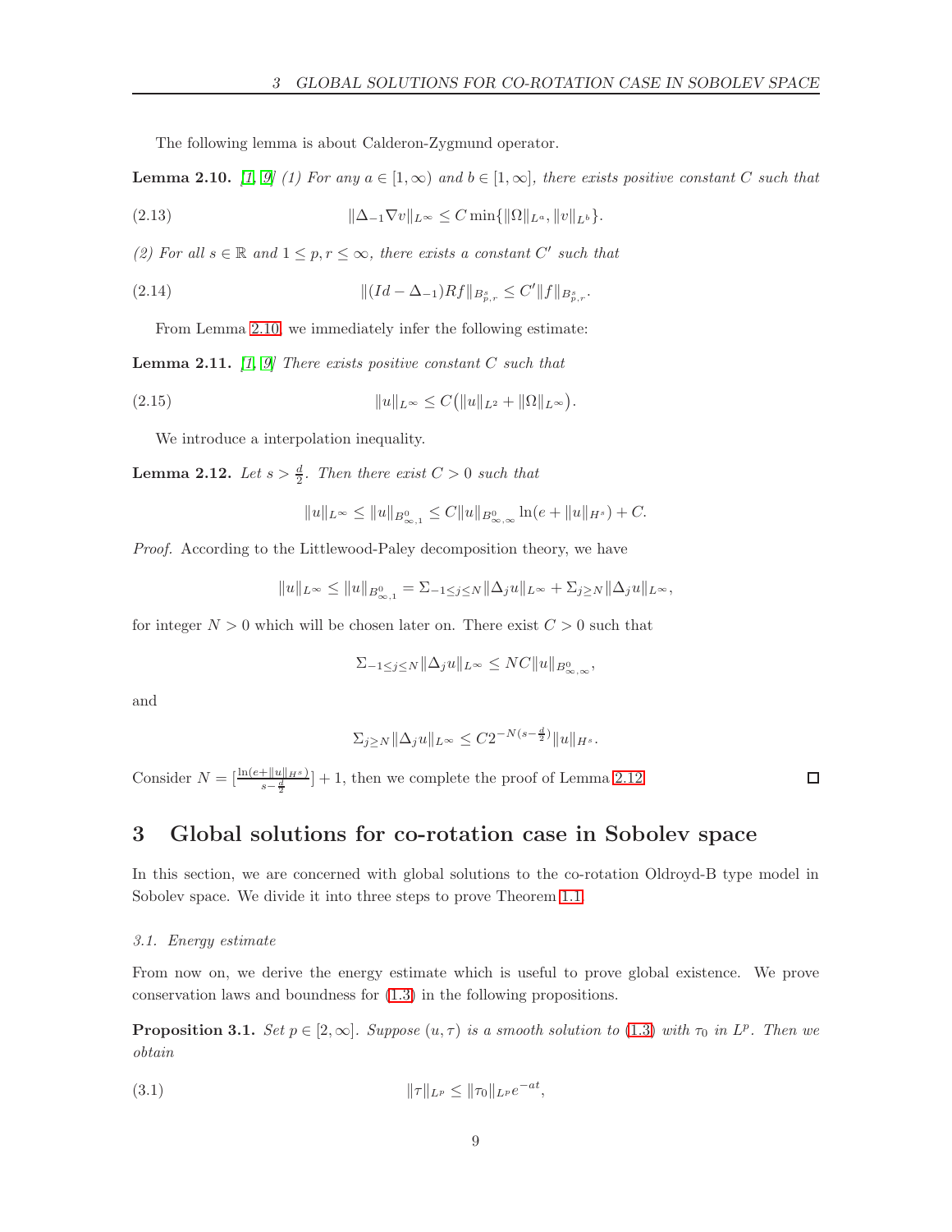The following lemma is about Calderon-Zygmund operator.

**Lemma 2.10.** *[1, 9] (1) For any $a \in [1,\infty)$ and $b \in [1,\infty]$, there exists positive constant $C$ such that*

$$\|\Delta_{-1}\nabla v\|_{L^\infty} \le C\min\{\|\Omega\|_{L^a}, \|v\|_{L^b}\}. \tag{2.13}$$

*(2) For all $s \in \mathbb{R}$ and $1 \le p, r \le \infty$, there exists a constant $C'$ such that*

$$\|(Id - \Delta_{-1})Rf\|_{B^s_{p,r}} \le C'\|f\|_{B^s_{p,r}}. \tag{2.14}$$

From Lemma 2.10, we immediately infer the following estimate:

**Lemma 2.11.** *[1, 9] There exists positive constant $C$ such that*

$$\|u\|_{L^\infty} \le C\big(\|u\|_{L^2} + \|\Omega\|_{L^\infty}\big). \tag{2.15}$$

We introduce a interpolation inequality.

**Lemma 2.12.** *Let $s > \frac{d}{2}$. Then there exist $C > 0$ such that*

$$\|u\|_{L^\infty} \le \|u\|_{B^0_{\infty,1}} \le C\|u\|_{B^0_{\infty,\infty}} \ln(e + \|u\|_{H^s}) + C.$$

*Proof.* According to the Littlewood-Paley decomposition theory, we have

$$\|u\|_{L^\infty} \le \|u\|_{B^0_{\infty,1}} = \Sigma_{-1\le j\le N}\|\Delta_j u\|_{L^\infty} + \Sigma_{j\ge N}\|\Delta_j u\|_{L^\infty},$$

for integer $N > 0$ which will be chosen later on. There exist $C > 0$ such that

$$\Sigma_{-1\le j\le N}\|\Delta_j u\|_{L^\infty} \le NC\|u\|_{B^0_{\infty,\infty}},$$

and

$$\Sigma_{j\ge N}\|\Delta_j u\|_{L^\infty} \le C2^{-N(s-\frac{d}{2})}\|u\|_{H^s}.$$

Consider $N = [\frac{\ln(e+\|u\|_{H^s})}{s-\frac{d}{2}}] + 1$, then we complete the proof of Lemma 2.12. ☐

# 3 Global solutions for co-rotation case in Sobolev space

In this section, we are concerned with global solutions to the co-rotation Oldroyd-B type model in Sobolev space. We divide it into three steps to prove Theorem 1.1.

## 3.1. Energy estimate

From now on, we derive the energy estimate which is useful to prove global existence. We prove conservation laws and boundness for (1.3) in the following propositions.

**Proposition 3.1.** *Set $p \in [2,\infty]$. Suppose $(u,\tau)$ is a smooth solution to (1.3) with $\tau_0$ in $L^p$. Then we obtain*

$$\|\tau\|_{L^p} \le \|\tau_0\|_{L^p} e^{-at}, \tag{3.1}$$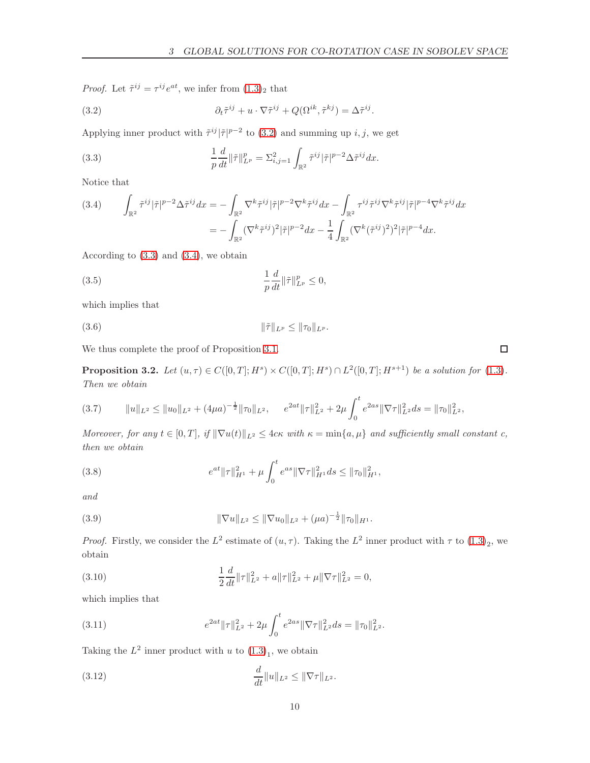*Proof.* Let $\tilde{\tau}^{ij} = \tau^{ij} e^{at}$, we infer from $(1.3)_2$ that

$$\partial_t \tilde{\tau}^{ij} + u \cdot \nabla \tilde{\tau}^{ij} + Q(\Omega^{ik}, \tilde{\tau}^{kj}) = \Delta \tilde{\tau}^{ij}. \tag{3.2}$$

Applying inner product with $\tilde{\tau}^{ij} |\tilde{\tau}|^{p-2}$ to (3.2) and summing up $i, j$, we get

$$\frac{1}{p} \frac{d}{dt} \|\tilde{\tau}\|_{L^p}^p = \Sigma_{i,j=1}^2 \int_{\mathbb{R}^2} \tilde{\tau}^{ij} |\tilde{\tau}|^{p-2} \Delta \tilde{\tau}^{ij} dx. \tag{3.3}$$

Notice that

$$\begin{aligned}
\int_{\mathbb{R}^2} \tilde{\tau}^{ij} |\tilde{\tau}|^{p-2} \Delta \tilde{\tau}^{ij} dx &= -\int_{\mathbb{R}^2} \nabla^k \tilde{\tau}^{ij} |\tilde{\tau}|^{p-2} \nabla^k \tilde{\tau}^{ij} dx - \int_{\mathbb{R}^2} \tau^{ij} \tilde{\tau}^{ij} \nabla^k \tilde{\tau}^{ij} |\tilde{\tau}|^{p-4} \nabla^k \tilde{\tau}^{ij} dx \\
&= -\int_{\mathbb{R}^2} (\nabla^k \tilde{\tau}^{ij})^2 |\tilde{\tau}|^{p-2} dx - \frac{1}{4} \int_{\mathbb{R}^2} (\nabla^k (\tilde{\tau}^{ij})^2)^2 |\tilde{\tau}|^{p-4} dx.
\end{aligned} \tag{3.4}$$

According to (3.3) and (3.4), we obtain

$$\frac{1}{p} \frac{d}{dt} \|\tilde{\tau}\|_{L^p}^p \leq 0, \tag{3.5}$$

which implies that

$$\|\tilde{\tau}\|_{L^p} \leq \|\tau_0\|_{L^p}. \tag{3.6}$$

We thus complete the proof of Proposition 3.1. ☐

**Proposition 3.2.** *Let $(u, \tau) \in C([0,T]; H^s) \times C([0,T]; H^s) \cap L^2([0,T]; H^{s+1})$ be a solution for (1.3). Then we obtain*

$$\|u\|_{L^2} \leq \|u_0\|_{L^2} + (4\mu a)^{-\frac{1}{2}} \|\tau_0\|_{L^2}, \qquad e^{2at} \|\tau\|_{L^2}^2 + 2\mu \int_0^t e^{2as} \|\nabla \tau\|_{L^2}^2 ds = \|\tau_0\|_{L^2}^2, \tag{3.7}$$

*Moreover, for any $t \in [0,T]$, if $\|\nabla u(t)\|_{L^2} \leq 4c\kappa$ with $\kappa = \min\{a, \mu\}$ and sufficiently small constant $c$, then we obtain*

$$e^{at} \|\tau\|_{H^1}^2 + \mu \int_0^t e^{as} \|\nabla \tau\|_{H^1}^2 ds \leq \|\tau_0\|_{H^1}^2, \tag{3.8}$$

*and*

$$\|\nabla u\|_{L^2} \leq \|\nabla u_0\|_{L^2} + (\mu a)^{-\frac{1}{2}} \|\tau_0\|_{H^1}. \tag{3.9}$$

*Proof.* Firstly, we consider the $L^2$ estimate of $(u, \tau)$. Taking the $L^2$ inner product with $\tau$ to $(1.3)_2$, we obtain

$$\frac{1}{2} \frac{d}{dt} \|\tau\|_{L^2}^2 + a \|\tau\|_{L^2}^2 + \mu \|\nabla \tau\|_{L^2}^2 = 0, \tag{3.10}$$

which implies that

$$e^{2at} \|\tau\|_{L^2}^2 + 2\mu \int_0^t e^{2as} \|\nabla \tau\|_{L^2}^2 ds = \|\tau_0\|_{L^2}^2. \tag{3.11}$$

Taking the $L^2$ inner product with $u$ to $(1.3)_1$, we obtain

$$\frac{d}{dt} \|u\|_{L^2} \leq \|\nabla \tau\|_{L^2}. \tag{3.12}$$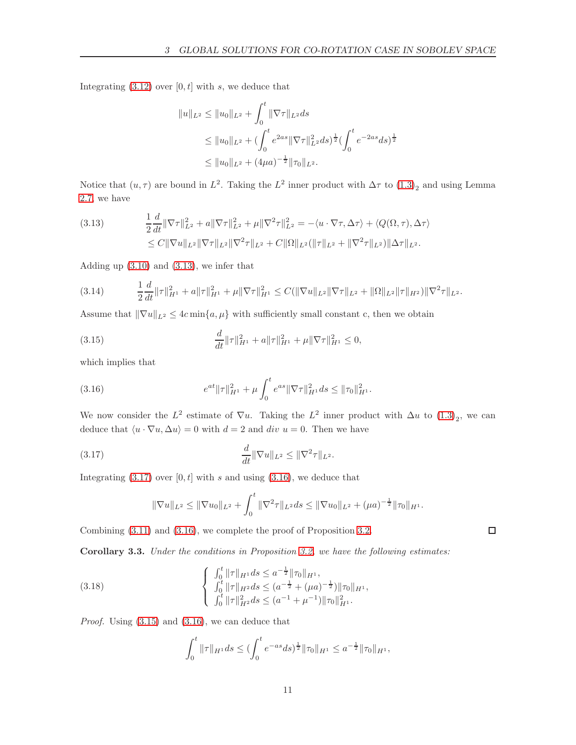Integrating (3.12) over $[0,t]$ with $s$, we deduce that

$$
\begin{aligned}
\|u\|_{L^2} &\leq \|u_0\|_{L^2} + \int_0^t \|\nabla \tau\|_{L^2} ds \\
&\leq \|u_0\|_{L^2} + (\int_0^t e^{2as}\|\nabla \tau\|_{L^2}^2 ds)^{\frac{1}{2}} (\int_0^t e^{-2as} ds)^{\frac{1}{2}} \\
&\leq \|u_0\|_{L^2} + (4\mu a)^{-\frac{1}{2}} \|\tau_0\|_{L^2}.
\end{aligned}
$$

Notice that $(u,\tau)$ are bound in $L^2$. Taking the $L^2$ inner product with $\Delta\tau$ to $(1.3)_2$ and using Lemma 2.7, we have

$$
\begin{aligned}
\frac{1}{2}\frac{d}{dt}\|\nabla \tau\|_{L^2}^2 + a\|\nabla \tau\|_{L^2}^2 + \mu \|\nabla^2 \tau\|_{L^2}^2 &= -\langle u\cdot\nabla\tau, \Delta\tau\rangle + \langle Q(\Omega,\tau), \Delta\tau\rangle \\
&\leq C\|\nabla u\|_{L^2}\|\nabla \tau\|_{L^2}\|\nabla^2\tau\|_{L^2} + C\|\Omega\|_{L^2}(\|\tau\|_{L^2} + \|\nabla^2\tau\|_{L^2})\|\Delta\tau\|_{L^2}.
\end{aligned} \tag{3.13}
$$

Adding up (3.10) and (3.13), we infer that

$$
\frac{1}{2}\frac{d}{dt}\|\tau\|_{H^1}^2 + a\|\tau\|_{H^1}^2 + \mu\|\nabla\tau\|_{H^1}^2 \leq C(\|\nabla u\|_{L^2}\|\nabla\tau\|_{L^2} + \|\Omega\|_{L^2}\|\tau\|_{H^2})\|\nabla^2\tau\|_{L^2}. \tag{3.14}
$$

Assume that $\|\nabla u\|_{L^2} \leq 4c\min\{a,\mu\}$ with sufficiently small constant c, then we obtain

$$
\frac{d}{dt}\|\tau\|_{H^1}^2 + a\|\tau\|_{H^1}^2 + \mu\|\nabla\tau\|_{H^1}^2 \leq 0, \tag{3.15}
$$

which implies that

$$
e^{at}\|\tau\|_{H^1}^2 + \mu\int_0^t e^{as}\|\nabla\tau\|_{H^1}^2 ds \leq \|\tau_0\|_{H^1}^2. \tag{3.16}
$$

We now consider the $L^2$ estimate of $\nabla u$. Taking the $L^2$ inner product with $\Delta u$ to $(1.3)_2$, we can deduce that $\langle u\cdot\nabla u, \Delta u\rangle = 0$ with $d=2$ and $div\ u = 0$. Then we have

$$
\frac{d}{dt}\|\nabla u\|_{L^2} \leq \|\nabla^2\tau\|_{L^2}. \tag{3.17}
$$

Integrating (3.17) over $[0,t]$ with $s$ and using (3.16), we deduce that

$$
\|\nabla u\|_{L^2} \leq \|\nabla u_0\|_{L^2} + \int_0^t \|\nabla^2\tau\|_{L^2} ds \leq \|\nabla u_0\|_{L^2} + (\mu a)^{-\frac{1}{2}}\|\tau_0\|_{H^1}.
$$

Combining (3.11) and (3.16), we complete the proof of Proposition 3.2. □

**Corollary 3.3.** *Under the conditions in Proposition 3.2, we have the following estimates:*

$$
\left\{
\begin{array}{l}
\int_0^t \|\tau\|_{H^1} ds \leq a^{-\frac{1}{2}}\|\tau_0\|_{H^1}, \\
\int_0^t \|\tau\|_{H^2} ds \leq (a^{-\frac{1}{2}} + (\mu a)^{-\frac{1}{2}})\|\tau_0\|_{H^1}, \\
\int_0^t \|\tau\|_{H^2}^2 ds \leq (a^{-1} + \mu^{-1})\|\tau_0\|_{H^1}^2.
\end{array}
\right. \tag{3.18}
$$

*Proof.* Using (3.15) and (3.16), we can deduce that

$$
\int_0^t \|\tau\|_{H^1} ds \leq (\int_0^t e^{-as} ds)^{\frac{1}{2}}\|\tau_0\|_{H^1} \leq a^{-\frac{1}{2}}\|\tau_0\|_{H^1},
$$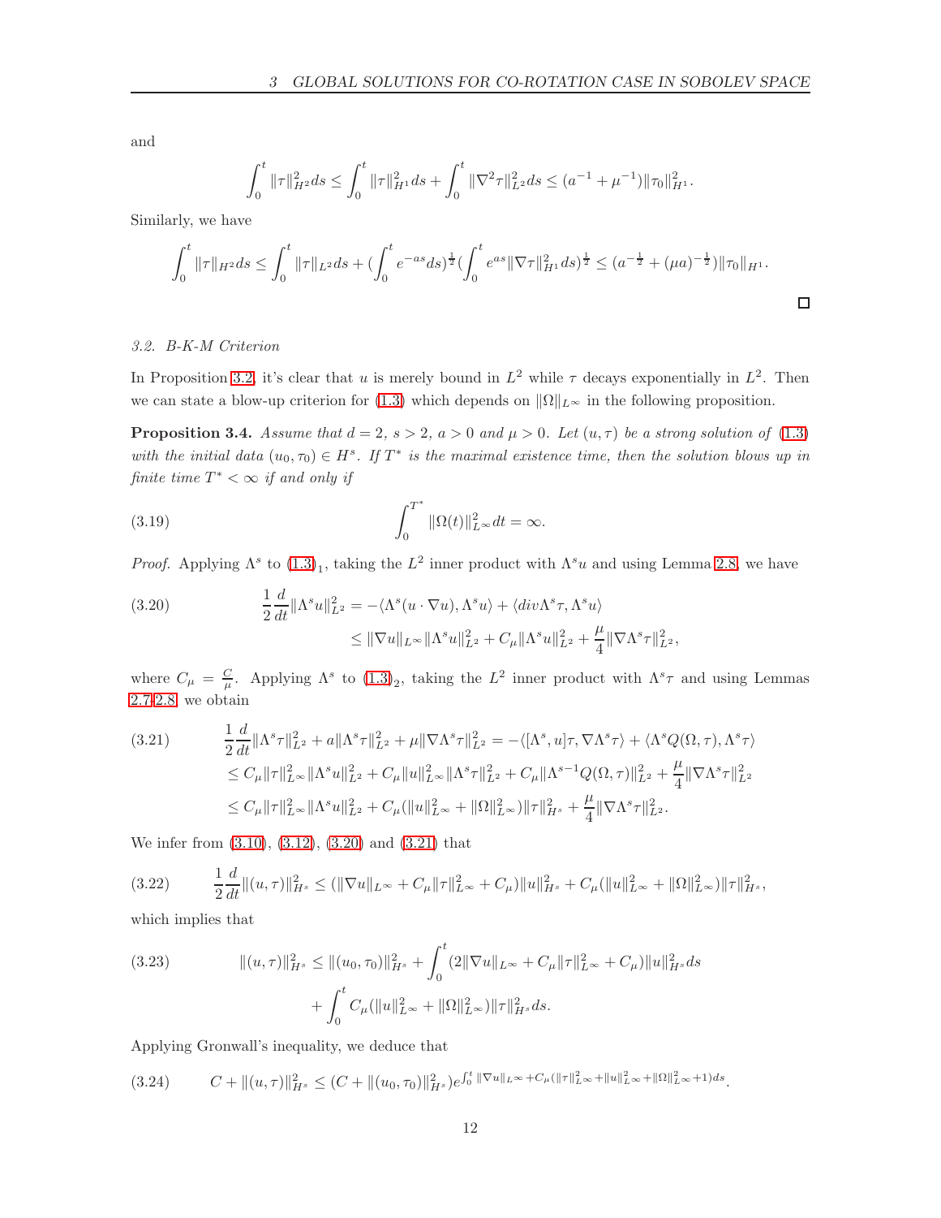and

$$\int_0^t \|\tau\|_{H^2}^2 ds \leq \int_0^t \|\tau\|_{H^1}^2 ds + \int_0^t \|\nabla^2\tau\|_{L^2}^2 ds \leq (a^{-1} + \mu^{-1})\|\tau_0\|_{H^1}^2.$$

Similarly, we have

$$\int_0^t \|\tau\|_{H^2} ds \leq \int_0^t \|\tau\|_{L^2} ds + (\int_0^t e^{-as} ds)^{\frac{1}{2}} (\int_0^t e^{as}\|\nabla\tau\|_{H^1}^2 ds)^{\frac{1}{2}} \leq (a^{-\frac{1}{2}} + (\mu a)^{-\frac{1}{2}})\|\tau_0\|_{H^1}.$$

□

### 3.2. B-K-M Criterion

In Proposition 3.2, it's clear that $u$ is merely bound in $L^2$ while $\tau$ decays exponentially in $L^2$. Then we can state a blow-up criterion for (1.3) which depends on $\|\Omega\|_{L^\infty}$ in the following proposition.

**Proposition 3.4.** *Assume that $d = 2$, $s > 2$, $a > 0$ and $\mu > 0$. Let $(u, \tau)$ be a strong solution of (1.3) with the initial data $(u_0, \tau_0) \in H^s$. If $T^*$ is the maximal existence time, then the solution blows up in finite time $T^* < \infty$ if and only if*

$$\int_0^{T^*} \|\Omega(t)\|_{L^\infty}^2 dt = \infty. \tag{3.19}$$

*Proof.* Applying $\Lambda^s$ to $(1.3)_1$, taking the $L^2$ inner product with $\Lambda^s u$ and using Lemma 2.8, we have

$$\begin{aligned}\frac{1}{2}\frac{d}{dt}\|\Lambda^s u\|_{L^2}^2 &= -\langle \Lambda^s(u\cdot\nabla u), \Lambda^s u\rangle + \langle div\Lambda^s\tau, \Lambda^s u\rangle \\ &\leq \|\nabla u\|_{L^\infty}\|\Lambda^s u\|_{L^2}^2 + C_\mu\|\Lambda^s u\|_{L^2}^2 + \frac{\mu}{4}\|\nabla\Lambda^s\tau\|_{L^2}^2,\end{aligned} \tag{3.20}$$

where $C_\mu = \frac{C}{\mu}$. Applying $\Lambda^s$ to $(1.3)_2$, taking the $L^2$ inner product with $\Lambda^s\tau$ and using Lemmas 2.7-2.8, we obtain

$$\begin{aligned}\frac{1}{2}\frac{d}{dt}\|\Lambda^s\tau\|_{L^2}^2 + a\|\Lambda^s\tau\|_{L^2}^2 + \mu\|\nabla\Lambda^s\tau\|_{L^2}^2 &= -\langle [\Lambda^s, u]\tau, \nabla\Lambda^s\tau\rangle + \langle \Lambda^s Q(\Omega,\tau), \Lambda^s\tau\rangle \\ &\leq C_\mu\|\tau\|_{L^\infty}^2\|\Lambda^s u\|_{L^2}^2 + C_\mu\|u\|_{L^\infty}^2\|\Lambda^s\tau\|_{L^2}^2 + C_\mu\|\Lambda^{s-1}Q(\Omega,\tau)\|_{L^2}^2 + \frac{\mu}{4}\|\nabla\Lambda^s\tau\|_{L^2}^2 \\ &\leq C_\mu\|\tau\|_{L^\infty}^2\|\Lambda^s u\|_{L^2}^2 + C_\mu(\|u\|_{L^\infty}^2 + \|\Omega\|_{L^\infty}^2)\|\tau\|_{H^s}^2 + \frac{\mu}{4}\|\nabla\Lambda^s\tau\|_{L^2}^2.\end{aligned} \tag{3.21}$$

We infer from (3.10), (3.12), (3.20) and (3.21) that

$$\frac{1}{2}\frac{d}{dt}\|(u,\tau)\|_{H^s}^2 \leq (\|\nabla u\|_{L^\infty} + C_\mu\|\tau\|_{L^\infty}^2 + C_\mu)\|u\|_{H^s}^2 + C_\mu(\|u\|_{L^\infty}^2 + \|\Omega\|_{L^\infty}^2)\|\tau\|_{H^s}^2, \tag{3.22}$$

which implies that

$$\begin{aligned}\|(u,\tau)\|_{H^s}^2 \leq \|(u_0,\tau_0)\|_{H^s}^2 &+ \int_0^t (2\|\nabla u\|_{L^\infty} + C_\mu\|\tau\|_{L^\infty}^2 + C_\mu)\|u\|_{H^s}^2 ds \\ &+ \int_0^t C_\mu(\|u\|_{L^\infty}^2 + \|\Omega\|_{L^\infty}^2)\|\tau\|_{H^s}^2 ds.\end{aligned} \tag{3.23}$$

Applying Gronwall's inequality, we deduce that

$$C + \|(u,\tau)\|_{H^s}^2 \leq (C + \|(u_0,\tau_0)\|_{H^s}^2)e^{\int_0^t \|\nabla u\|_{L^\infty} + C_\mu(\|\tau\|_{L^\infty}^2 + \|u\|_{L^\infty}^2 + \|\Omega\|_{L^\infty}^2 + 1)ds}. \tag{3.24}$$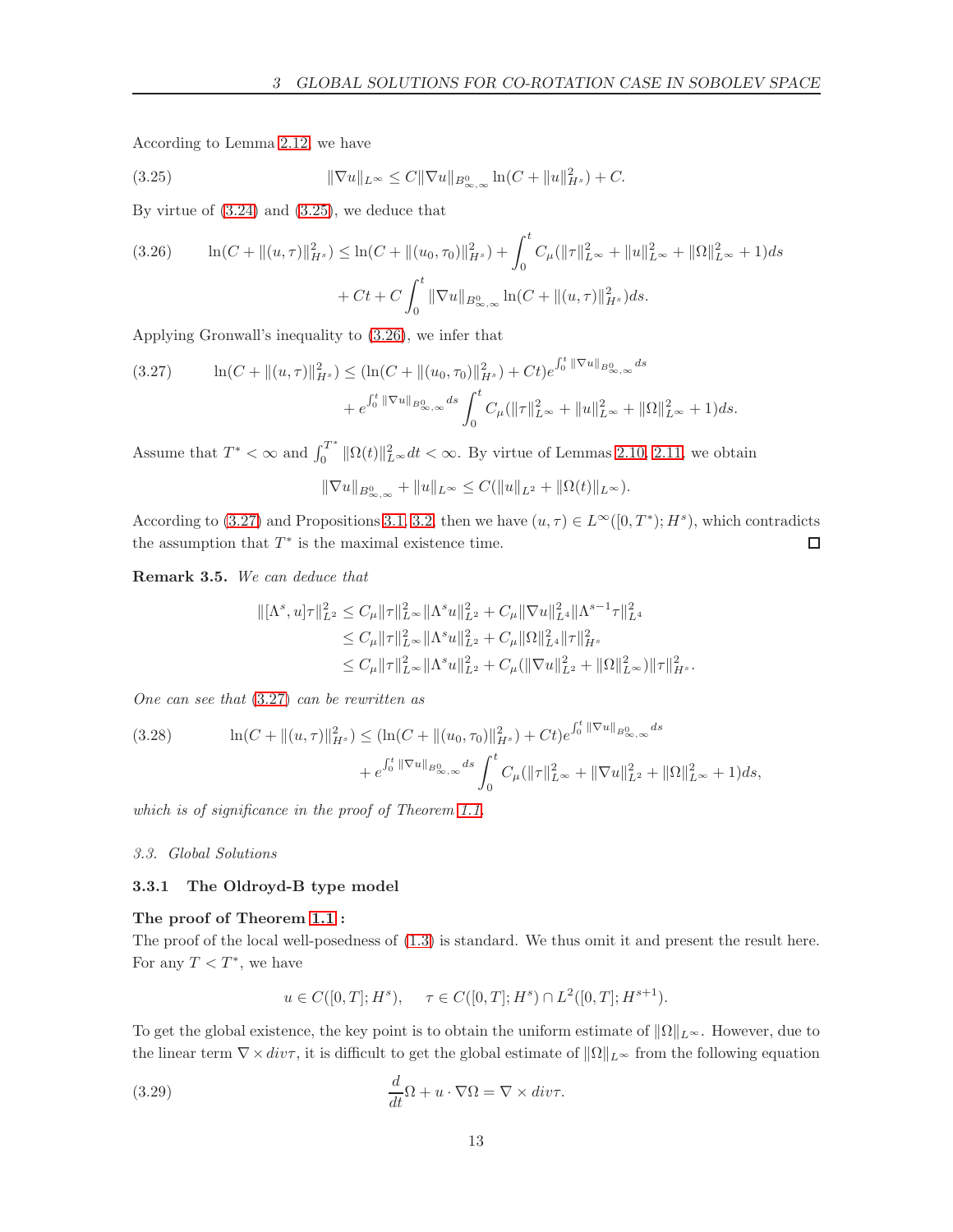According to Lemma 2.12, we have

$$\|\nabla u\|_{L^\infty} \leq C\|\nabla u\|_{B^0_{\infty,\infty}} \ln(C + \|u\|^2_{H^s}) + C. \tag{3.25}$$

By virtue of (3.24) and (3.25), we deduce that

$$\begin{aligned}\ln(C + \|(u,\tau)\|^2_{H^s}) \leq \ln(C + \|(u_0,\tau_0)\|^2_{H^s}) + \int_0^t C_\mu(\|\tau\|^2_{L^\infty} + \|u\|^2_{L^\infty} + \|\Omega\|^2_{L^\infty} + 1)ds \\ + Ct + C\int_0^t \|\nabla u\|_{B^0_{\infty,\infty}} \ln(C + \|(u,\tau)\|^2_{H^s})ds.\end{aligned} \tag{3.26}$$

Applying Gronwall's inequality to (3.26), we infer that

$$\begin{aligned}\ln(C + \|(u,\tau)\|^2_{H^s}) \leq (\ln(C + \|(u_0,\tau_0)\|^2_{H^s}) + Ct)e^{\int_0^t \|\nabla u\|_{B^0_{\infty,\infty}}ds} \\ + e^{\int_0^t \|\nabla u\|_{B^0_{\infty,\infty}}ds} \int_0^t C_\mu(\|\tau\|^2_{L^\infty} + \|u\|^2_{L^\infty} + \|\Omega\|^2_{L^\infty} + 1)ds.\end{aligned} \tag{3.27}$$

Assume that $T^* < \infty$ and $\int_0^{T^*} \|\Omega(t)\|^2_{L^\infty} dt < \infty$. By virtue of Lemmas 2.10, 2.11, we obtain

$$\|\nabla u\|_{B^0_{\infty,\infty}} + \|u\|_{L^\infty} \leq C(\|u\|_{L^2} + \|\Omega(t)\|_{L^\infty}).$$

According to (3.27) and Propositions 3.1, 3.2, then we have $(u,\tau) \in L^\infty([0,T^*); H^s)$, which contradicts the assumption that $T^*$ is the maximal existence time. □

**Remark 3.5.** *We can deduce that*

$$\begin{aligned}\|[\Lambda^s, u]\tau\|^2_{L^2} &\leq C_\mu\|\tau\|^2_{L^\infty}\|\Lambda^s u\|^2_{L^2} + C_\mu\|\nabla u\|^2_{L^4}\|\Lambda^{s-1}\tau\|^2_{L^4} \\ &\leq C_\mu\|\tau\|^2_{L^\infty}\|\Lambda^s u\|^2_{L^2} + C_\mu\|\Omega\|^2_{L^4}\|\tau\|^2_{H^s} \\ &\leq C_\mu\|\tau\|^2_{L^\infty}\|\Lambda^s u\|^2_{L^2} + C_\mu(\|\nabla u\|^2_{L^2} + \|\Omega\|^2_{L^\infty})\|\tau\|^2_{H^s}.\end{aligned}$$

*One can see that (3.27) can be rewritten as*

$$\begin{aligned}\ln(C + \|(u,\tau)\|^2_{H^s}) \leq (\ln(C + \|(u_0,\tau_0)\|^2_{H^s}) + Ct)e^{\int_0^t \|\nabla u\|_{B^0_{\infty,\infty}}ds} \\ + e^{\int_0^t \|\nabla u\|_{B^0_{\infty,\infty}}ds} \int_0^t C_\mu(\|\tau\|^2_{L^\infty} + \|\nabla u\|^2_{L^2} + \|\Omega\|^2_{L^\infty} + 1)ds,\end{aligned} \tag{3.28}$$

*which is of significance in the proof of Theorem 1.1.*

### *3.3. Global Solutions*

#### 3.3.1 The Oldroyd-B type model

**The proof of Theorem 1.1 :**
The proof of the local well-posedness of (1.3) is standard. We thus omit it and present the result here. For any $T < T^*$, we have

$$u \in C([0,T]; H^s), \quad \tau \in C([0,T]; H^s) \cap L^2([0,T]; H^{s+1}).$$

To get the global existence, the key point is to obtain the uniform estimate of $\|\Omega\|_{L^\infty}$. However, due to the linear term $\nabla \times div\tau$, it is difficult to get the global estimate of $\|\Omega\|_{L^\infty}$ from the following equation

$$\frac{d}{dt}\Omega + u \cdot \nabla\Omega = \nabla \times div\tau. \tag{3.29}$$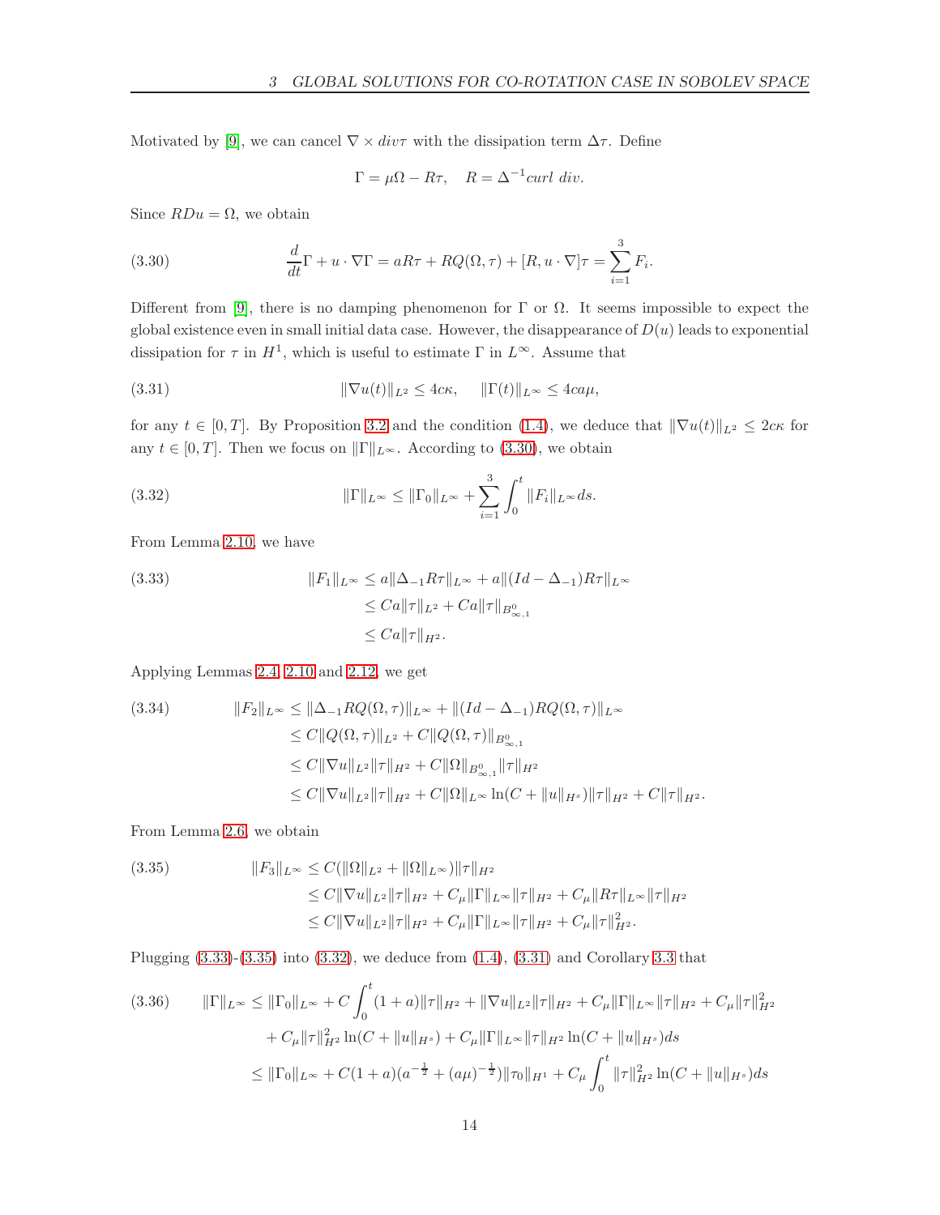Motivated by [9], we can cancel $\nabla \times div\tau$ with the dissipation term $\Delta\tau$. Define

$$\Gamma = \mu\Omega - R\tau, \quad R = \Delta^{-1} curl\ div.$$

Since $RDu = \Omega$, we obtain

$$\frac{d}{dt}\Gamma + u \cdot \nabla\Gamma = aR\tau + RQ(\Omega, \tau) + [R, u \cdot \nabla]\tau = \sum_{i=1}^{3} F_i. \tag{3.30}$$

Different from [9], there is no damping phenomenon for $\Gamma$ or $\Omega$. It seems impossible to expect the global existence even in small initial data case. However, the disappearance of $D(u)$ leads to exponential dissipation for $\tau$ in $H^1$, which is useful to estimate $\Gamma$ in $L^\infty$. Assume that

$$\|\nabla u(t)\|_{L^2} \leq 4c\kappa, \quad \|\Gamma(t)\|_{L^\infty} \leq 4ca\mu, \tag{3.31}$$

for any $t \in [0, T]$. By Proposition 3.2 and the condition (1.4), we deduce that $\|\nabla u(t)\|_{L^2} \leq 2c\kappa$ for any $t \in [0, T]$. Then we focus on $\|\Gamma\|_{L^\infty}$. According to (3.30), we obtain

$$\|\Gamma\|_{L^\infty} \leq \|\Gamma_0\|_{L^\infty} + \sum_{i=1}^{3} \int_0^t \|F_i\|_{L^\infty} ds. \tag{3.32}$$

From Lemma 2.10, we have

$$\begin{aligned}
\|F_1\|_{L^\infty} &\leq a\|\Delta_{-1}R\tau\|_{L^\infty} + a\|(Id - \Delta_{-1})R\tau\|_{L^\infty} \\
&\leq Ca\|\tau\|_{L^2} + Ca\|\tau\|_{B^0_{\infty,1}} \\
&\leq Ca\|\tau\|_{H^2}.
\end{aligned} \tag{3.33}$$

Applying Lemmas 2.4, 2.10 and 2.12, we get

$$\begin{aligned}
\|F_2\|_{L^\infty} &\leq \|\Delta_{-1}RQ(\Omega, \tau)\|_{L^\infty} + \|(Id - \Delta_{-1})RQ(\Omega, \tau)\|_{L^\infty} \\
&\leq C\|Q(\Omega, \tau)\|_{L^2} + C\|Q(\Omega, \tau)\|_{B^0_{\infty,1}} \\
&\leq C\|\nabla u\|_{L^2}\|\tau\|_{H^2} + C\|\Omega\|_{B^0_{\infty,1}}\|\tau\|_{H^2} \\
&\leq C\|\nabla u\|_{L^2}\|\tau\|_{H^2} + C\|\Omega\|_{L^\infty} \ln(C + \|u\|_{H^s})\|\tau\|_{H^2} + C\|\tau\|_{H^2}.
\end{aligned} \tag{3.34}$$

From Lemma 2.6, we obtain

$$\begin{aligned}
\|F_3\|_{L^\infty} &\leq C(\|\Omega\|_{L^2} + \|\Omega\|_{L^\infty})\|\tau\|_{H^2} \\
&\leq C\|\nabla u\|_{L^2}\|\tau\|_{H^2} + C_\mu\|\Gamma\|_{L^\infty}\|\tau\|_{H^2} + C_\mu\|R\tau\|_{L^\infty}\|\tau\|_{H^2} \\
&\leq C\|\nabla u\|_{L^2}\|\tau\|_{H^2} + C_\mu\|\Gamma\|_{L^\infty}\|\tau\|_{H^2} + C_\mu\|\tau\|^2_{H^2}.
\end{aligned} \tag{3.35}$$

Plugging (3.33)-(3.35) into (3.32), we deduce from (1.4), (3.31) and Corollary 3.3 that

$$\begin{aligned}
\|\Gamma\|_{L^\infty} &\leq \|\Gamma_0\|_{L^\infty} + C\int_0^t (1 + a)\|\tau\|_{H^2} + \|\nabla u\|_{L^2}\|\tau\|_{H^2} + C_\mu\|\Gamma\|_{L^\infty}\|\tau\|_{H^2} + C_\mu\|\tau\|^2_{H^2} \\
&\quad + C_\mu\|\tau\|^2_{H^2} \ln(C + \|u\|_{H^s}) + C_\mu\|\Gamma\|_{L^\infty}\|\tau\|_{H^2} \ln(C + \|u\|_{H^s}) ds \\
&\leq \|\Gamma_0\|_{L^\infty} + C(1 + a)(a^{-\frac{1}{2}} + (a\mu)^{-\frac{1}{2}})\|\tau_0\|_{H^1} + C_\mu \int_0^t \|\tau\|^2_{H^2} \ln(C + \|u\|_{H^s}) ds
\end{aligned} \tag{3.36}$$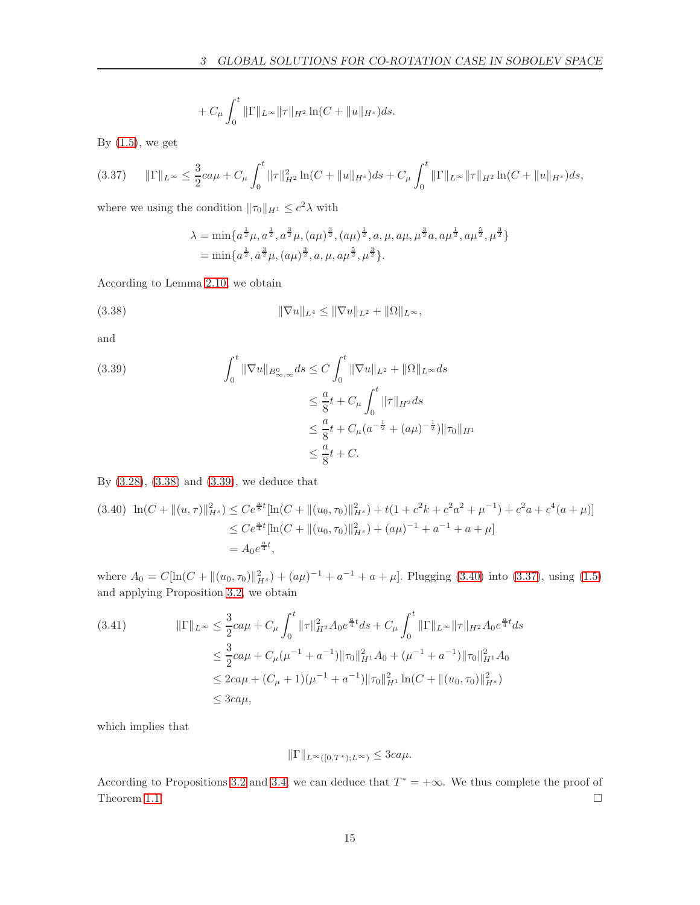$$+ C_\mu \int_0^t \|\Gamma\|_{L^\infty} \|\tau\|_{H^2} \ln(C + \|u\|_{H^s}) ds.$$

By (1.5), we get

$$\|\Gamma\|_{L^\infty} \le \frac{3}{2} ca\mu + C_\mu \int_0^t \|\tau\|_{H^2}^2 \ln(C + \|u\|_{H^s}) ds + C_\mu \int_0^t \|\Gamma\|_{L^\infty} \|\tau\|_{H^2} \ln(C + \|u\|_{H^s}) ds, \tag{3.37}$$

where we using the condition $\|\tau_0\|_{H^1} \le c^2 \lambda$ with

$$\begin{aligned}
\lambda &= \min\{a^{\frac{1}{2}}\mu, a^{\frac{1}{2}}, a^{\frac{3}{2}}\mu, (a\mu)^{\frac{3}{2}}, (a\mu)^{\frac{1}{2}}, a, \mu, a\mu, \mu^{\frac{3}{2}}a, a\mu^{\frac{1}{2}}, a\mu^{\frac{5}{2}}, \mu^{\frac{3}{2}}\} \\
&= \min\{a^{\frac{1}{2}}, a^{\frac{3}{2}}\mu, (a\mu)^{\frac{3}{2}}, a, \mu, a\mu^{\frac{5}{2}}, \mu^{\frac{3}{2}}\}.
\end{aligned}$$

According to Lemma 2.10, we obtain

$$\|\nabla u\|_{L^4} \le \|\nabla u\|_{L^2} + \|\Omega\|_{L^\infty}, \tag{3.38}$$

and

$$\begin{aligned}
\int_0^t \|\nabla u\|_{B^0_{\infty,\infty}} ds &\le C \int_0^t \|\nabla u\|_{L^2} + \|\Omega\|_{L^\infty} ds \\
&\le \frac{a}{8} t + C_\mu \int_0^t \|\tau\|_{H^2} ds \\
&\le \frac{a}{8} t + C_\mu (a^{-\frac{1}{2}} + (a\mu)^{-\frac{1}{2}}) \|\tau_0\|_{H^1} \\
&\le \frac{a}{8} t + C.
\end{aligned} \tag{3.39}$$

By (3.28), (3.38) and (3.39), we deduce that

$$\begin{aligned}
\ln(C + \|(u,\tau)\|_{H^s}^2) &\le C e^{\frac{a}{8}t} [\ln(C + \|(u_0,\tau_0)\|_{H^s}^2) + t(1 + c^2 k + c^2 a^2 + \mu^{-1}) + c^2 a + c^4(a + \mu)] \\
&\le C e^{\frac{a}{4}t} [\ln(C + \|(u_0,\tau_0)\|_{H^s}^2) + (a\mu)^{-1} + a^{-1} + a + \mu] \\
&= A_0 e^{\frac{a}{4}t},
\end{aligned} \tag{3.40}$$

where $A_0 = C[\ln(C + \|(u_0,\tau_0)\|_{H^s}^2) + (a\mu)^{-1} + a^{-1} + a + \mu]$. Plugging (3.40) into (3.37), using (1.5) and applying Proposition 3.2, we obtain

$$\begin{aligned}
\|\Gamma\|_{L^\infty} &\le \frac{3}{2} ca\mu + C_\mu \int_0^t \|\tau\|_{H^2}^2 A_0 e^{\frac{a}{4}t} ds + C_\mu \int_0^t \|\Gamma\|_{L^\infty} \|\tau\|_{H^2} A_0 e^{\frac{a}{4}t} ds \\
&\le \frac{3}{2} ca\mu + C_\mu (\mu^{-1} + a^{-1}) \|\tau_0\|_{H^1}^2 A_0 + (\mu^{-1} + a^{-1}) \|\tau_0\|_{H^1}^2 A_0 \\
&\le 2ca\mu + (C_\mu + 1)(\mu^{-1} + a^{-1}) \|\tau_0\|_{H^1}^2 \ln(C + \|(u_0,\tau_0)\|_{H^s}^2) \\
&\le 3ca\mu,
\end{aligned} \tag{3.41}$$

which implies that

$$\|\Gamma\|_{L^\infty([0,T^*);L^\infty)} \le 3ca\mu.$$

According to Propositions 3.2 and 3.4, we can deduce that $T^* = +\infty$. We thus complete the proof of Theorem 1.1. $\square$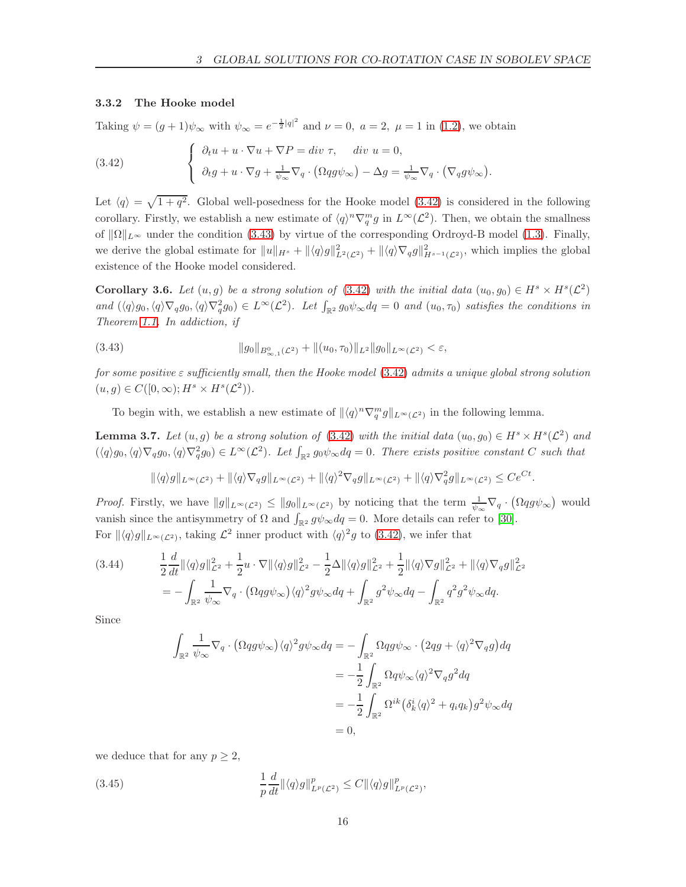### 3.3.2 The Hooke model

Taking $\psi = (g+1)\psi_\infty$ with $\psi_\infty = e^{-\frac{1}{2}|q|^2}$ and $\nu = 0,\ a = 2,\ \mu = 1$ in (1.2), we obtain

$$
\begin{cases}
\partial_t u + u\cdot\nabla u + \nabla P = div\ \tau, \quad div\ u = 0,\\
\partial_t g + u\cdot\nabla g + \frac{1}{\psi_\infty}\nabla_q\cdot\big(\Omega q g\psi_\infty\big) - \Delta g = \frac{1}{\psi_\infty}\nabla_q\cdot\big(\nabla_q g\psi_\infty\big).
\end{cases} \tag{3.42}
$$

Let $\langle q\rangle = \sqrt{1+q^2}$. Global well-posedness for the Hooke model (3.42) is considered in the following corollary. Firstly, we establish a new estimate of $\langle q\rangle^n\nabla_q^m g$ in $L^\infty(\mathcal{L}^2)$. Then, we obtain the smallness of $\|\Omega\|_{L^\infty}$ under the condition (3.43) by virtue of the corresponding Ordroyd-B model (1.3). Finally, we derive the global estimate for $\|u\|_{H^s} + \|\langle q\rangle g\|^2_{L^2(\mathcal{L}^2)} + \|\langle q\rangle\nabla_q g\|^2_{H^{s-1}(\mathcal{L}^2)}$, which implies the global existence of the Hooke model considered.

**Corollary 3.6.** *Let $(u,g)$ be a strong solution of (3.42) with the initial data $(u_0,g_0)\in H^s\times H^s(\mathcal{L}^2)$ and $(\langle q\rangle g_0, \langle q\rangle\nabla_q g_0, \langle q\rangle\nabla_q^2 g_0)\in L^\infty(\mathcal{L}^2)$. Let $\int_{\mathbb{R}^2} g_0\psi_\infty dq = 0$ and $(u_0,\tau_0)$ satisfies the conditions in Theorem 1.1. In addiction, if*

$$
\|g_0\|_{B^0_{\infty,1}(\mathcal{L}^2)} + \|(u_0,\tau_0)\|_{L^2}\|g_0\|_{L^\infty(\mathcal{L}^2)} < \varepsilon, \tag{3.43}
$$

*for some positive $\varepsilon$ sufficiently small, then the Hooke model (3.42) admits a unique global strong solution $(u,g)\in C([0,\infty); H^s\times H^s(\mathcal{L}^2))$.*

To begin with, we establish a new estimate of $\|\langle q\rangle^n\nabla_q^m g\|_{L^\infty(\mathcal{L}^2)}$ in the following lemma.

**Lemma 3.7.** *Let $(u,g)$ be a strong solution of (3.42) with the initial data $(u_0,g_0)\in H^s\times H^s(\mathcal{L}^2)$ and $(\langle q\rangle g_0, \langle q\rangle\nabla_q g_0, \langle q\rangle\nabla_q^2 g_0)\in L^\infty(\mathcal{L}^2)$. Let $\int_{\mathbb{R}^2} g_0\psi_\infty dq = 0$. There exists positive constant $C$ such that*

$$
\|\langle q\rangle g\|_{L^\infty(\mathcal{L}^2)} + \|\langle q\rangle\nabla_q g\|_{L^\infty(\mathcal{L}^2)} + \|\langle q\rangle^2\nabla_q g\|_{L^\infty(\mathcal{L}^2)} + \|\langle q\rangle\nabla_q^2 g\|_{L^\infty(\mathcal{L}^2)} \le Ce^{Ct}.
$$

*Proof.* Firstly, we have $\|g\|_{L^\infty(\mathcal{L}^2)} \le \|g_0\|_{L^\infty(\mathcal{L}^2)}$ by noticing that the term $\frac{1}{\psi_\infty}\nabla_q\cdot\big(\Omega q g\psi_\infty\big)$ would vanish since the antisymmetry of $\Omega$ and $\int_{\mathbb{R}^2} g\psi_\infty dq = 0$. More details can refer to [30].
For $\|\langle q\rangle g\|_{L^\infty(\mathcal{L}^2)}$, taking $\mathcal{L}^2$ inner product with $\langle q\rangle^2 g$ to (3.42), we infer that

$$
\begin{aligned}
&\frac{1}{2}\frac{d}{dt}\|\langle q\rangle g\|^2_{\mathcal{L}^2} + \frac{1}{2}u\cdot\nabla\|\langle q\rangle g\|^2_{\mathcal{L}^2} - \frac{1}{2}\Delta\|\langle q\rangle g\|^2_{\mathcal{L}^2} + \frac{1}{2}\|\langle q\rangle\nabla g\|^2_{\mathcal{L}^2} + \|\langle q\rangle\nabla_q g\|^2_{\mathcal{L}^2}\\
&= -\int_{\mathbb{R}^2}\frac{1}{\psi_\infty}\nabla_q\cdot\big(\Omega q g\psi_\infty\big)\langle q\rangle^2 g\psi_\infty dq + \int_{\mathbb{R}^2} g^2\psi_\infty dq - \int_{\mathbb{R}^2} q^2 g^2\psi_\infty dq.
\end{aligned} \tag{3.44}
$$

Since

$$
\begin{aligned}
\int_{\mathbb{R}^2}\frac{1}{\psi_\infty}\nabla_q\cdot\big(\Omega q g\psi_\infty\big)\langle q\rangle^2 g\psi_\infty dq &= -\int_{\mathbb{R}^2}\Omega q g\psi_\infty\cdot\big(2qg + \langle q\rangle^2\nabla_q g\big)dq\\
&= -\frac{1}{2}\int_{\mathbb{R}^2}\Omega q\psi_\infty\langle q\rangle^2\nabla_q g^2 dq\\
&= -\frac{1}{2}\int_{\mathbb{R}^2}\Omega^{ik}\big(\delta^i_k\langle q\rangle^2 + q_i q_k\big)g^2\psi_\infty dq\\
&= 0,
\end{aligned}
$$

we deduce that for any $p\ge 2$,

$$
\frac{1}{p}\frac{d}{dt}\|\langle q\rangle g\|^p_{L^p(\mathcal{L}^2)} \le C\|\langle q\rangle g\|^p_{L^p(\mathcal{L}^2)}, \tag{3.45}
$$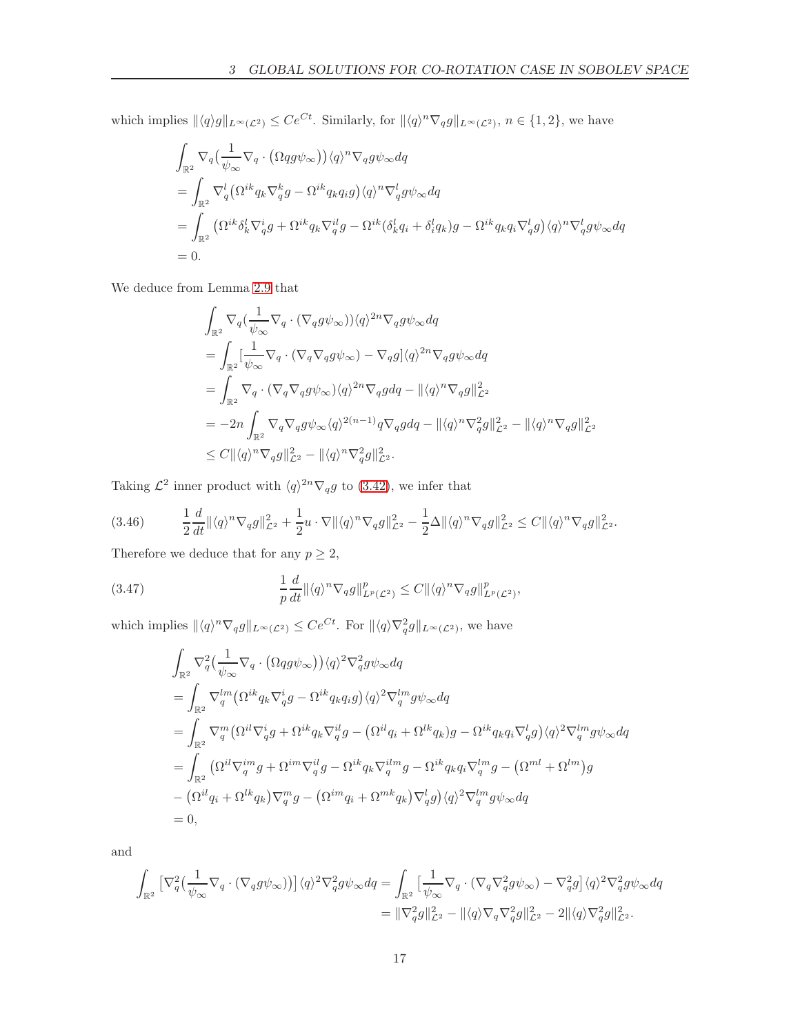which implies $\|\langle q\rangle g\|_{L^\infty(\mathcal{L}^2)} \le Ce^{Ct}$. Similarly, for $\|\langle q\rangle^n\nabla_q g\|_{L^\infty(\mathcal{L}^2)}$, $n\in\{1,2\}$, we have

$$
\begin{aligned}
&\int_{\mathbb{R}^2}\nabla_q\big(\frac{1}{\psi_\infty}\nabla_q\cdot\big(\Omega q g\psi_\infty\big)\big)\langle q\rangle^n\nabla_q g\psi_\infty dq\\
&=\int_{\mathbb{R}^2}\nabla_q^l\big(\Omega^{ik}q_k\nabla_q^k g-\Omega^{ik}q_kq_ig\big)\langle q\rangle^n\nabla_q^l g\psi_\infty dq\\
&=\int_{\mathbb{R}^2}\big(\Omega^{ik}\delta_k^l\nabla_q^i g+\Omega^{ik}q_k\nabla_q^{il}g-\Omega^{ik}(\delta_k^lq_i+\delta_i^lq_k)g-\Omega^{ik}q_kq_i\nabla_q^l g\big)\langle q\rangle^n\nabla_q^l g\psi_\infty dq\\
&=0.
\end{aligned}
$$

We deduce from Lemma 2.9 that

$$
\begin{aligned}
&\int_{\mathbb{R}^2}\nabla_q(\frac{1}{\psi_\infty}\nabla_q\cdot(\nabla_q g\psi_\infty))\langle q\rangle^{2n}\nabla_q g\psi_\infty dq\\
&=\int_{\mathbb{R}^2}[\frac{1}{\psi_\infty}\nabla_q\cdot(\nabla_q\nabla_q g\psi_\infty)-\nabla_q g]\langle q\rangle^{2n}\nabla_q g\psi_\infty dq\\
&=\int_{\mathbb{R}^2}\nabla_q\cdot(\nabla_q\nabla_q g\psi_\infty)\langle q\rangle^{2n}\nabla_q g dq-\|\langle q\rangle^n\nabla_q g\|^2_{\mathcal{L}^2}\\
&=-2n\int_{\mathbb{R}^2}\nabla_q\nabla_q g\psi_\infty\langle q\rangle^{2(n-1)}q\nabla_q g dq-\|\langle q\rangle^n\nabla_q^2 g\|^2_{\mathcal{L}^2}-\|\langle q\rangle^n\nabla_q g\|^2_{\mathcal{L}^2}\\
&\le C\|\langle q\rangle^n\nabla_q g\|^2_{\mathcal{L}^2}-\|\langle q\rangle^n\nabla_q^2 g\|^2_{\mathcal{L}^2}.
\end{aligned}
$$

Taking $\mathcal{L}^2$ inner product with $\langle q\rangle^{2n}\nabla_q g$ to (3.42), we infer that

$$
\frac12\frac{d}{dt}\|\langle q\rangle^n\nabla_q g\|^2_{\mathcal{L}^2}+\frac12 u\cdot\nabla\|\langle q\rangle^n\nabla_q g\|^2_{\mathcal{L}^2}-\frac12\Delta\|\langle q\rangle^n\nabla_q g\|^2_{\mathcal{L}^2}\le C\|\langle q\rangle^n\nabla_q g\|^2_{\mathcal{L}^2}. \tag{3.46}
$$

Therefore we deduce that for any $p\ge 2$,

$$
\frac1p\frac{d}{dt}\|\langle q\rangle^n\nabla_q g\|^p_{L^p(\mathcal{L}^2)}\le C\|\langle q\rangle^n\nabla_q g\|^p_{L^p(\mathcal{L}^2)}, \tag{3.47}
$$

which implies $\|\langle q\rangle^n\nabla_q g\|_{L^\infty(\mathcal{L}^2)}\le Ce^{Ct}$. For $\|\langle q\rangle\nabla_q^2 g\|_{L^\infty(\mathcal{L}^2)}$, we have

$$
\begin{aligned}
&\int_{\mathbb{R}^2}\nabla_q^2\big(\frac{1}{\psi_\infty}\nabla_q\cdot\big(\Omega q g\psi_\infty\big)\big)\langle q\rangle^2\nabla_q^2 g\psi_\infty dq\\
&=\int_{\mathbb{R}^2}\nabla_q^{lm}\big(\Omega^{ik}q_k\nabla_q^i g-\Omega^{ik}q_kq_ig\big)\langle q\rangle^2\nabla_q^{lm}g\psi_\infty dq\\
&=\int_{\mathbb{R}^2}\nabla_q^m\big(\Omega^{il}\nabla_q^i g+\Omega^{ik}q_k\nabla_q^{il}g-\big(\Omega^{il}q_i+\Omega^{lk}q_k\big)g-\Omega^{ik}q_kq_i\nabla_q^l g\big)\langle q\rangle^2\nabla_q^{lm}g\psi_\infty dq\\
&=\int_{\mathbb{R}^2}\big(\Omega^{il}\nabla_q^{im}g+\Omega^{im}\nabla_q^{il}g-\Omega^{ik}q_k\nabla_q^{ilm}g-\Omega^{ik}q_kq_i\nabla_q^{lm}g-\big(\Omega^{ml}+\Omega^{lm}\big)g\\
&-\big(\Omega^{il}q_i+\Omega^{lk}q_k\big)\nabla_q^m g-\big(\Omega^{im}q_i+\Omega^{mk}q_k\big)\nabla_q^l g\big)\langle q\rangle^2\nabla_q^{lm}g\psi_\infty dq\\
&=0,
\end{aligned}
$$

and

$$
\begin{aligned}
\int_{\mathbb{R}^2}\big[\nabla_q^2(\frac{1}{\psi_\infty}\nabla_q\cdot(\nabla_q g\psi_\infty))\big]\langle q\rangle^2\nabla_q^2 g\psi_\infty dq&=\int_{\mathbb{R}^2}\big[\frac{1}{\psi_\infty}\nabla_q\cdot(\nabla_q\nabla_q^2 g\psi_\infty)-\nabla_q^2 g\big]\langle q\rangle^2\nabla_q^2 g\psi_\infty dq\\
&=\|\nabla_q^2 g\|^2_{\mathcal{L}^2}-\|\langle q\rangle\nabla_q\nabla_q^2 g\|^2_{\mathcal{L}^2}-2\|\langle q\rangle\nabla_q^2 g\|^2_{\mathcal{L}^2}.
\end{aligned}
$$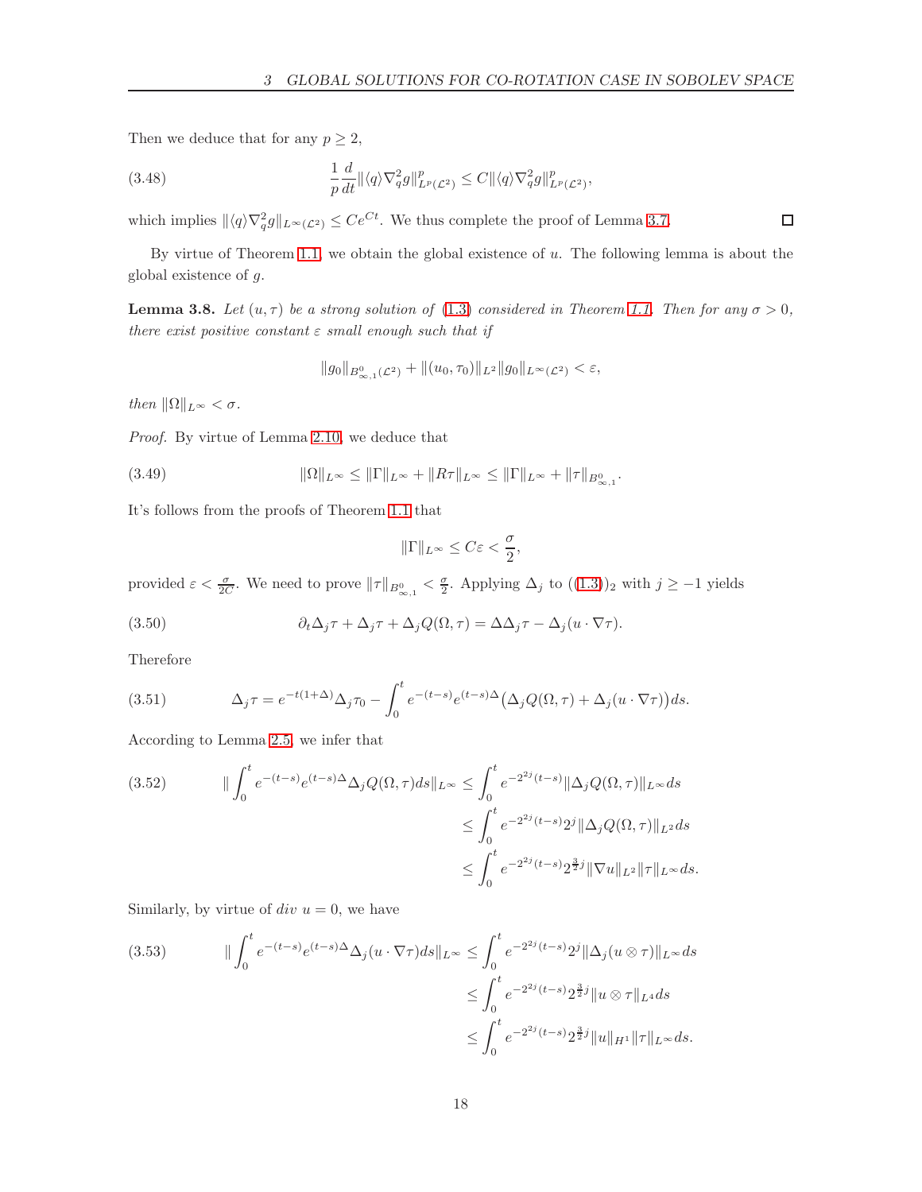Then we deduce that for any $p \geq 2$,

$$\frac{1}{p}\frac{d}{dt}\|\langle q\rangle \nabla_q^2 g\|_{L^p(\mathcal{L}^2)}^p \leq C\|\langle q\rangle \nabla_q^2 g\|_{L^p(\mathcal{L}^2)}^p, \tag{3.48}$$

which implies $\|\langle q\rangle \nabla_q^2 g\|_{L^\infty(\mathcal{L}^2)} \leq Ce^{Ct}$. We thus complete the proof of Lemma 3.7. ◻

By virtue of Theorem 1.1, we obtain the global existence of $u$. The following lemma is about the global existence of $g$.

**Lemma 3.8.** *Let $(u,\tau)$ be a strong solution of (1.3) considered in Theorem 1.1. Then for any $\sigma > 0$, there exist positive constant $\varepsilon$ small enough such that if*

$$\|g_0\|_{B^0_{\infty,1}(\mathcal{L}^2)} + \|(u_0,\tau_0)\|_{L^2}\|g_0\|_{L^\infty(\mathcal{L}^2)} < \varepsilon,$$

*then $\|\Omega\|_{L^\infty} < \sigma$.*

*Proof.* By virtue of Lemma 2.10, we deduce that

$$\|\Omega\|_{L^\infty} \leq \|\Gamma\|_{L^\infty} + \|R\tau\|_{L^\infty} \leq \|\Gamma\|_{L^\infty} + \|\tau\|_{B^0_{\infty,1}}. \tag{3.49}$$

It's follows from the proofs of Theorem 1.1 that

$$\|\Gamma\|_{L^\infty} \leq C\varepsilon < \frac{\sigma}{2},$$

provided $\varepsilon < \frac{\sigma}{2C}$. We need to prove $\|\tau\|_{B^0_{\infty,1}} < \frac{\sigma}{2}$. Applying $\Delta_j$ to $((1.3))_2$ with $j \geq -1$ yields

$$\partial_t \Delta_j \tau + \Delta_j \tau + \Delta_j Q(\Omega,\tau) = \Delta\Delta_j \tau - \Delta_j(u\cdot\nabla\tau). \tag{3.50}$$

Therefore

$$\Delta_j \tau = e^{-t(1+\Delta)}\Delta_j \tau_0 - \int_0^t e^{-(t-s)}e^{(t-s)\Delta}\big(\Delta_j Q(\Omega,\tau) + \Delta_j(u\cdot\nabla\tau)\big)ds. \tag{3.51}$$

According to Lemma 2.5, we infer that

$$\begin{aligned}
\|\int_0^t e^{-(t-s)}e^{(t-s)\Delta}\Delta_j Q(\Omega,\tau)ds\|_{L^\infty} &\leq \int_0^t e^{-2^{2j}(t-s)}\|\Delta_j Q(\Omega,\tau)\|_{L^\infty}ds \\
&\leq \int_0^t e^{-2^{2j}(t-s)}2^j\|\Delta_j Q(\Omega,\tau)\|_{L^2}ds \\
&\leq \int_0^t e^{-2^{2j}(t-s)}2^{\frac{3}{2}j}\|\nabla u\|_{L^2}\|\tau\|_{L^\infty}ds.
\end{aligned} \tag{3.52}$$

Similarly, by virtue of $div\ u = 0$, we have

$$\begin{aligned}
\|\int_0^t e^{-(t-s)}e^{(t-s)\Delta}\Delta_j(u\cdot\nabla\tau)ds\|_{L^\infty} &\leq \int_0^t e^{-2^{2j}(t-s)}2^j\|\Delta_j(u\otimes\tau)\|_{L^\infty}ds \\
&\leq \int_0^t e^{-2^{2j}(t-s)}2^{\frac{3}{2}j}\|u\otimes\tau\|_{L^4}ds \\
&\leq \int_0^t e^{-2^{2j}(t-s)}2^{\frac{3}{2}j}\|u\|_{H^1}\|\tau\|_{L^\infty}ds.
\end{aligned} \tag{3.53}$$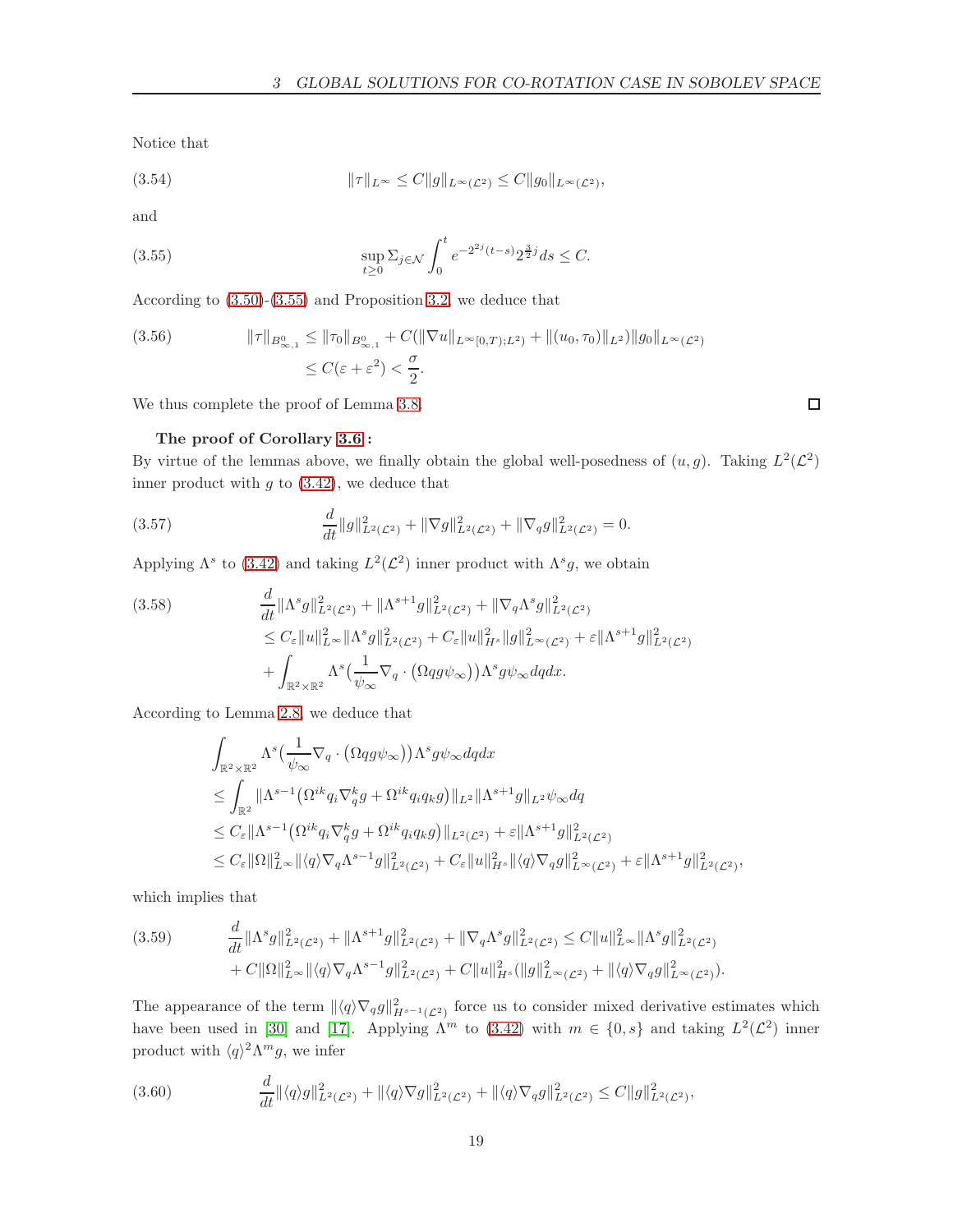Notice that

$$
\|\tau\|_{L^\infty} \leq C\|g\|_{L^\infty(\mathcal{L}^2)} \leq C\|g_0\|_{L^\infty(\mathcal{L}^2)}, \tag{3.54}
$$

and

$$
\sup_{t\geq 0} \Sigma_{j\in\mathcal{N}} \int_0^t e^{-2^{2j}(t-s)} 2^{\frac{3}{2}j} ds \leq C. \tag{3.55}
$$

According to (3.50)-(3.55) and Proposition 3.2, we deduce that

$$
\begin{aligned}
\|\tau\|_{B^0_{\infty,1}} &\leq \|\tau_0\|_{B^0_{\infty,1}} + C(\|\nabla u\|_{L^\infty[0,T);L^2)} + \|(u_0,\tau_0)\|_{L^2})\|g_0\|_{L^\infty(\mathcal{L}^2)} \\
&\leq C(\varepsilon + \varepsilon^2) < \frac{\sigma}{2}.
\end{aligned} \tag{3.56}
$$

We thus complete the proof of Lemma 3.8. $\square$

**The proof of Corollary 3.6 :**
By virtue of the lemmas above, we finally obtain the global well-posedness of $(u,g)$. Taking $L^2(\mathcal{L}^2)$ inner product with $g$ to (3.42), we deduce that

$$
\frac{d}{dt}\|g\|^2_{L^2(\mathcal{L}^2)} + \|\nabla g\|^2_{L^2(\mathcal{L}^2)} + \|\nabla_q g\|^2_{L^2(\mathcal{L}^2)} = 0. \tag{3.57}
$$

Applying $\Lambda^s$ to (3.42) and taking $L^2(\mathcal{L}^2)$ inner product with $\Lambda^s g$, we obtain

$$
\begin{aligned}
&\frac{d}{dt}\|\Lambda^s g\|^2_{L^2(\mathcal{L}^2)} + \|\Lambda^{s+1} g\|^2_{L^2(\mathcal{L}^2)} + \|\nabla_q \Lambda^s g\|^2_{L^2(\mathcal{L}^2)} \\
&\leq C_\varepsilon \|u\|^2_{L^\infty}\|\Lambda^s g\|^2_{L^2(\mathcal{L}^2)} + C_\varepsilon\|u\|^2_{H^s}\|g\|^2_{L^\infty(\mathcal{L}^2)} + \varepsilon\|\Lambda^{s+1}g\|^2_{L^2(\mathcal{L}^2)} \\
&\quad + \int_{\mathbb{R}^2\times\mathbb{R}^2} \Lambda^s\big(\frac{1}{\psi_\infty}\nabla_q\cdot\big(\Omega q g\psi_\infty\big)\big)\Lambda^s g\psi_\infty dqdx.
\end{aligned} \tag{3.58}
$$

According to Lemma 2.8, we deduce that

$$
\begin{aligned}
&\int_{\mathbb{R}^2\times\mathbb{R}^2} \Lambda^s\big(\frac{1}{\psi_\infty}\nabla_q\cdot\big(\Omega q g\psi_\infty\big)\big)\Lambda^s g\psi_\infty dqdx \\
&\leq \int_{\mathbb{R}^2} \|\Lambda^{s-1}\big(\Omega^{ik}q_i\nabla^k_q g + \Omega^{ik}q_iq_k g\big)\|_{L^2}\|\Lambda^{s+1}g\|_{L^2}\psi_\infty dq \\
&\leq C_\varepsilon\|\Lambda^{s-1}\big(\Omega^{ik}q_i\nabla^k_q g + \Omega^{ik}q_iq_k g\big)\|_{L^2(\mathcal{L}^2)} + \varepsilon\|\Lambda^{s+1}g\|^2_{L^2(\mathcal{L}^2)} \\
&\leq C_\varepsilon\|\Omega\|^2_{L^\infty}\|\langle q\rangle\nabla_q\Lambda^{s-1}g\|^2_{L^2(\mathcal{L}^2)} + C_\varepsilon\|u\|^2_{H^s}\|\langle q\rangle\nabla_q g\|^2_{L^\infty(\mathcal{L}^2)} + \varepsilon\|\Lambda^{s+1}g\|^2_{L^2(\mathcal{L}^2)},
\end{aligned}
$$

which implies that

$$
\begin{aligned}
&\frac{d}{dt}\|\Lambda^s g\|^2_{L^2(\mathcal{L}^2)} + \|\Lambda^{s+1} g\|^2_{L^2(\mathcal{L}^2)} + \|\nabla_q \Lambda^s g\|^2_{L^2(\mathcal{L}^2)} \leq C\|u\|^2_{L^\infty}\|\Lambda^s g\|^2_{L^2(\mathcal{L}^2)} \\
&+ C\|\Omega\|^2_{L^\infty}\|\langle q\rangle\nabla_q\Lambda^{s-1}g\|^2_{L^2(\mathcal{L}^2)} + C\|u\|^2_{H^s}(\|g\|^2_{L^\infty(\mathcal{L}^2)} + \|\langle q\rangle\nabla_q g\|^2_{L^\infty(\mathcal{L}^2)}).
\end{aligned} \tag{3.59}
$$

The appearance of the term $\|\langle q\rangle\nabla_q g\|^2_{H^{s-1}(\mathcal{L}^2)}$ force us to consider mixed derivative estimates which have been used in [30] and [17]. Applying $\Lambda^m$ to (3.42) with $m\in\{0,s\}$ and taking $L^2(\mathcal{L}^2)$ inner product with $\langle q\rangle^2\Lambda^m g$, we infer

$$
\frac{d}{dt}\|\langle q\rangle g\|^2_{L^2(\mathcal{L}^2)} + \|\langle q\rangle\nabla g\|^2_{L^2(\mathcal{L}^2)} + \|\langle q\rangle\nabla_q g\|^2_{L^2(\mathcal{L}^2)} \leq C\|g\|^2_{L^2(\mathcal{L}^2)}, \tag{3.60}
$$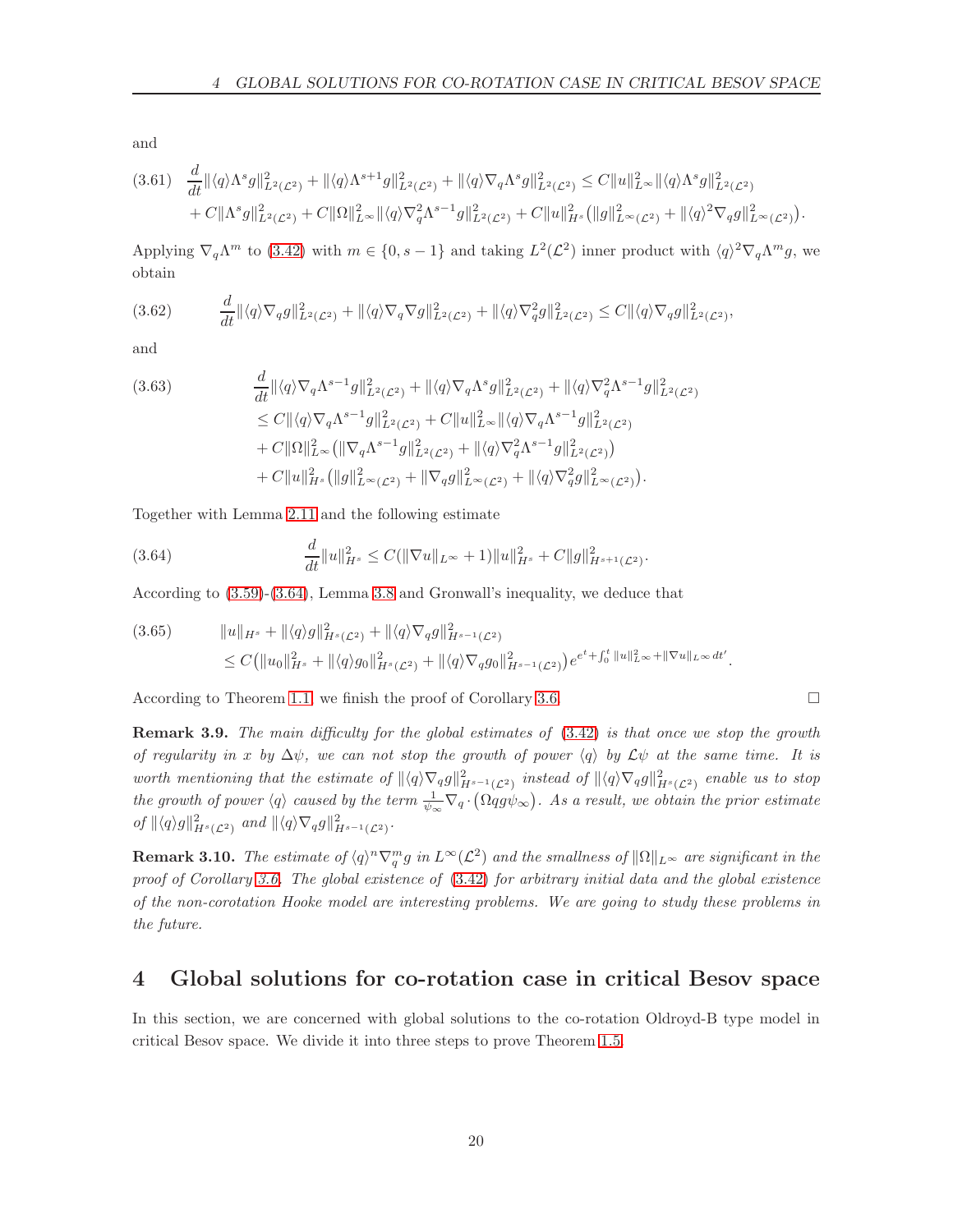and

$$
(3.61)\quad \frac{d}{dt}\|\langle q\rangle\Lambda^s g\|^2_{L^2(\mathcal{L}^2)}+\|\langle q\rangle\Lambda^{s+1}g\|^2_{L^2(\mathcal{L}^2)}+\|\langle q\rangle\nabla_q\Lambda^s g\|^2_{L^2(\mathcal{L}^2)}\le C\|u\|^2_{L^\infty}\|\langle q\rangle\Lambda^s g\|^2_{L^2(\mathcal{L}^2)}
$$
$$
+C\|\Lambda^s g\|^2_{L^2(\mathcal{L}^2)}+C\|\Omega\|^2_{L^\infty}\|\langle q\rangle\nabla_q^2\Lambda^{s-1}g\|^2_{L^2(\mathcal{L}^2)}+C\|u\|^2_{H^s}\big(\|g\|^2_{L^\infty(\mathcal{L}^2)}+\|\langle q\rangle^2\nabla_q g\|^2_{L^\infty(\mathcal{L}^2)}\big).
$$

Applying $\nabla_q\Lambda^m$ to (3.42) with $m\in\{0,s-1\}$ and taking $L^2(\mathcal{L}^2)$ inner product with $\langle q\rangle^2\nabla_q\Lambda^m g$, we obtain

$$
(3.62)\qquad \frac{d}{dt}\|\langle q\rangle\nabla_q g\|^2_{L^2(\mathcal{L}^2)}+\|\langle q\rangle\nabla_q\nabla g\|^2_{L^2(\mathcal{L}^2)}+\|\langle q\rangle\nabla_q^2 g\|^2_{L^2(\mathcal{L}^2)}\le C\|\langle q\rangle\nabla_q g\|^2_{L^2(\mathcal{L}^2)},
$$

and

$$
(3.63)\qquad \begin{aligned}
&\frac{d}{dt}\|\langle q\rangle\nabla_q\Lambda^{s-1}g\|^2_{L^2(\mathcal{L}^2)}+\|\langle q\rangle\nabla_q\Lambda^s g\|^2_{L^2(\mathcal{L}^2)}+\|\langle q\rangle\nabla_q^2\Lambda^{s-1}g\|^2_{L^2(\mathcal{L}^2)}\\
&\le C\|\langle q\rangle\nabla_q\Lambda^{s-1}g\|^2_{L^2(\mathcal{L}^2)}+C\|u\|^2_{L^\infty}\|\langle q\rangle\nabla_q\Lambda^{s-1}g\|^2_{L^2(\mathcal{L}^2)}\\
&\quad+C\|\Omega\|^2_{L^\infty}\big(\|\nabla_q\Lambda^{s-1}g\|^2_{L^2(\mathcal{L}^2)}+\|\langle q\rangle\nabla_q^2\Lambda^{s-1}g\|^2_{L^2(\mathcal{L}^2)}\big)\\
&\quad+C\|u\|^2_{H^s}\big(\|g\|^2_{L^\infty(\mathcal{L}^2)}+\|\nabla_q g\|^2_{L^\infty(\mathcal{L}^2)}+\|\langle q\rangle\nabla_q^2 g\|^2_{L^\infty(\mathcal{L}^2)}\big).
\end{aligned}
$$

Together with Lemma 2.11 and the following estimate

$$
(3.64)\qquad \frac{d}{dt}\|u\|^2_{H^s}\le C(\|\nabla u\|_{L^\infty}+1)\|u\|^2_{H^s}+C\|g\|^2_{H^{s+1}(\mathcal{L}^2)}.
$$

According to (3.59)-(3.64), Lemma 3.8 and Gronwall's inequality, we deduce that

$$
(3.65)\qquad \begin{aligned}
&\|u\|_{H^s}+\|\langle q\rangle g\|^2_{H^s(\mathcal{L}^2)}+\|\langle q\rangle\nabla_q g\|^2_{H^{s-1}(\mathcal{L}^2)}\\
&\le C\big(\|u_0\|^2_{H^s}+\|\langle q\rangle g_0\|^2_{H^s(\mathcal{L}^2)}+\|\langle q\rangle\nabla_q g_0\|^2_{H^{s-1}(\mathcal{L}^2)}\big)e^{e^t+\int_0^t\|u\|^2_{L^\infty}+\|\nabla u\|_{L^\infty}dt'}.
\end{aligned}
$$

According to Theorem 1.1, we finish the proof of Corollary 3.6. □

**Remark 3.9.** *The main difficulty for the global estimates of (3.42) is that once we stop the growth of regularity in $x$ by $\Delta\psi$, we can not stop the growth of power $\langle q\rangle$ by $\mathcal{L}\psi$ at the same time. It is worth mentioning that the estimate of $\|\langle q\rangle\nabla_q g\|^2_{H^{s-1}(\mathcal{L}^2)}$ instead of $\|\langle q\rangle\nabla_q g\|^2_{H^s(\mathcal{L}^2)}$ enable us to stop the growth of power $\langle q\rangle$ caused by the term $\frac{1}{\psi_\infty}\nabla_q\cdot\big(\Omega q g\psi_\infty\big)$. As a result, we obtain the prior estimate of $\|\langle q\rangle g\|^2_{H^s(\mathcal{L}^2)}$ and $\|\langle q\rangle\nabla_q g\|^2_{H^{s-1}(\mathcal{L}^2)}$.*

**Remark 3.10.** *The estimate of $\langle q\rangle^n\nabla_q^m g$ in $L^\infty(\mathcal{L}^2)$ and the smallness of $\|\Omega\|_{L^\infty}$ are significant in the proof of Corollary 3.6. The global existence of (3.42) for arbitrary initial data and the global existence of the non-corotation Hooke model are interesting problems. We are going to study these problems in the future.*

# 4 Global solutions for co-rotation case in critical Besov space

In this section, we are concerned with global solutions to the co-rotation Oldroyd-B type model in critical Besov space. We divide it into three steps to prove Theorem 1.5.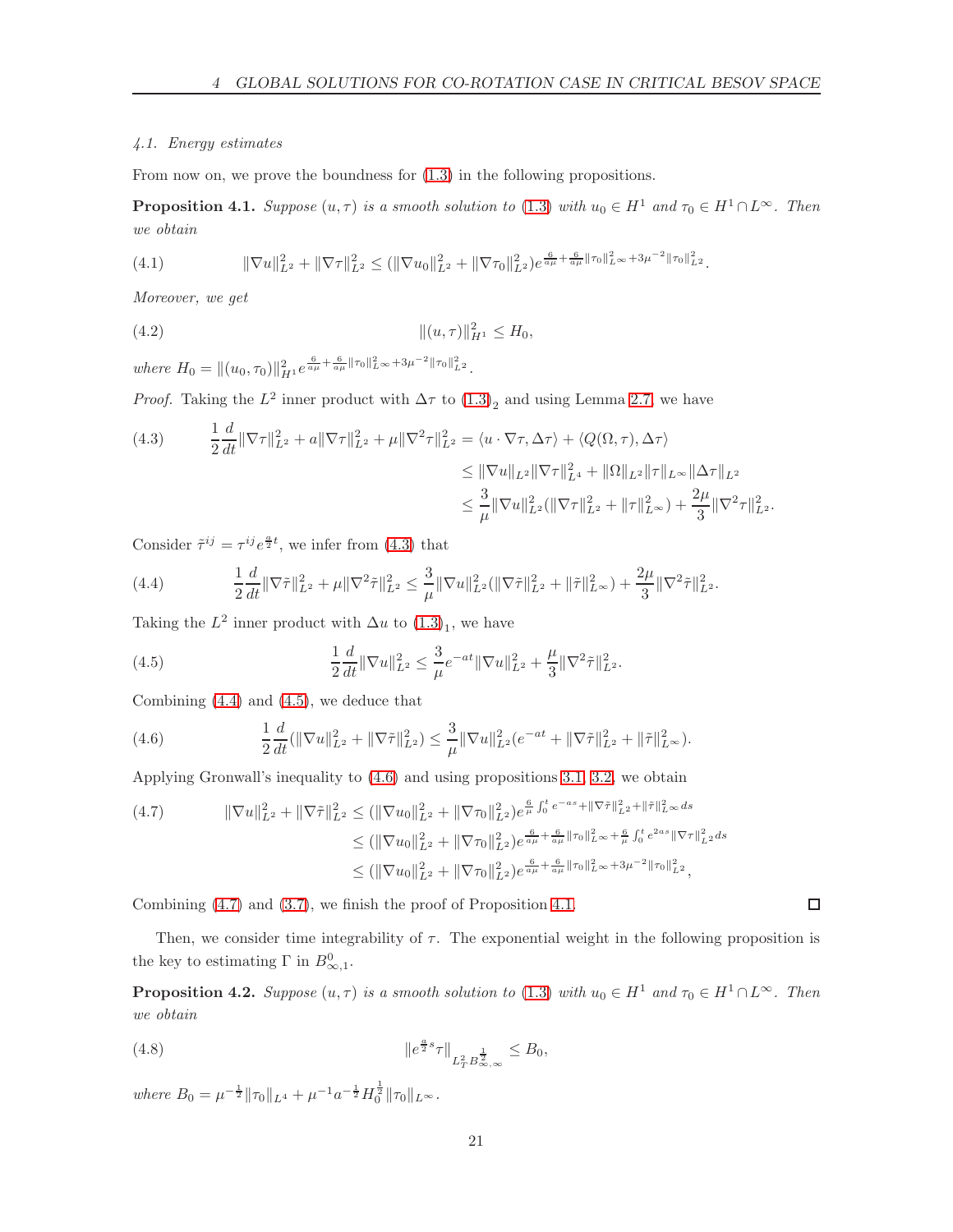*4.1. Energy estimates*

From now on, we prove the boundness for (1.3) in the following propositions.

**Proposition 4.1.** *Suppose $(u,\tau)$ is a smooth solution to (1.3) with $u_0 \in H^1$ and $\tau_0 \in H^1 \cap L^\infty$. Then we obtain*

$$
\|\nabla u\|_{L^2}^2 + \|\nabla \tau\|_{L^2}^2 \le (\|\nabla u_0\|_{L^2}^2 + \|\nabla \tau_0\|_{L^2}^2) e^{\frac{6}{a\mu} + \frac{6}{a\mu}\|\tau_0\|_{L^\infty}^2 + 3\mu^{-2}\|\tau_0\|_{L^2}^2}. \tag{4.1}
$$

*Moreover, we get*

$$
\|(u,\tau)\|_{H^1}^2 \le H_0, \tag{4.2}
$$

*where $H_0 = \|(u_0,\tau_0)\|_{H^1}^2 e^{\frac{6}{a\mu} + \frac{6}{a\mu}\|\tau_0\|_{L^\infty}^2 + 3\mu^{-2}\|\tau_0\|_{L^2}^2}$.*

*Proof.* Taking the $L^2$ inner product with $\Delta\tau$ to $(1.3)_2$ and using Lemma 2.7, we have

$$
\begin{aligned}
\frac{1}{2}\frac{d}{dt}\|\nabla \tau\|_{L^2}^2 + a\|\nabla\tau\|_{L^2}^2 + \mu\|\nabla^2\tau\|_{L^2}^2 &= \langle u\cdot\nabla\tau, \Delta\tau\rangle + \langle Q(\Omega,\tau), \Delta\tau\rangle \\
&\le \|\nabla u\|_{L^2}\|\nabla\tau\|_{L^4}^2 + \|\Omega\|_{L^2}\|\tau\|_{L^\infty}\|\Delta\tau\|_{L^2} \\
&\le \frac{3}{\mu}\|\nabla u\|_{L^2}^2(\|\nabla\tau\|_{L^2}^2 + \|\tau\|_{L^\infty}^2) + \frac{2\mu}{3}\|\nabla^2\tau\|_{L^2}^2.
\end{aligned} \tag{4.3}
$$

Consider $\tilde{\tau}^{ij} = \tau^{ij} e^{\frac{a}{2}t}$, we infer from (4.3) that

$$
\frac{1}{2}\frac{d}{dt}\|\nabla\tilde{\tau}\|_{L^2}^2 + \mu\|\nabla^2\tilde{\tau}\|_{L^2}^2 \le \frac{3}{\mu}\|\nabla u\|_{L^2}^2(\|\nabla\tilde{\tau}\|_{L^2}^2 + \|\tilde{\tau}\|_{L^\infty}^2) + \frac{2\mu}{3}\|\nabla^2\tilde{\tau}\|_{L^2}^2. \tag{4.4}
$$

Taking the $L^2$ inner product with $\Delta u$ to $(1.3)_1$, we have

$$
\frac{1}{2}\frac{d}{dt}\|\nabla u\|_{L^2}^2 \le \frac{3}{\mu}e^{-at}\|\nabla u\|_{L^2}^2 + \frac{\mu}{3}\|\nabla^2\tilde{\tau}\|_{L^2}^2. \tag{4.5}
$$

Combining (4.4) and (4.5), we deduce that

$$
\frac{1}{2}\frac{d}{dt}(\|\nabla u\|_{L^2}^2 + \|\nabla\tilde{\tau}\|_{L^2}^2) \le \frac{3}{\mu}\|\nabla u\|_{L^2}^2(e^{-at} + \|\nabla\tilde{\tau}\|_{L^2}^2 + \|\tilde{\tau}\|_{L^\infty}^2). \tag{4.6}
$$

Applying Gronwall's inequality to (4.6) and using propositions 3.1, 3.2, we obtain

$$
\begin{aligned}
\|\nabla u\|_{L^2}^2 + \|\nabla\tilde{\tau}\|_{L^2}^2 &\le (\|\nabla u_0\|_{L^2}^2 + \|\nabla\tau_0\|_{L^2}^2) e^{\frac{6}{\mu}\int_0^t e^{-as} + \|\nabla\tilde{\tau}\|_{L^2}^2 + \|\tilde{\tau}\|_{L^\infty}^2 ds} \\
&\le (\|\nabla u_0\|_{L^2}^2 + \|\nabla\tau_0\|_{L^2}^2) e^{\frac{6}{a\mu} + \frac{6}{a\mu}\|\tau_0\|_{L^\infty}^2 + \frac{6}{\mu}\int_0^t e^{2as}\|\nabla\tau\|_{L^2}^2 ds} \\
&\le (\|\nabla u_0\|_{L^2}^2 + \|\nabla\tau_0\|_{L^2}^2) e^{\frac{6}{a\mu} + \frac{6}{a\mu}\|\tau_0\|_{L^\infty}^2 + 3\mu^{-2}\|\tau_0\|_{L^2}^2},
\end{aligned} \tag{4.7}
$$

Combining (4.7) and (3.7), we finish the proof of Proposition 4.1. □

Then, we consider time integrability of $\tau$. The exponential weight in the following proposition is the key to estimating $\Gamma$ in $B^0_{\infty,1}$.

**Proposition 4.2.** *Suppose $(u,\tau)$ is a smooth solution to (1.3) with $u_0 \in H^1$ and $\tau_0 \in H^1 \cap L^\infty$. Then we obtain*

$$
\|e^{\frac{a}{2}s}\tau\|_{L^2_T B^{\frac{1}{2}}_{\infty,\infty}} \le B_0, \tag{4.8}
$$

*where $B_0 = \mu^{-\frac{1}{2}}\|\tau_0\|_{L^4} + \mu^{-1}a^{-\frac{1}{2}}H_0^{\frac{1}{2}}\|\tau_0\|_{L^\infty}$.*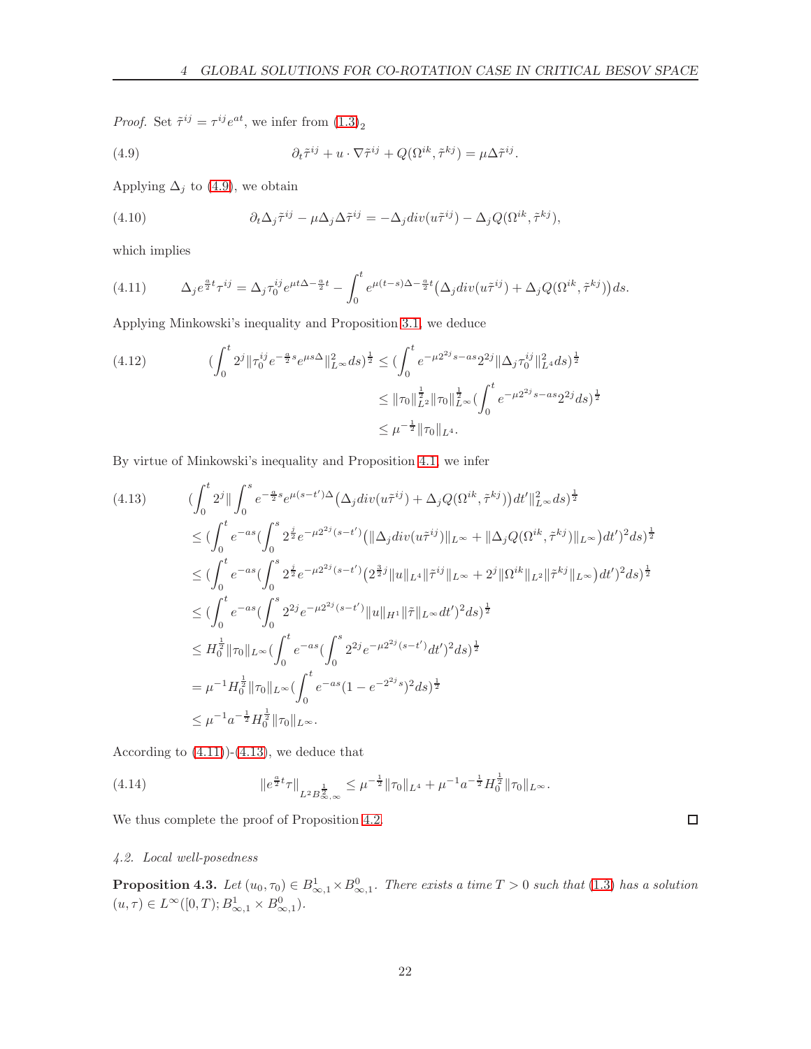*Proof.* Set $\tilde{\tau}^{ij} = \tau^{ij} e^{at}$, we infer from $(1.3)_2$

$$\partial_t \tilde{\tau}^{ij} + u \cdot \nabla \tilde{\tau}^{ij} + Q(\Omega^{ik}, \tilde{\tau}^{kj}) = \mu \Delta \tilde{\tau}^{ij}. \tag{4.9}$$

Applying $\Delta_j$ to (4.9), we obtain

$$\partial_t \Delta_j \tilde{\tau}^{ij} - \mu \Delta_j \Delta \tilde{\tau}^{ij} = -\Delta_j div(u\tilde{\tau}^{ij}) - \Delta_j Q(\Omega^{ik}, \tilde{\tau}^{kj}), \tag{4.10}$$

which implies

$$\Delta_j e^{\frac{a}{2}t} \tau^{ij} = \Delta_j \tau_0^{ij} e^{\mu t \Delta - \frac{a}{2}t} - \int_0^t e^{\mu(t-s)\Delta - \frac{a}{2}t} \big( \Delta_j div(u\tilde{\tau}^{ij}) + \Delta_j Q(\Omega^{ik}, \tilde{\tau}^{kj}) \big) ds. \tag{4.11}$$

Applying Minkowski's inequality and Proposition 3.1, we deduce

$$\begin{aligned}
(\int_0^t 2^j \| \tau_0^{ij} e^{-\frac{a}{2}s} e^{\mu s \Delta} \|_{L^\infty}^2 ds)^{\frac{1}{2}} &\leq (\int_0^t e^{-\mu 2^{2j} s - as} 2^{2j} \| \Delta_j \tau_0^{ij} \|_{L^4}^2 ds)^{\frac{1}{2}} \\
&\leq \|\tau_0\|_{L^2}^{\frac{1}{2}} \|\tau_0\|_{L^\infty}^{\frac{1}{2}} (\int_0^t e^{-\mu 2^{2j} s - as} 2^{2j} ds)^{\frac{1}{2}} \\
&\leq \mu^{-\frac{1}{2}} \|\tau_0\|_{L^4}.
\end{aligned} \tag{4.12}$$

By virtue of Minkowski's inequality and Proposition 4.1, we infer

$$\begin{aligned}
&(\int_0^t 2^j \| \int_0^s e^{-\frac{a}{2}s} e^{\mu(s-t')\Delta} \big( \Delta_j div(u\tilde{\tau}^{ij}) + \Delta_j Q(\Omega^{ik}, \tilde{\tau}^{kj}) \big) dt' \|_{L^\infty}^2 ds)^{\frac{1}{2}} \\
&\leq (\int_0^t e^{-as} (\int_0^s 2^{\frac{j}{2}} e^{-\mu 2^{2j}(s-t')} \big( \|\Delta_j div(u\tilde{\tau}^{ij})\|_{L^\infty} + \|\Delta_j Q(\Omega^{ik}, \tilde{\tau}^{kj})\|_{L^\infty} \big) dt')^2 ds)^{\frac{1}{2}} \\
&\leq (\int_0^t e^{-as} (\int_0^s 2^{\frac{j}{2}} e^{-\mu 2^{2j}(s-t')} \big( 2^{\frac{3}{2}j} \|u\|_{L^4} \|\tilde{\tau}^{ij}\|_{L^\infty} + 2^j \|\Omega^{ik}\|_{L^2} \|\tilde{\tau}^{kj}\|_{L^\infty} \big) dt')^2 ds)^{\frac{1}{2}} \\
&\leq (\int_0^t e^{-as} (\int_0^s 2^{2j} e^{-\mu 2^{2j}(s-t')} \|u\|_{H^1} \|\tilde{\tau}\|_{L^\infty} dt')^2 ds)^{\frac{1}{2}} \\
&\leq H_0^{\frac{1}{2}} \|\tau_0\|_{L^\infty} (\int_0^t e^{-as} (\int_0^s 2^{2j} e^{-\mu 2^{2j}(s-t')} dt')^2 ds)^{\frac{1}{2}} \\
&= \mu^{-1} H_0^{\frac{1}{2}} \|\tau_0\|_{L^\infty} (\int_0^t e^{-as} (1 - e^{-2^{2j}s})^2 ds)^{\frac{1}{2}} \\
&\leq \mu^{-1} a^{-\frac{1}{2}} H_0^{\frac{1}{2}} \|\tau_0\|_{L^\infty}.
\end{aligned} \tag{4.13}$$

According to (4.11)-(4.13), we deduce that

$$\|e^{\frac{a}{2}t} \tau\|_{L^2 B^{\frac{1}{2}}_{\infty,\infty}} \leq \mu^{-\frac{1}{2}} \|\tau_0\|_{L^4} + \mu^{-1} a^{-\frac{1}{2}} H_0^{\frac{1}{2}} \|\tau_0\|_{L^\infty}. \tag{4.14}$$

We thus complete the proof of Proposition 4.2. ☐

### *4.2. Local well-posedness*

**Proposition 4.3.** *Let $(u_0, \tau_0) \in B^1_{\infty,1} \times B^0_{\infty,1}$. There exists a time $T > 0$ such that (1.3) has a solution $(u, \tau) \in L^\infty([0,T); B^1_{\infty,1} \times B^0_{\infty,1})$.*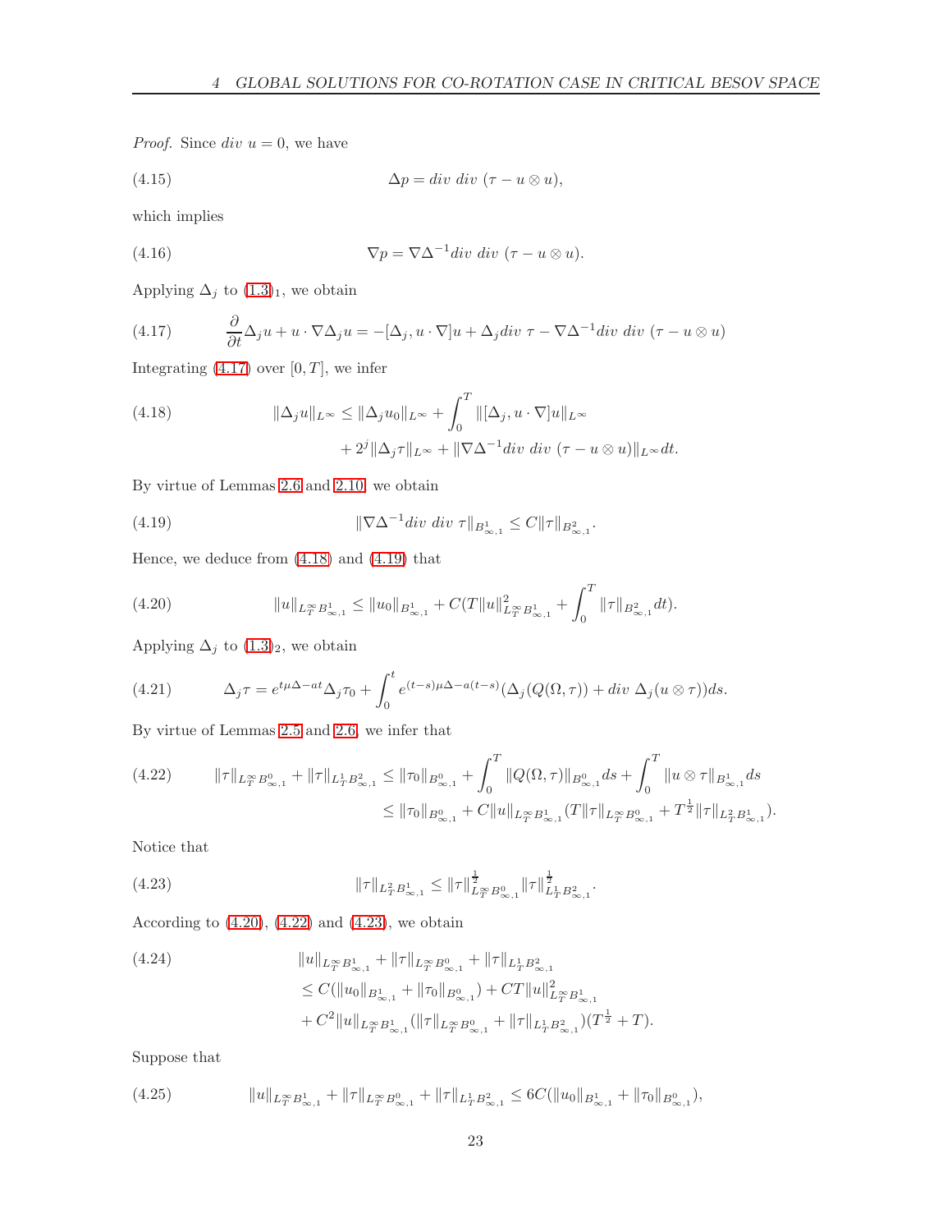*Proof.* Since $div\ u = 0$, we have

$$\Delta p = div\ div\ (\tau - u \otimes u), \tag{4.15}$$

which implies

$$\nabla p = \nabla \Delta^{-1} div\ div\ (\tau - u \otimes u). \tag{4.16}$$

Applying $\Delta_j$ to (1.3)$_1$, we obtain

$$\frac{\partial}{\partial t}\Delta_j u + u \cdot \nabla \Delta_j u = -[\Delta_j, u \cdot \nabla]u + \Delta_j div\ \tau - \nabla \Delta^{-1} div\ div\ (\tau - u \otimes u) \tag{4.17}$$

Integrating (4.17) over $[0, T]$, we infer

$$\begin{aligned}\|\Delta_j u\|_{L^\infty} \le \|\Delta_j u_0\|_{L^\infty} &+ \int_0^T \|[\Delta_j, u \cdot \nabla]u\|_{L^\infty} \\ &+ 2^j \|\Delta_j \tau\|_{L^\infty} + \|\nabla \Delta^{-1} div\ div\ (\tau - u \otimes u)\|_{L^\infty} dt.\end{aligned} \tag{4.18}$$

By virtue of Lemmas 2.6 and 2.10, we obtain

$$\|\nabla \Delta^{-1} div\ div\ \tau\|_{B^1_{\infty,1}} \le C\|\tau\|_{B^2_{\infty,1}}. \tag{4.19}$$

Hence, we deduce from (4.18) and (4.19) that

$$\|u\|_{L^\infty_T B^1_{\infty,1}} \le \|u_0\|_{B^1_{\infty,1}} + C(T\|u\|^2_{L^\infty_T B^1_{\infty,1}} + \int_0^T \|\tau\|_{B^2_{\infty,1}} dt). \tag{4.20}$$

Applying $\Delta_j$ to (1.3)$_2$, we obtain

$$\Delta_j \tau = e^{t\mu\Delta - at}\Delta_j \tau_0 + \int_0^t e^{(t-s)\mu\Delta - a(t-s)}(\Delta_j(Q(\Omega, \tau)) + div\ \Delta_j(u \otimes \tau))ds. \tag{4.21}$$

By virtue of Lemmas 2.5 and 2.6, we infer that

$$\begin{aligned}\|\tau\|_{L^\infty_T B^0_{\infty,1}} + \|\tau\|_{L^1_T B^2_{\infty,1}} &\le \|\tau_0\|_{B^0_{\infty,1}} + \int_0^T \|Q(\Omega, \tau)\|_{B^0_{\infty,1}} ds + \int_0^T \|u \otimes \tau\|_{B^1_{\infty,1}} ds \\ &\le \|\tau_0\|_{B^0_{\infty,1}} + C\|u\|_{L^\infty_T B^1_{\infty,1}}(T\|\tau\|_{L^\infty_T B^0_{\infty,1}} + T^{\frac{1}{2}}\|\tau\|_{L^2_T B^1_{\infty,1}}).\end{aligned} \tag{4.22}$$

Notice that

$$\|\tau\|_{L^2_T B^1_{\infty,1}} \le \|\tau\|^{\frac{1}{2}}_{L^\infty_T B^0_{\infty,1}} \|\tau\|^{\frac{1}{2}}_{L^1_T B^2_{\infty,1}}. \tag{4.23}$$

According to (4.20), (4.22) and (4.23), we obtain

$$\begin{aligned}&\|u\|_{L^\infty_T B^1_{\infty,1}} + \|\tau\|_{L^\infty_T B^0_{\infty,1}} + \|\tau\|_{L^1_T B^2_{\infty,1}} \\ &\le C(\|u_0\|_{B^1_{\infty,1}} + \|\tau_0\|_{B^0_{\infty,1}}) + CT\|u\|^2_{L^\infty_T B^1_{\infty,1}} \\ &+ C^2\|u\|_{L^\infty_T B^1_{\infty,1}}(\|\tau\|_{L^\infty_T B^0_{\infty,1}} + \|\tau\|_{L^1_T B^2_{\infty,1}})(T^{\frac{1}{2}} + T).\end{aligned} \tag{4.24}$$

Suppose that

$$\|u\|_{L^\infty_T B^1_{\infty,1}} + \|\tau\|_{L^\infty_T B^0_{\infty,1}} + \|\tau\|_{L^1_T B^2_{\infty,1}} \le 6C(\|u_0\|_{B^1_{\infty,1}} + \|\tau_0\|_{B^0_{\infty,1}}), \tag{4.25}$$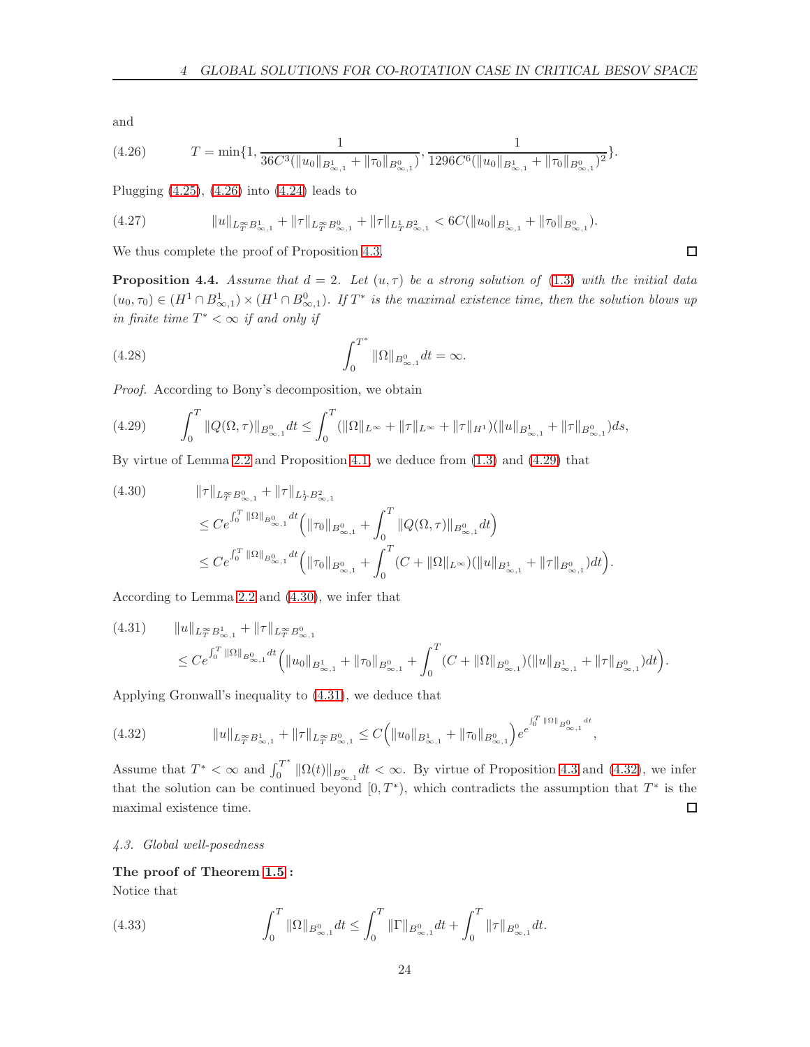and

$$T = \min\{1, \frac{1}{36C^3(\|u_0\|_{B^1_{\infty,1}} + \|\tau_0\|_{B^0_{\infty,1}})}, \frac{1}{1296C^6(\|u_0\|_{B^1_{\infty,1}} + \|\tau_0\|_{B^0_{\infty,1}})^2}\}. \tag{4.26}$$

Plugging (4.25), (4.26) into (4.24) leads to

$$\|u\|_{L^\infty_T B^1_{\infty,1}} + \|\tau\|_{L^\infty_T B^0_{\infty,1}} + \|\tau\|_{L^1_T B^2_{\infty,1}} < 6C(\|u_0\|_{B^1_{\infty,1}} + \|\tau_0\|_{B^0_{\infty,1}}). \tag{4.27}$$

We thus complete the proof of Proposition 4.3. □

**Proposition 4.4.** *Assume that $d = 2$. Let $(u, \tau)$ be a strong solution of (1.3) with the initial data $(u_0, \tau_0) \in (H^1 \cap B^1_{\infty,1}) \times (H^1 \cap B^0_{\infty,1})$. If $T^*$ is the maximal existence time, then the solution blows up in finite time $T^* < \infty$ if and only if*

$$\int_0^{T^*} \|\Omega\|_{B^0_{\infty,1}} dt = \infty. \tag{4.28}$$

*Proof.* According to Bony's decomposition, we obtain

$$\int_0^T \|Q(\Omega, \tau)\|_{B^0_{\infty,1}} dt \leq \int_0^T (\|\Omega\|_{L^\infty} + \|\tau\|_{L^\infty} + \|\tau\|_{H^1})(\|u\|_{B^1_{\infty,1}} + \|\tau\|_{B^0_{\infty,1}}) ds, \tag{4.29}$$

By virtue of Lemma 2.2 and Proposition 4.1, we deduce from (1.3) and (4.29) that

$$\begin{aligned}
&\|\tau\|_{L^\infty_T B^0_{\infty,1}} + \|\tau\|_{L^1_T B^2_{\infty,1}} \\
&\leq C e^{\int_0^T \|\Omega\|_{B^0_{\infty,1}} dt} \Big( \|\tau_0\|_{B^0_{\infty,1}} + \int_0^T \|Q(\Omega, \tau)\|_{B^0_{\infty,1}} dt \Big) \\
&\leq C e^{\int_0^T \|\Omega\|_{B^0_{\infty,1}} dt} \Big( \|\tau_0\|_{B^0_{\infty,1}} + \int_0^T (C + \|\Omega\|_{L^\infty})(\|u\|_{B^1_{\infty,1}} + \|\tau\|_{B^0_{\infty,1}}) dt \Big).
\end{aligned} \tag{4.30}$$

According to Lemma 2.2 and (4.30), we infer that

$$\begin{aligned}
&\|u\|_{L^\infty_T B^1_{\infty,1}} + \|\tau\|_{L^\infty_T B^0_{\infty,1}} \\
&\leq C e^{\int_0^T \|\Omega\|_{B^0_{\infty,1}} dt} \Big( \|u_0\|_{B^1_{\infty,1}} + \|\tau_0\|_{B^0_{\infty,1}} + \int_0^T (C + \|\Omega\|_{B^0_{\infty,1}})(\|u\|_{B^1_{\infty,1}} + \|\tau\|_{B^0_{\infty,1}}) dt \Big).
\end{aligned} \tag{4.31}$$

Applying Gronwall's inequality to (4.31), we deduce that

$$\|u\|_{L^\infty_T B^1_{\infty,1}} + \|\tau\|_{L^\infty_T B^0_{\infty,1}} \leq C \Big( \|u_0\|_{B^1_{\infty,1}} + \|\tau_0\|_{B^0_{\infty,1}} \Big) e^{e^{\int_0^T \|\Omega\|_{B^0_{\infty,1}} dt}}, \tag{4.32}$$

Assume that $T^* < \infty$ and $\int_0^{T^*} \|\Omega(t)\|_{B^0_{\infty,1}} dt < \infty$. By virtue of Proposition 4.3 and (4.32), we infer that the solution can be continued beyond $[0, T^*)$, which contradicts the assumption that $T^*$ is the maximal existence time. □

### *4.3. Global well-posedness*

**The proof of Theorem 1.5 :**
Notice that

$$\int_0^T \|\Omega\|_{B^0_{\infty,1}} dt \leq \int_0^T \|\Gamma\|_{B^0_{\infty,1}} dt + \int_0^T \|\tau\|_{B^0_{\infty,1}} dt. \tag{4.33}$$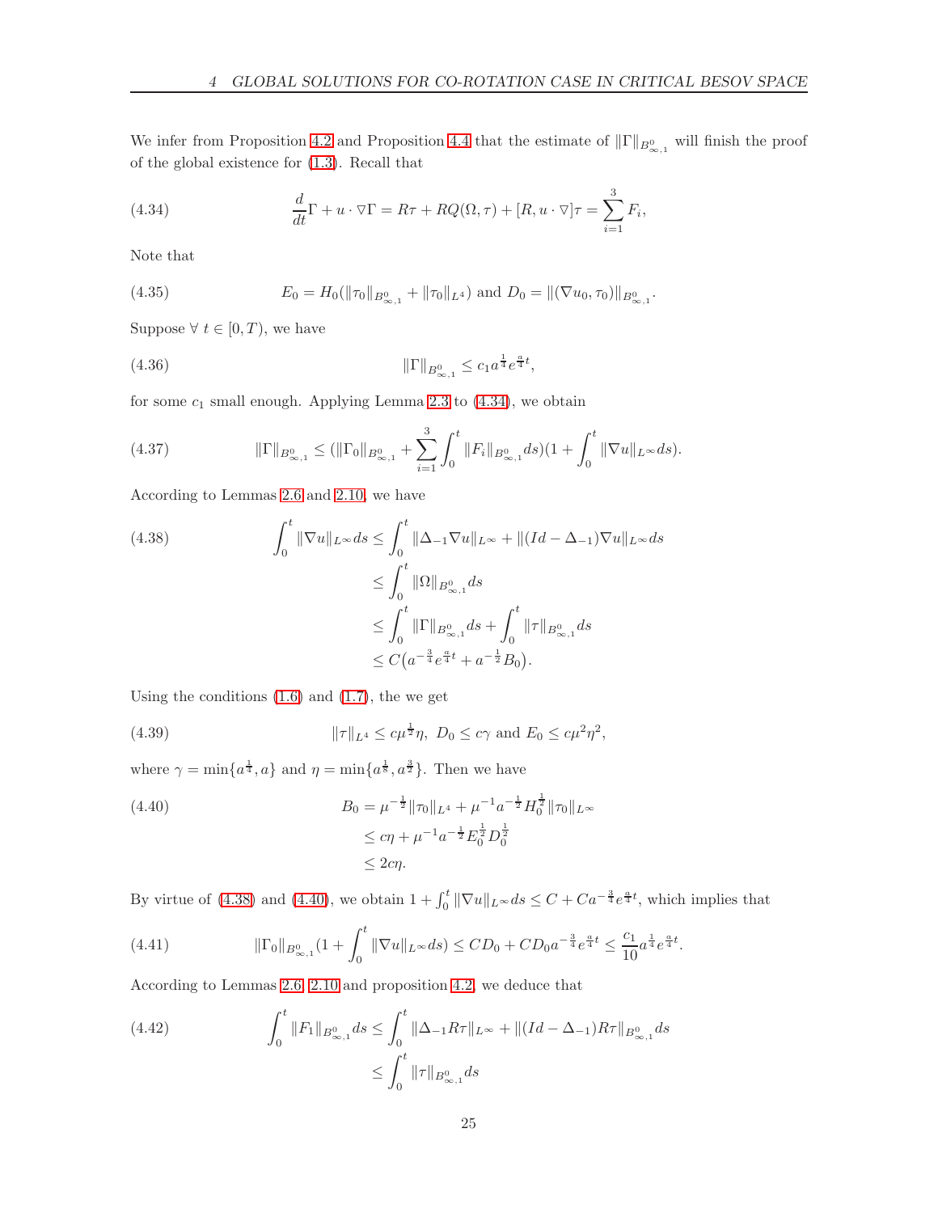We infer from Proposition 4.2 and Proposition 4.4 that the estimate of $\|\Gamma\|_{B^0_{\infty,1}}$ will finish the proof of the global existence for (1.3). Recall that

$$\frac{d}{dt}\Gamma + u\cdot\nabla\Gamma = R\tau + RQ(\Omega,\tau) + [R, u\cdot\nabla]\tau = \sum_{i=1}^{3} F_i, \tag{4.34}$$

Note that

$$E_0 = H_0(\|\tau_0\|_{B^0_{\infty,1}} + \|\tau_0\|_{L^4}) \text{ and } D_0 = \|(\nabla u_0, \tau_0)\|_{B^0_{\infty,1}}. \tag{4.35}$$

Suppose $\forall\ t\in[0,T)$, we have

$$\|\Gamma\|_{B^0_{\infty,1}} \le c_1 a^{\frac14} e^{\frac a4 t}, \tag{4.36}$$

for some $c_1$ small enough. Applying Lemma 2.3 to (4.34), we obtain

$$\|\Gamma\|_{B^0_{\infty,1}} \le (\|\Gamma_0\|_{B^0_{\infty,1}} + \sum_{i=1}^{3}\int_0^t \|F_i\|_{B^0_{\infty,1}} ds)(1+\int_0^t \|\nabla u\|_{L^\infty} ds). \tag{4.37}$$

According to Lemmas 2.6 and 2.10, we have

$$\begin{aligned}
\int_0^t \|\nabla u\|_{L^\infty} ds &\le \int_0^t \|\Delta_{-1}\nabla u\|_{L^\infty} + \|(Id-\Delta_{-1})\nabla u\|_{L^\infty} ds \\
&\le \int_0^t \|\Omega\|_{B^0_{\infty,1}} ds \\
&\le \int_0^t \|\Gamma\|_{B^0_{\infty,1}} ds + \int_0^t \|\tau\|_{B^0_{\infty,1}} ds \\
&\le C\big(a^{-\frac34} e^{\frac a4 t} + a^{-\frac12} B_0\big).
\end{aligned} \tag{4.38}$$

Using the conditions (1.6) and (1.7), the we get

$$\|\tau\|_{L^4} \le c\mu^{\frac12}\eta,\ D_0 \le c\gamma \text{ and } E_0 \le c\mu^2\eta^2, \tag{4.39}$$

where $\gamma = \min\{a^{\frac14}, a\}$ and $\eta = \min\{a^{\frac18}, a^{\frac32}\}$. Then we have

$$\begin{aligned}
B_0 &= \mu^{-\frac12}\|\tau_0\|_{L^4} + \mu^{-1}a^{-\frac12} H_0^{\frac12}\|\tau_0\|_{L^\infty} \\
&\le c\eta + \mu^{-1}a^{-\frac12} E_0^{\frac12} D_0^{\frac12} \\
&\le 2c\eta.
\end{aligned} \tag{4.40}$$

By virtue of (4.38) and (4.40), we obtain $1+\int_0^t \|\nabla u\|_{L^\infty} ds \le C + Ca^{-\frac34} e^{\frac a4 t}$, which implies that

$$\|\Gamma_0\|_{B^0_{\infty,1}}(1+\int_0^t \|\nabla u\|_{L^\infty} ds) \le CD_0 + CD_0 a^{-\frac34} e^{\frac a4 t} \le \frac{c_1}{10} a^{\frac14} e^{\frac a4 t}. \tag{4.41}$$

According to Lemmas 2.6, 2.10 and proposition 4.2, we deduce that

$$\begin{aligned}
\int_0^t \|F_1\|_{B^0_{\infty,1}} ds &\le \int_0^t \|\Delta_{-1}R\tau\|_{L^\infty} + \|(Id-\Delta_{-1})R\tau\|_{B^0_{\infty,1}} ds \\
&\le \int_0^t \|\tau\|_{B^0_{\infty,1}} ds
\end{aligned} \tag{4.42}$$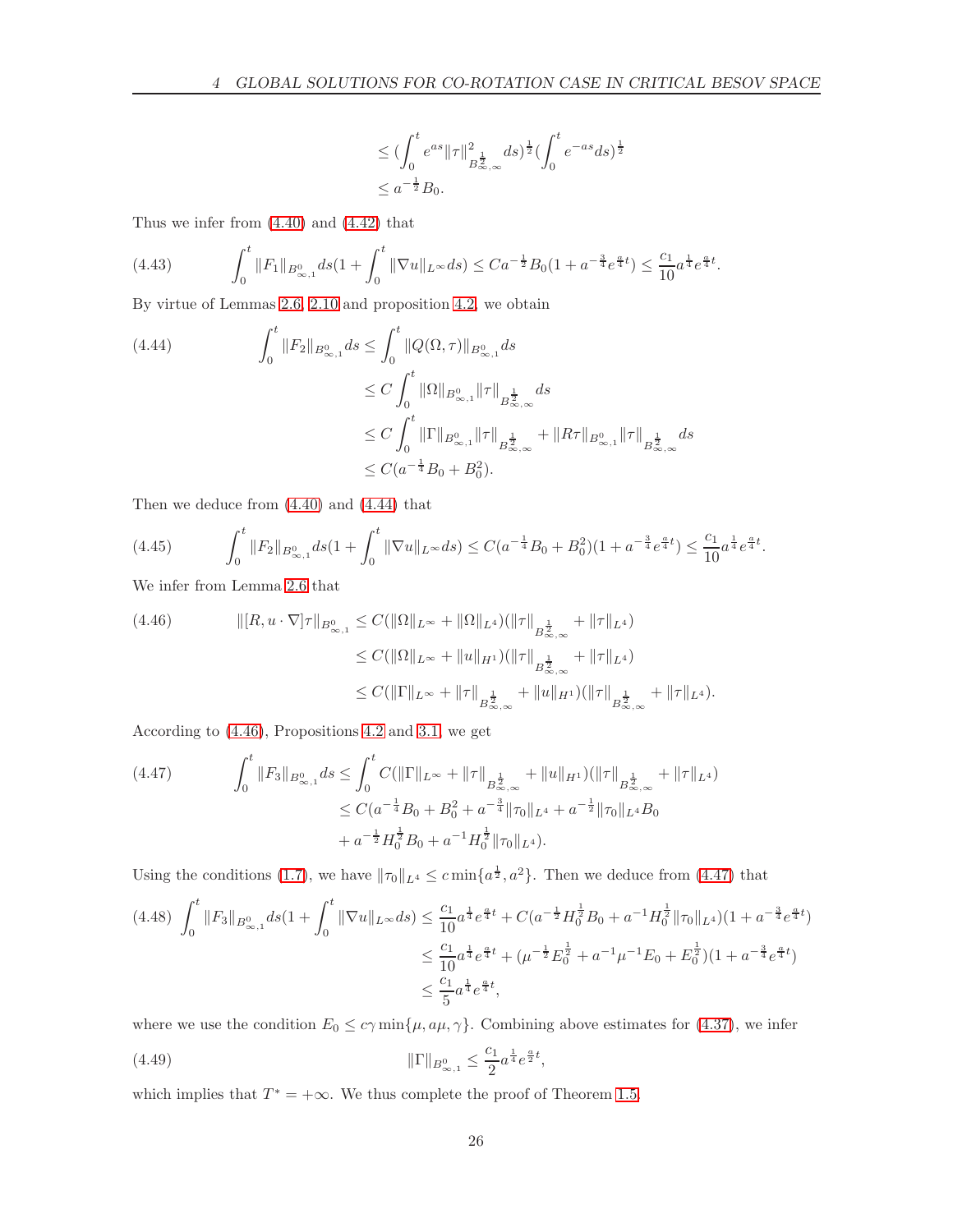$$
\leq \left(\int_0^t e^{as}\|\tau\|^2_{B^{\frac{1}{2}}_{\infty,\infty}}ds\right)^{\frac{1}{2}}\left(\int_0^t e^{-as}ds\right)^{\frac{1}{2}}
$$

$$
\leq a^{-\frac{1}{2}}B_0.
$$

Thus we infer from (4.40) and (4.42) that

$$
\int_0^t \|F_1\|_{B^0_{\infty,1}}ds\left(1+\int_0^t\|\nabla u\|_{L^\infty}ds\right) \leq Ca^{-\frac{1}{2}}B_0\left(1+a^{-\frac{3}{4}}e^{\frac{a}{4}t}\right) \leq \frac{c_1}{10}a^{\frac{1}{4}}e^{\frac{a}{4}t}. \tag{4.43}
$$

By virtue of Lemmas 2.6, 2.10 and proposition 4.2, we obtain

$$
\begin{aligned}
\int_0^t \|F_2\|_{B^0_{\infty,1}}ds &\leq \int_0^t \|Q(\Omega,\tau)\|_{B^0_{\infty,1}}ds \\
&\leq C\int_0^t \|\Omega\|_{B^0_{\infty,1}}\|\tau\|_{B^{\frac{1}{2}}_{\infty,\infty}}ds \\
&\leq C\int_0^t \|\Gamma\|_{B^0_{\infty,1}}\|\tau\|_{B^{\frac{1}{2}}_{\infty,\infty}} + \|R\tau\|_{B^0_{\infty,1}}\|\tau\|_{B^{\frac{1}{2}}_{\infty,\infty}}ds \\
&\leq C(a^{-\frac{1}{4}}B_0 + B_0^2).
\end{aligned} \tag{4.44}
$$

Then we deduce from (4.40) and (4.44) that

$$
\int_0^t \|F_2\|_{B^0_{\infty,1}}ds\left(1+\int_0^t\|\nabla u\|_{L^\infty}ds\right) \leq C(a^{-\frac{1}{4}}B_0+B_0^2)\left(1+a^{-\frac{3}{4}}e^{\frac{a}{4}t}\right) \leq \frac{c_1}{10}a^{\frac{1}{4}}e^{\frac{a}{4}t}. \tag{4.45}
$$

We infer from Lemma 2.6 that

$$
\begin{aligned}
\|[R, u\cdot\nabla]\tau\|_{B^0_{\infty,1}} &\leq C(\|\Omega\|_{L^\infty} + \|\Omega\|_{L^4})(\|\tau\|_{B^{\frac{1}{2}}_{\infty,\infty}} + \|\tau\|_{L^4}) \\
&\leq C(\|\Omega\|_{L^\infty} + \|u\|_{H^1})(\|\tau\|_{B^{\frac{1}{2}}_{\infty,\infty}} + \|\tau\|_{L^4}) \\
&\leq C(\|\Gamma\|_{L^\infty} + \|\tau\|_{B^{\frac{1}{2}}_{\infty,\infty}} + \|u\|_{H^1})(\|\tau\|_{B^{\frac{1}{2}}_{\infty,\infty}} + \|\tau\|_{L^4}).
\end{aligned} \tag{4.46}
$$

According to (4.46), Propositions 4.2 and 3.1, we get

$$
\begin{aligned}
\int_0^t \|F_3\|_{B^0_{\infty,1}}ds &\leq \int_0^t C(\|\Gamma\|_{L^\infty} + \|\tau\|_{B^{\frac{1}{2}}_{\infty,\infty}} + \|u\|_{H^1})(\|\tau\|_{B^{\frac{1}{2}}_{\infty,\infty}} + \|\tau\|_{L^4}) \\
&\leq C(a^{-\frac{1}{4}}B_0 + B_0^2 + a^{-\frac{3}{4}}\|\tau_0\|_{L^4} + a^{-\frac{1}{2}}\|\tau_0\|_{L^4}B_0 \\
&\quad + a^{-\frac{1}{2}}H_0^{\frac{1}{2}}B_0 + a^{-1}H_0^{\frac{1}{2}}\|\tau_0\|_{L^4}).
\end{aligned} \tag{4.47}
$$

Using the conditions (1.7), we have $\|\tau_0\|_{L^4} \leq c\min\{a^{\frac{1}{2}}, a^2\}$. Then we deduce from (4.47) that

$$
\begin{aligned}
\int_0^t \|F_3\|_{B^0_{\infty,1}}ds\left(1+\int_0^t\|\nabla u\|_{L^\infty}ds\right) &\leq \frac{c_1}{10}a^{\frac{1}{4}}e^{\frac{a}{4}t} + C(a^{-\frac{1}{2}}H_0^{\frac{1}{2}}B_0 + a^{-1}H_0^{\frac{1}{2}}\|\tau_0\|_{L^4})(1+a^{-\frac{3}{4}}e^{\frac{a}{4}t}) \\
&\leq \frac{c_1}{10}a^{\frac{1}{4}}e^{\frac{a}{4}t} + (\mu^{-\frac{1}{2}}E_0^{\frac{1}{2}} + a^{-1}\mu^{-1}E_0 + E_0^{\frac{1}{2}})(1+a^{-\frac{3}{4}}e^{\frac{a}{4}t}) \\
&\leq \frac{c_1}{5}a^{\frac{1}{4}}e^{\frac{a}{4}t},
\end{aligned} \tag{4.48}
$$

where we use the condition $E_0 \leq c\gamma\min\{\mu, a\mu, \gamma\}$. Combining above estimates for (4.37), we infer

$$
\|\Gamma\|_{B^0_{\infty,1}} \leq \frac{c_1}{2}a^{\frac{1}{4}}e^{\frac{a}{2}t}, \tag{4.49}
$$

which implies that $T^* = +\infty$. We thus complete the proof of Theorem 1.5.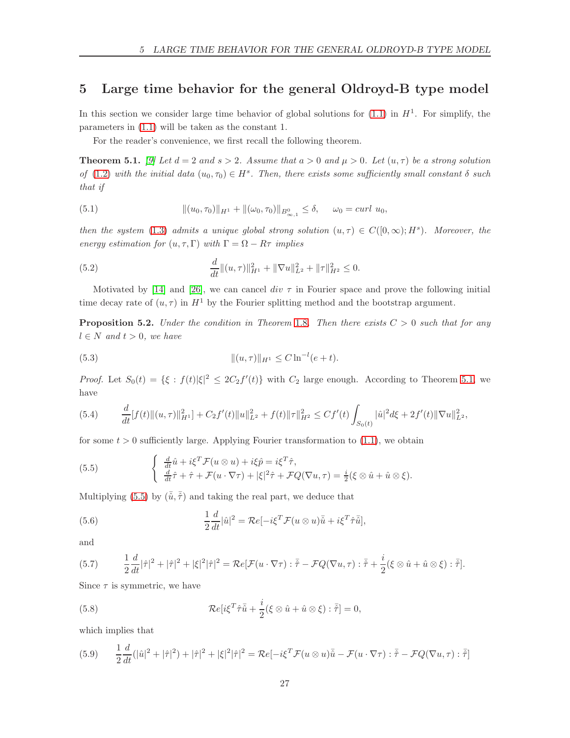## 5 Large time behavior for the general Oldroyd-B type model

In this section we consider large time behavior of global solutions for (1.1) in $H^1$. For simplify, the parameters in (1.1) will be taken as the constant 1.

For the reader's convenience, we first recall the following theorem.

**Theorem 5.1.** *[9] Let $d = 2$ and $s > 2$. Assume that $a > 0$ and $\mu > 0$. Let $(u, \tau)$ be a strong solution of (1.2) with the initial data $(u_0, \tau_0) \in H^s$. Then, there exists some sufficiently small constant $\delta$ such that if*

$$\|(u_0, \tau_0)\|_{H^1} + \|(\omega_0, \tau_0)\|_{B^0_{\infty,1}} \leq \delta, \quad \omega_0 = curl\ u_0, \tag{5.1}$$

*then the system (1.3) admits a unique global strong solution $(u, \tau) \in C([0, \infty); H^s)$. Moreover, the energy estimation for $(u, \tau, \Gamma)$ with $\Gamma = \Omega - R\tau$ implies*

$$\frac{d}{dt}\|(u, \tau)\|^2_{H^1} + \|\nabla u\|^2_{L^2} + \|\tau\|^2_{H^2} \leq 0. \tag{5.2}$$

Motivated by [14] and [26], we can cancel $div\ \tau$ in Fourier space and prove the following initial time decay rate of $(u, \tau)$ in $H^1$ by the Fourier splitting method and the bootstrap argument.

**Proposition 5.2.** *Under the condition in Theorem 1.8. Then there exists $C > 0$ such that for any $l \in N$ and $t > 0$, we have*

$$\|(u, \tau)\|_{H^1} \leq C \ln^{-l}(e + t). \tag{5.3}$$

*Proof.* Let $S_0(t) = \{\xi : f(t)|\xi|^2 \leq 2C_2 f'(t)\}$ with $C_2$ large enough. According to Theorem 5.1, we have

$$\frac{d}{dt}[f(t)\|(u, \tau)\|^2_{H^1}] + C_2 f'(t)\|u\|^2_{L^2} + f(t)\|\tau\|^2_{H^2} \leq Cf'(t)\int_{S_0(t)} |\hat{u}|^2 d\xi + 2f'(t)\|\nabla u\|^2_{L^2}, \tag{5.4}$$

for some $t > 0$ sufficiently large. Applying Fourier transformation to (1.1), we obtain

$$\begin{cases} \frac{d}{dt}\hat{u} + i\xi^T \mathcal{F}(u \otimes u) + i\xi\hat{p} = i\xi^T \hat{\tau}, \\ \frac{d}{dt}\hat{\tau} + \hat{\tau} + \mathcal{F}(u \cdot \nabla\tau) + |\xi|^2\hat{\tau} + \mathcal{F}Q(\nabla u, \tau) = \frac{i}{2}(\xi \otimes \hat{u} + \hat{u} \otimes \xi). \end{cases} \tag{5.5}$$

Multiplying (5.5) by $(\bar{\hat{u}}, \bar{\hat{\tau}})$ and taking the real part, we deduce that

$$\frac{1}{2}\frac{d}{dt}|\hat{u}|^2 = \mathcal{R}e[-i\xi^T \mathcal{F}(u \otimes u)\bar{\hat{u}} + i\xi^T \hat{\tau}\bar{\hat{u}}], \tag{5.6}$$

and

$$\frac{1}{2}\frac{d}{dt}|\hat{\tau}|^2 + |\hat{\tau}|^2 + |\xi|^2|\hat{\tau}|^2 = \mathcal{R}e[\mathcal{F}(u \cdot \nabla\tau) : \bar{\hat{\tau}} - \mathcal{F}Q(\nabla u, \tau) : \bar{\hat{\tau}} + \frac{i}{2}(\xi \otimes \hat{u} + \hat{u} \otimes \xi) : \bar{\hat{\tau}}]. \tag{5.7}$$

Since $\tau$ is symmetric, we have

$$\mathcal{R}e[i\xi^T \hat{\tau}\bar{\hat{u}} + \frac{i}{2}(\xi \otimes \hat{u} + \hat{u} \otimes \xi) : \bar{\hat{\tau}}] = 0, \tag{5.8}$$

which implies that

$$\frac{1}{2}\frac{d}{dt}(|\hat{u}|^2 + |\hat{\tau}|^2) + |\hat{\tau}|^2 + |\xi|^2|\hat{\tau}|^2 = \mathcal{R}e[-i\xi^T \mathcal{F}(u \otimes u)\bar{\hat{u}} - \mathcal{F}(u \cdot \nabla\tau) : \bar{\hat{\tau}} - \mathcal{F}Q(\nabla u, \tau) : \bar{\hat{\tau}}] \tag{5.9}$$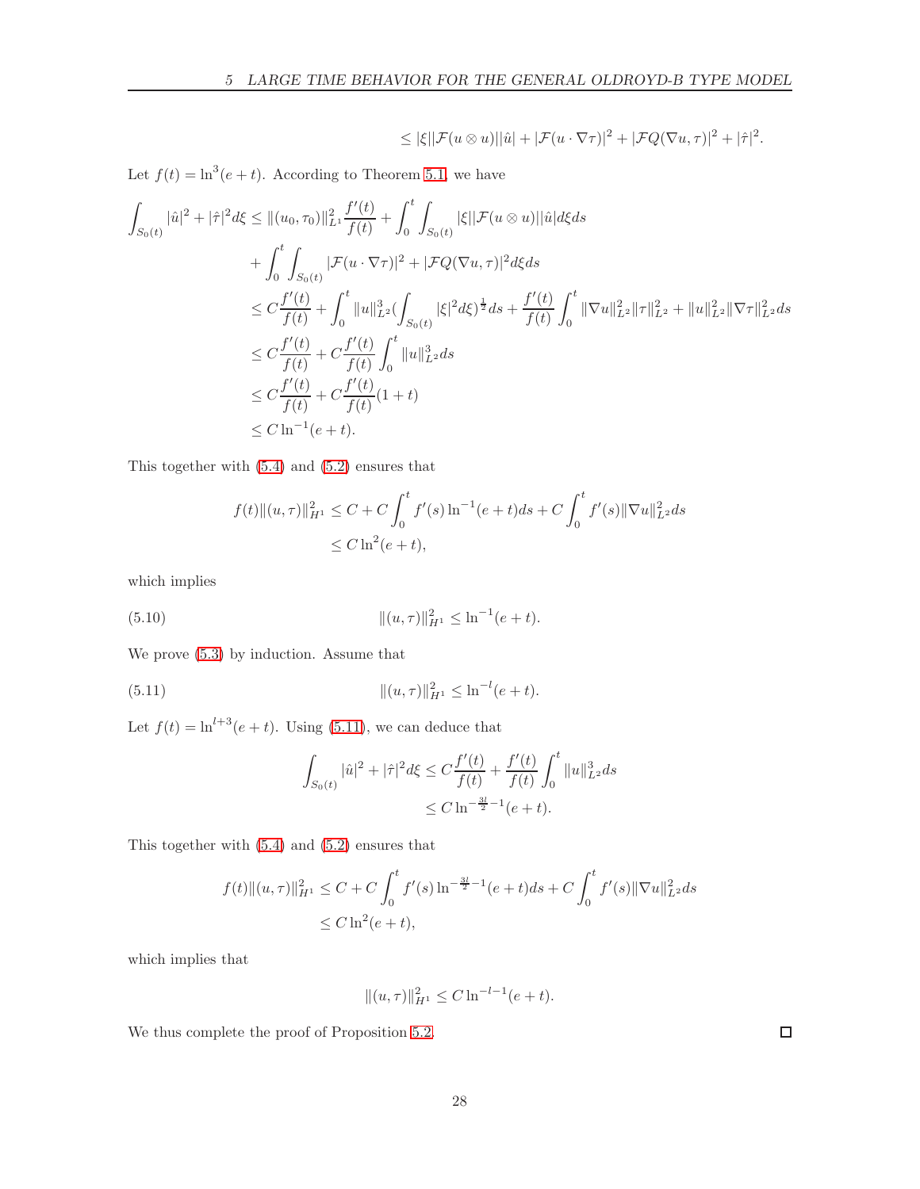$$\leq |\xi||\mathcal{F}(u\otimes u)||\hat{u}| + |\mathcal{F}(u\cdot\nabla\tau)|^2 + |\mathcal{F}Q(\nabla u,\tau)|^2 + |\hat{\tau}|^2.$$

Let $f(t) = \ln^3(e+t)$. According to Theorem 5.1, we have

$$\begin{aligned}
\int_{S_0(t)} |\hat{u}|^2 + |\hat{\tau}|^2 d\xi &\leq \|(u_0,\tau_0)\|_{L^1}^2 \frac{f'(t)}{f(t)} + \int_0^t \int_{S_0(t)} |\xi||\mathcal{F}(u\otimes u)||\hat{u}| d\xi ds \\
&\quad + \int_0^t \int_{S_0(t)} |\mathcal{F}(u\cdot\nabla\tau)|^2 + |\mathcal{F}Q(\nabla u,\tau)|^2 d\xi ds \\
&\leq C\frac{f'(t)}{f(t)} + \int_0^t \|u\|_{L^2}^3 \Big(\int_{S_0(t)} |\xi|^2 d\xi\Big)^{\frac{1}{2}} ds + \frac{f'(t)}{f(t)} \int_0^t \|\nabla u\|_{L^2}^2 \|\tau\|_{L^2}^2 + \|u\|_{L^2}^2 \|\nabla\tau\|_{L^2}^2 ds \\
&\leq C\frac{f'(t)}{f(t)} + C\frac{f'(t)}{f(t)} \int_0^t \|u\|_{L^2}^3 ds \\
&\leq C\frac{f'(t)}{f(t)} + C\frac{f'(t)}{f(t)}(1+t) \\
&\leq C\ln^{-1}(e+t).
\end{aligned}$$

This together with (5.4) and (5.2) ensures that

$$\begin{aligned}
f(t)\|(u,\tau)\|_{H^1}^2 &\leq C + C\int_0^t f'(s)\ln^{-1}(e+t)ds + C\int_0^t f'(s)\|\nabla u\|_{L^2}^2 ds \\
&\leq C\ln^2(e+t),
\end{aligned}$$

which implies

$$\|(u,\tau)\|_{H^1}^2 \leq \ln^{-1}(e+t). \tag{5.10}$$

We prove (5.3) by induction. Assume that

$$\|(u,\tau)\|_{H^1}^2 \leq \ln^{-l}(e+t). \tag{5.11}$$

Let $f(t) = \ln^{l+3}(e+t)$. Using (5.11), we can deduce that

$$\begin{aligned}
\int_{S_0(t)} |\hat{u}|^2 + |\hat{\tau}|^2 d\xi &\leq C\frac{f'(t)}{f(t)} + \frac{f'(t)}{f(t)}\int_0^t \|u\|_{L^2}^3 ds \\
&\leq C\ln^{-\frac{3l}{2}-1}(e+t).
\end{aligned}$$

This together with (5.4) and (5.2) ensures that

$$\begin{aligned}
f(t)\|(u,\tau)\|_{H^1}^2 &\leq C + C\int_0^t f'(s)\ln^{-\frac{3l}{2}-1}(e+t)ds + C\int_0^t f'(s)\|\nabla u\|_{L^2}^2 ds \\
&\leq C\ln^2(e+t),
\end{aligned}$$

which implies that

$$\|(u,\tau)\|_{H^1}^2 \leq C\ln^{-l-1}(e+t).$$

We thus complete the proof of Proposition 5.2. □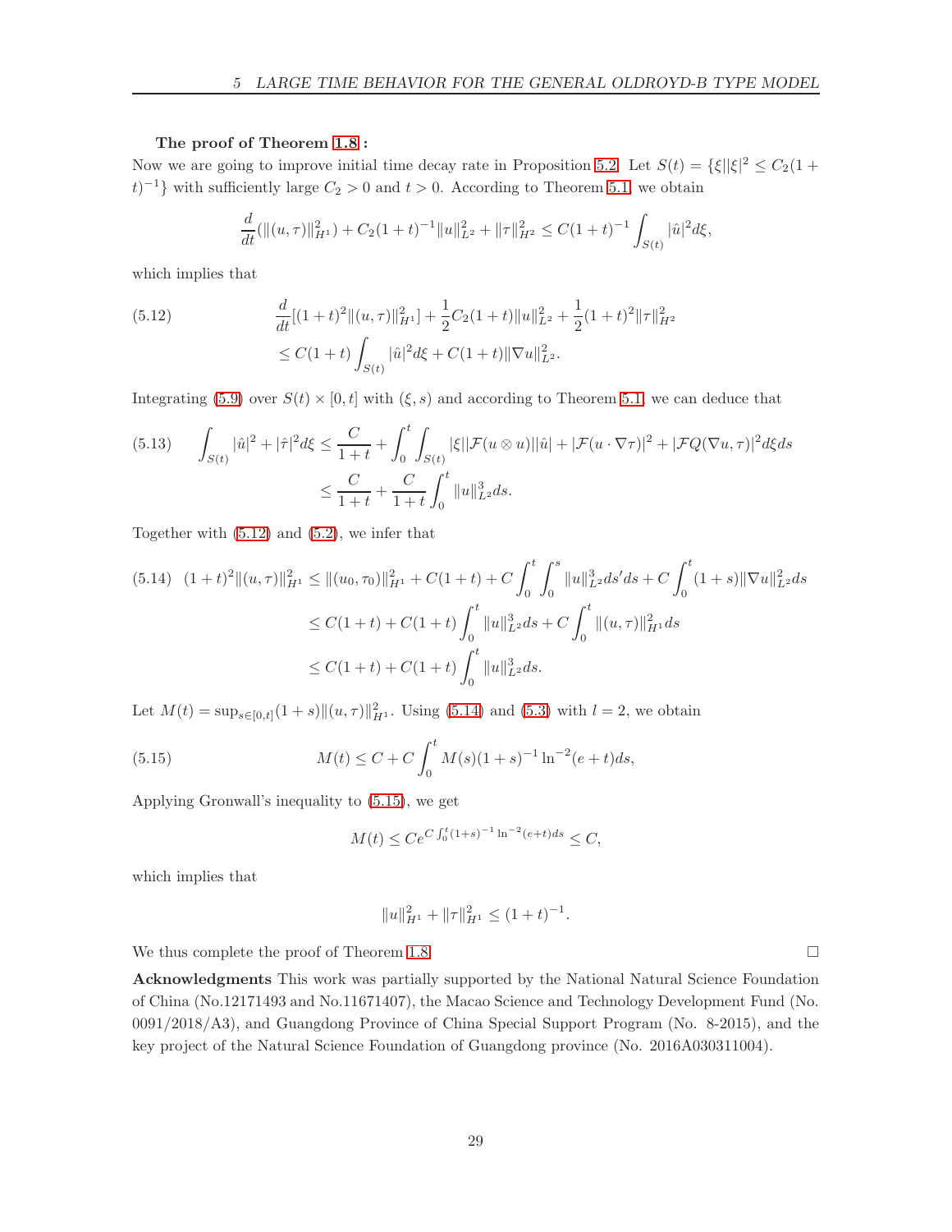**The proof of Theorem 1.8 :**
Now we are going to improve initial time decay rate in Proposition 5.2. Let $S(t) = \{\xi||\xi|^2 \leq C_2(1+t)^{-1}\}$ with sufficiently large $C_2 > 0$ and $t > 0$. According to Theorem 5.1, we obtain

$$\frac{d}{dt}(\|(u,\tau)\|_{H^1}^2) + C_2(1+t)^{-1}\|u\|_{L^2}^2 + \|\tau\|_{H^2}^2 \leq C(1+t)^{-1}\int_{S(t)}|\hat{u}|^2 d\xi,$$

which implies that

$$\begin{aligned}\frac{d}{dt}[(1+t)^2\|(u,\tau)\|_{H^1}^2] &+ \frac{1}{2}C_2(1+t)\|u\|_{L^2}^2 + \frac{1}{2}(1+t)^2\|\tau\|_{H^2}^2 \\ &\leq C(1+t)\int_{S(t)}|\hat{u}|^2 d\xi + C(1+t)\|\nabla u\|_{L^2}^2.\end{aligned} \tag{5.12}$$

Integrating (5.9) over $S(t)\times[0,t]$ with $(\xi, s)$ and according to Theorem 5.1, we can deduce that

$$\begin{aligned}\int_{S(t)}|\hat{u}|^2 + |\hat{\tau}|^2 d\xi &\leq \frac{C}{1+t} + \int_0^t\int_{S(t)}|\xi||\mathcal{F}(u\otimes u)||\hat{u}| + |\mathcal{F}(u\cdot\nabla\tau)|^2 + |\mathcal{F}Q(\nabla u,\tau)|^2 d\xi ds \\ &\leq \frac{C}{1+t} + \frac{C}{1+t}\int_0^t\|u\|_{L^2}^3 ds.\end{aligned} \tag{5.13}$$

Together with (5.12) and (5.2), we infer that

$$\begin{aligned}(1+t)^2\|(u,\tau)\|_{H^1}^2 &\leq \|(u_0,\tau_0)\|_{H^1}^2 + C(1+t) + C\int_0^t\int_0^s\|u\|_{L^2}^3 ds' ds + C\int_0^t(1+s)\|\nabla u\|_{L^2}^2 ds \\ &\leq C(1+t) + C(1+t)\int_0^t\|u\|_{L^2}^3 ds + C\int_0^t\|(u,\tau)\|_{H^1}^2 ds \\ &\leq C(1+t) + C(1+t)\int_0^t\|u\|_{L^2}^3 ds.\end{aligned} \tag{5.14}$$

Let $M(t) = \sup_{s\in[0,t]}(1+s)\|(u,\tau)\|_{H^1}^2$. Using (5.14) and (5.3) with $l=2$, we obtain

$$M(t) \leq C + C\int_0^t M(s)(1+s)^{-1}\ln^{-2}(e+t)ds, \tag{5.15}$$

Applying Gronwall's inequality to (5.15), we get

$$M(t) \leq Ce^{C\int_0^t(1+s)^{-1}\ln^{-2}(e+t)ds} \leq C,$$

which implies that

$$\|u\|_{H^1}^2 + \|\tau\|_{H^1}^2 \leq (1+t)^{-1}.$$

We thus complete the proof of Theorem 1.8. □

**Acknowledgments** This work was partially supported by the National Natural Science Foundation of China (No.12171493 and No.11671407), the Macao Science and Technology Development Fund (No. 0091/2018/A3), and Guangdong Province of China Special Support Program (No. 8-2015), and the key project of the Natural Science Foundation of Guangdong province (No. 2016A030311004).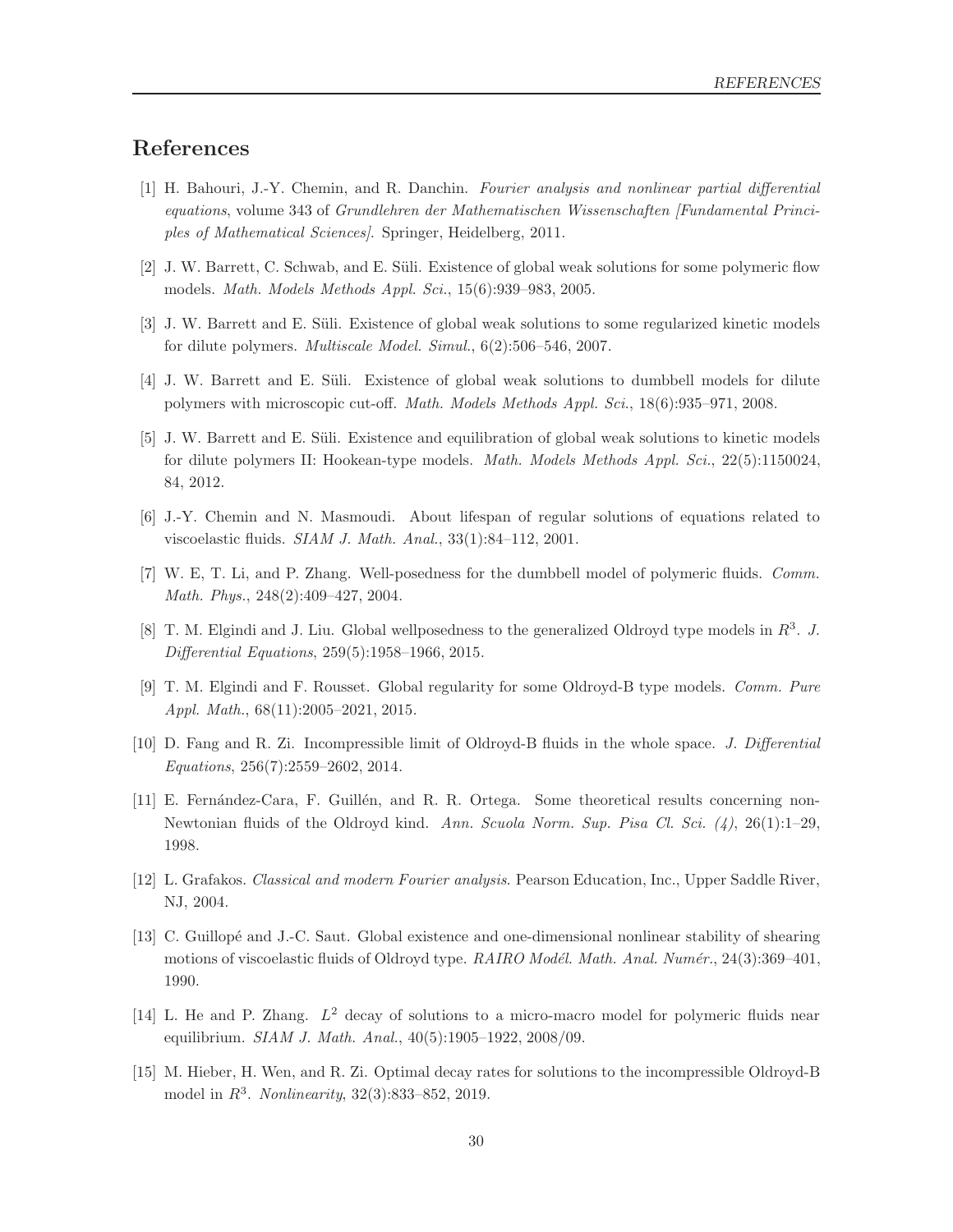## References

[1] H. Bahouri, J.-Y. Chemin, and R. Danchin. *Fourier analysis and nonlinear partial differential equations*, volume 343 of *Grundlehren der Mathematischen Wissenschaften [Fundamental Principles of Mathematical Sciences]*. Springer, Heidelberg, 2011.

[2] J. W. Barrett, C. Schwab, and E. Süli. Existence of global weak solutions for some polymeric flow models. *Math. Models Methods Appl. Sci.*, 15(6):939–983, 2005.

[3] J. W. Barrett and E. Süli. Existence of global weak solutions to some regularized kinetic models for dilute polymers. *Multiscale Model. Simul.*, 6(2):506–546, 2007.

[4] J. W. Barrett and E. Süli. Existence of global weak solutions to dumbbell models for dilute polymers with microscopic cut-off. *Math. Models Methods Appl. Sci.*, 18(6):935–971, 2008.

[5] J. W. Barrett and E. Süli. Existence and equilibration of global weak solutions to kinetic models for dilute polymers II: Hookean-type models. *Math. Models Methods Appl. Sci.*, 22(5):1150024, 84, 2012.

[6] J.-Y. Chemin and N. Masmoudi. About lifespan of regular solutions of equations related to viscoelastic fluids. *SIAM J. Math. Anal.*, 33(1):84–112, 2001.

[7] W. E, T. Li, and P. Zhang. Well-posedness for the dumbbell model of polymeric fluids. *Comm. Math. Phys.*, 248(2):409–427, 2004.

[8] T. M. Elgindi and J. Liu. Global wellposedness to the generalized Oldroyd type models in $R^3$. *J. Differential Equations*, 259(5):1958–1966, 2015.

[9] T. M. Elgindi and F. Rousset. Global regularity for some Oldroyd-B type models. *Comm. Pure Appl. Math.*, 68(11):2005–2021, 2015.

[10] D. Fang and R. Zi. Incompressible limit of Oldroyd-B fluids in the whole space. *J. Differential Equations*, 256(7):2559–2602, 2014.

[11] E. Fernández-Cara, F. Guillén, and R. R. Ortega. Some theoretical results concerning non-Newtonian fluids of the Oldroyd kind. *Ann. Scuola Norm. Sup. Pisa Cl. Sci. (4)*, 26(1):1–29, 1998.

[12] L. Grafakos. *Classical and modern Fourier analysis*. Pearson Education, Inc., Upper Saddle River, NJ, 2004.

[13] C. Guillopé and J.-C. Saut. Global existence and one-dimensional nonlinear stability of shearing motions of viscoelastic fluids of Oldroyd type. *RAIRO Modél. Math. Anal. Numér.*, 24(3):369–401, 1990.

[14] L. He and P. Zhang. $L^2$ decay of solutions to a micro-macro model for polymeric fluids near equilibrium. *SIAM J. Math. Anal.*, 40(5):1905–1922, 2008/09.

[15] M. Hieber, H. Wen, and R. Zi. Optimal decay rates for solutions to the incompressible Oldroyd-B model in $R^3$. *Nonlinearity*, 32(3):833–852, 2019.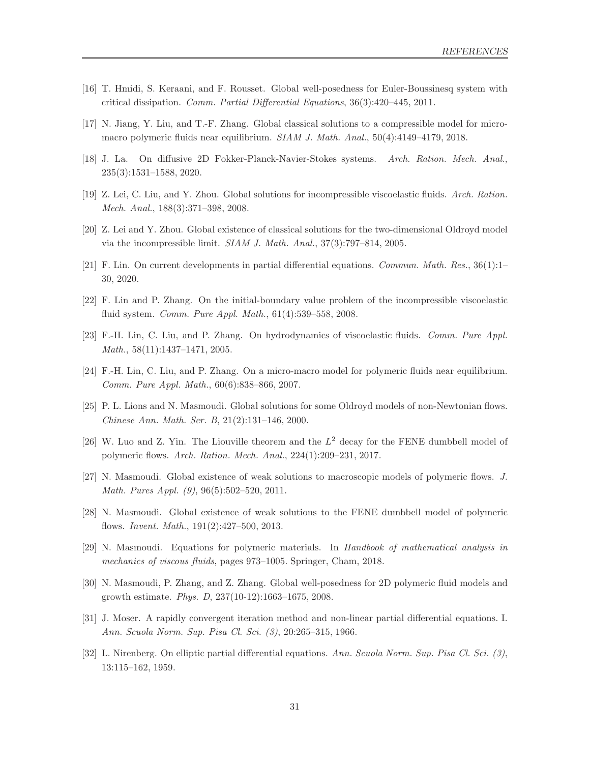[16] T. Hmidi, S. Keraani, and F. Rousset. Global well-posedness for Euler-Boussinesq system with critical dissipation. *Comm. Partial Differential Equations*, 36(3):420–445, 2011.

[17] N. Jiang, Y. Liu, and T.-F. Zhang. Global classical solutions to a compressible model for micro-macro polymeric fluids near equilibrium. *SIAM J. Math. Anal.*, 50(4):4149–4179, 2018.

[18] J. La. On diffusive 2D Fokker-Planck-Navier-Stokes systems. *Arch. Ration. Mech. Anal.*, 235(3):1531–1588, 2020.

[19] Z. Lei, C. Liu, and Y. Zhou. Global solutions for incompressible viscoelastic fluids. *Arch. Ration. Mech. Anal.*, 188(3):371–398, 2008.

[20] Z. Lei and Y. Zhou. Global existence of classical solutions for the two-dimensional Oldroyd model via the incompressible limit. *SIAM J. Math. Anal.*, 37(3):797–814, 2005.

[21] F. Lin. On current developments in partial differential equations. *Commun. Math. Res.*, 36(1):1–30, 2020.

[22] F. Lin and P. Zhang. On the initial-boundary value problem of the incompressible viscoelastic fluid system. *Comm. Pure Appl. Math.*, 61(4):539–558, 2008.

[23] F.-H. Lin, C. Liu, and P. Zhang. On hydrodynamics of viscoelastic fluids. *Comm. Pure Appl. Math.*, 58(11):1437–1471, 2005.

[24] F.-H. Lin, C. Liu, and P. Zhang. On a micro-macro model for polymeric fluids near equilibrium. *Comm. Pure Appl. Math.*, 60(6):838–866, 2007.

[25] P. L. Lions and N. Masmoudi. Global solutions for some Oldroyd models of non-Newtonian flows. *Chinese Ann. Math. Ser. B*, 21(2):131–146, 2000.

[26] W. Luo and Z. Yin. The Liouville theorem and the $L^2$ decay for the FENE dumbbell model of polymeric flows. *Arch. Ration. Mech. Anal.*, 224(1):209–231, 2017.

[27] N. Masmoudi. Global existence of weak solutions to macroscopic models of polymeric flows. *J. Math. Pures Appl. (9)*, 96(5):502–520, 2011.

[28] N. Masmoudi. Global existence of weak solutions to the FENE dumbbell model of polymeric flows. *Invent. Math.*, 191(2):427–500, 2013.

[29] N. Masmoudi. Equations for polymeric materials. In *Handbook of mathematical analysis in mechanics of viscous fluids*, pages 973–1005. Springer, Cham, 2018.

[30] N. Masmoudi, P. Zhang, and Z. Zhang. Global well-posedness for 2D polymeric fluid models and growth estimate. *Phys. D*, 237(10-12):1663–1675, 2008.

[31] J. Moser. A rapidly convergent iteration method and non-linear partial differential equations. I. *Ann. Scuola Norm. Sup. Pisa Cl. Sci. (3)*, 20:265–315, 1966.

[32] L. Nirenberg. On elliptic partial differential equations. *Ann. Scuola Norm. Sup. Pisa Cl. Sci. (3)*, 13:115–162, 1959.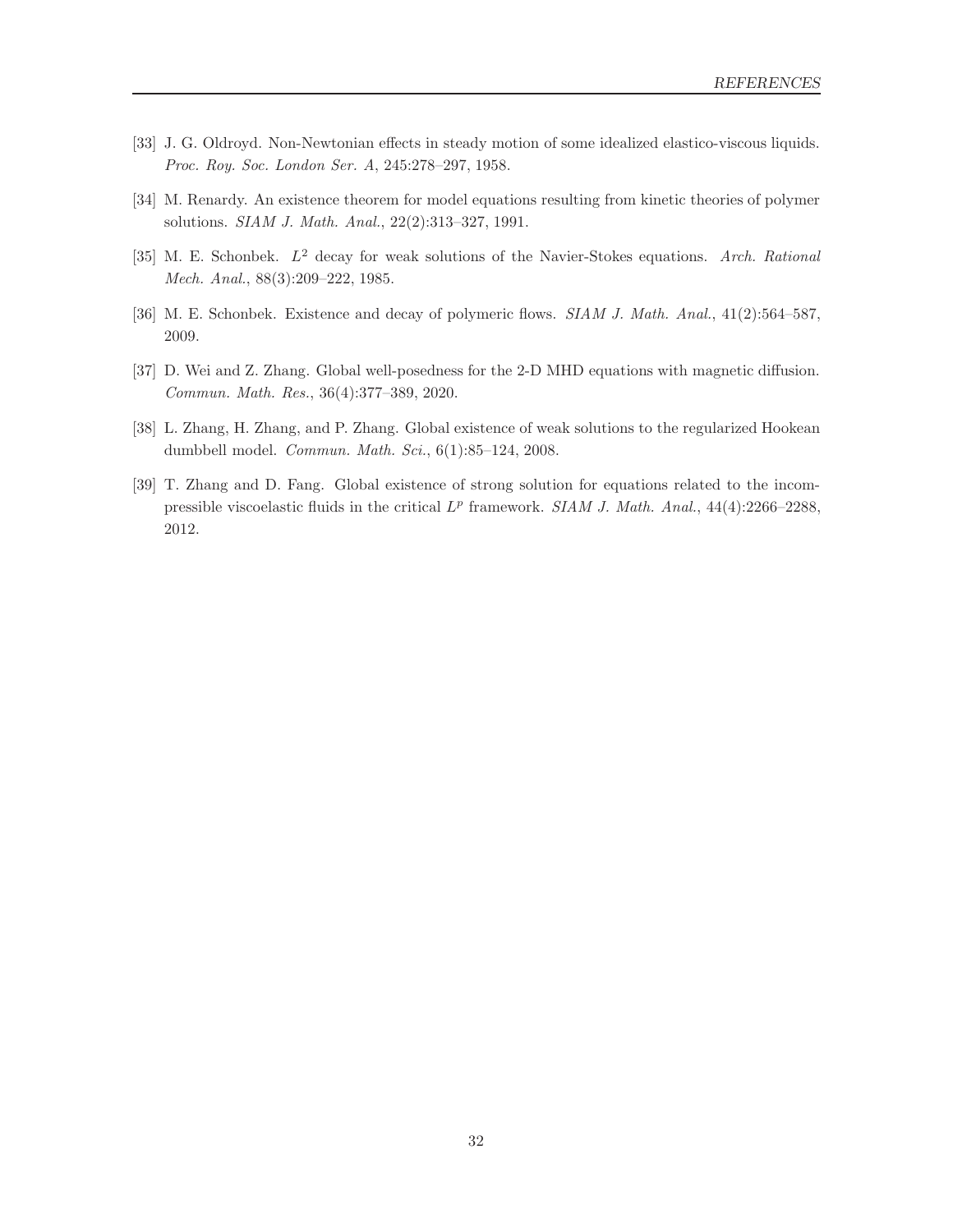[33] J. G. Oldroyd. Non-Newtonian effects in steady motion of some idealized elastico-viscous liquids. *Proc. Roy. Soc. London Ser. A*, 245:278–297, 1958.

[34] M. Renardy. An existence theorem for model equations resulting from kinetic theories of polymer solutions. *SIAM J. Math. Anal.*, 22(2):313–327, 1991.

[35] M. E. Schonbek. $L^2$ decay for weak solutions of the Navier-Stokes equations. *Arch. Rational Mech. Anal.*, 88(3):209–222, 1985.

[36] M. E. Schonbek. Existence and decay of polymeric flows. *SIAM J. Math. Anal.*, 41(2):564–587, 2009.

[37] D. Wei and Z. Zhang. Global well-posedness for the 2-D MHD equations with magnetic diffusion. *Commun. Math. Res.*, 36(4):377–389, 2020.

[38] L. Zhang, H. Zhang, and P. Zhang. Global existence of weak solutions to the regularized Hookean dumbbell model. *Commun. Math. Sci.*, 6(1):85–124, 2008.

[39] T. Zhang and D. Fang. Global existence of strong solution for equations related to the incompressible viscoelastic fluids in the critical $L^p$ framework. *SIAM J. Math. Anal.*, 44(4):2266–2288, 2012.